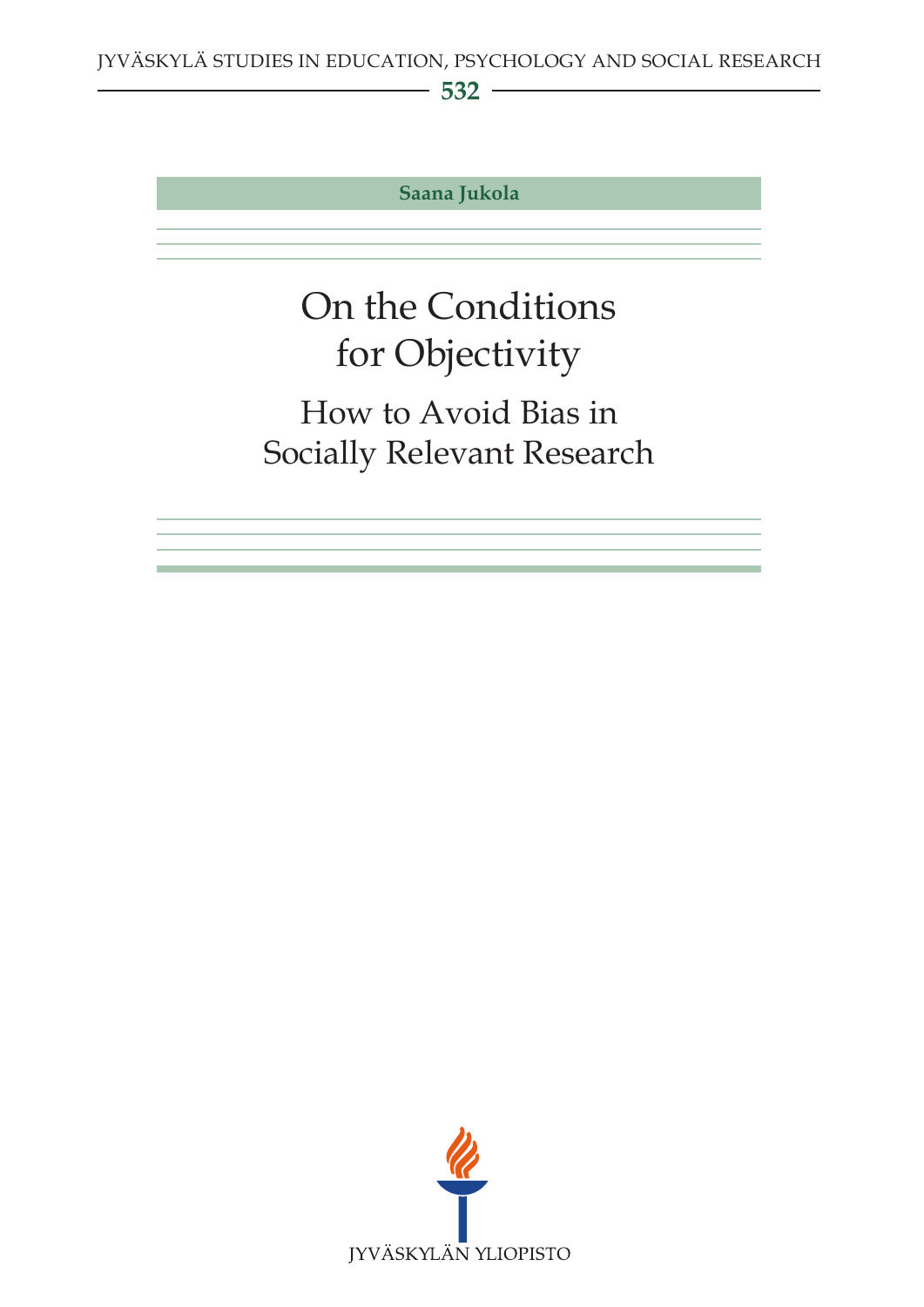JYVÄSKYLÄ STUDIES IN EDUCATION, PSYCHOLOGY AND SOCIAL RESEARCH

**532**

**Saana Jukola**

# On the Conditions for Objectivity

## How to Avoid Bias in Socially Relevant Research

JYVÄSKYLÄN YLIOPISTO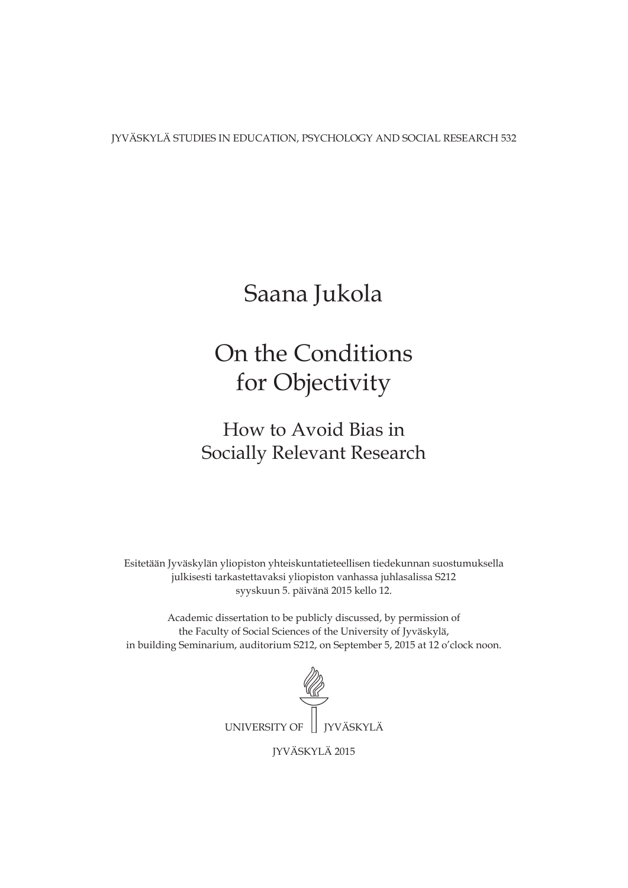JYVÄSKYLÄ STUDIES IN EDUCATION, PSYCHOLOGY AND SOCIAL RESEARCH 532

# Saana Jukola

# On the Conditions for Objectivity

## How to Avoid Bias in Socially Relevant Research

Esitetään Jyväskylän yliopiston yhteiskuntatieteellisen tiedekunnan suostumuksella julkisesti tarkastettavaksi yliopiston vanhassa juhlasalissa S212 syyskuun 5. päivänä 2015 kello 12.

Academic dissertation to be publicly discussed, by permission of the Faculty of Social Sciences of the University of Jyväskylä, in building Seminarium, auditorium S212, on September 5, 2015 at 12 o'clock noon.

UNIVERSITY OF JYVÄSKYLÄ

JYVÄSKYLÄ 2015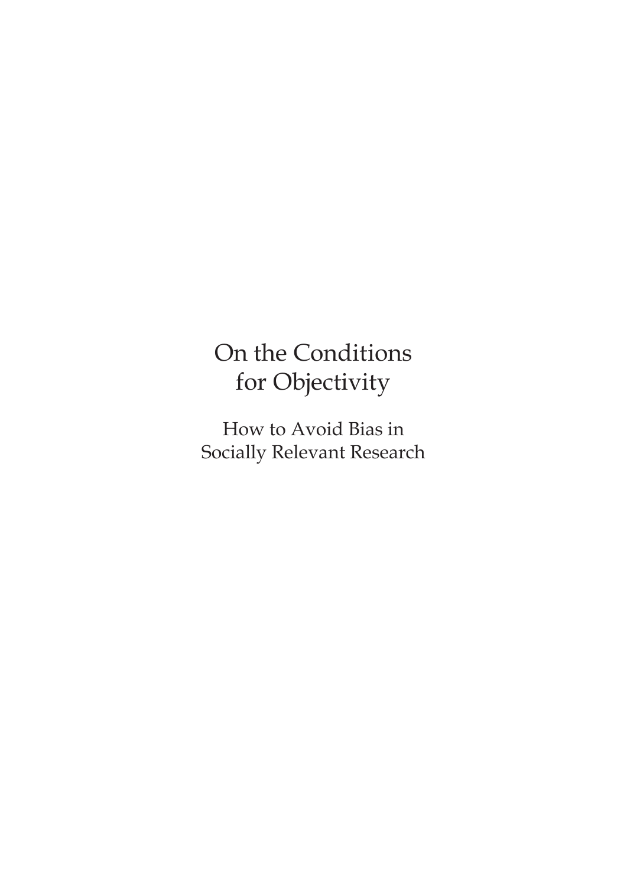# On the Conditions for Objectivity

## How to Avoid Bias in Socially Relevant Research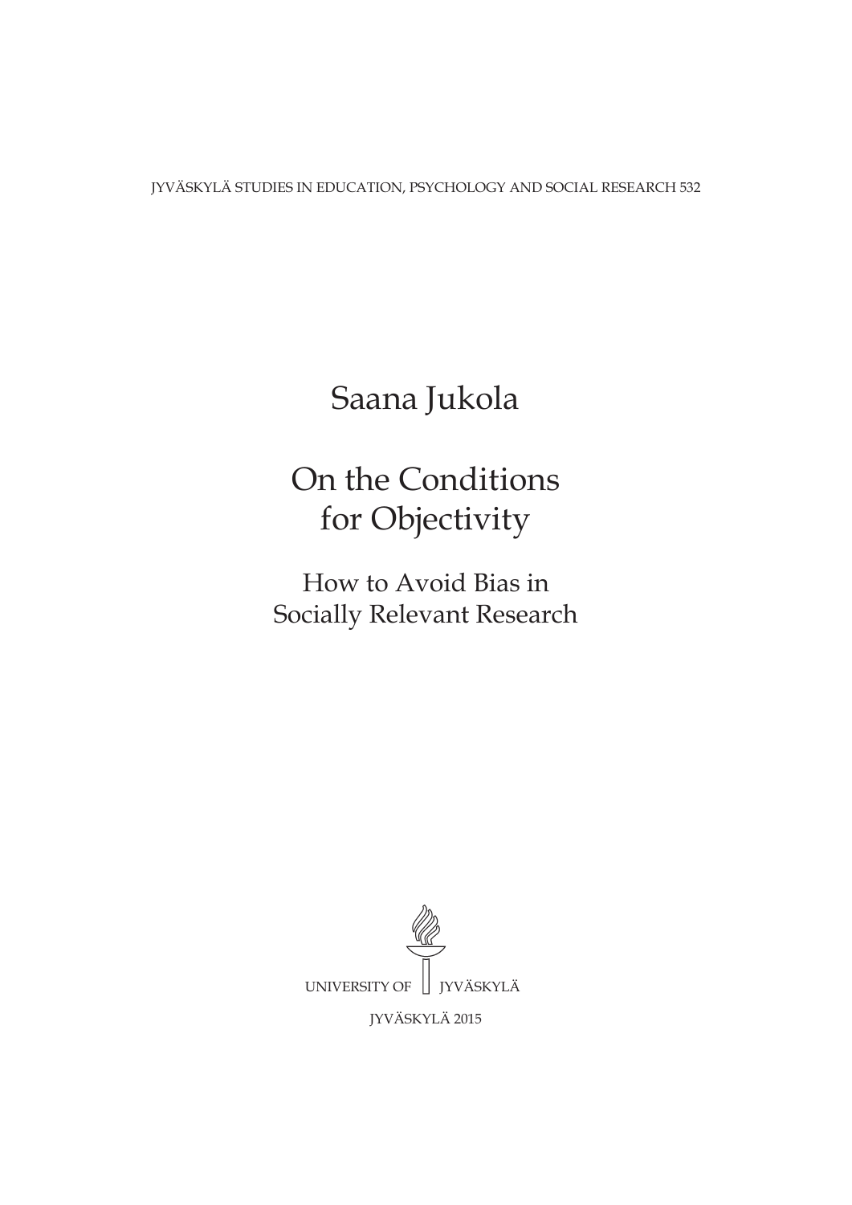JYVÄSKYLÄ STUDIES IN EDUCATION, PSYCHOLOGY AND SOCIAL RESEARCH 532

# Saana Jukola

# On the Conditions for Objectivity

## How to Avoid Bias in Socially Relevant Research

UNIVERSITY OF JYVÄSKYLÄ

JYVÄSKYLÄ 2015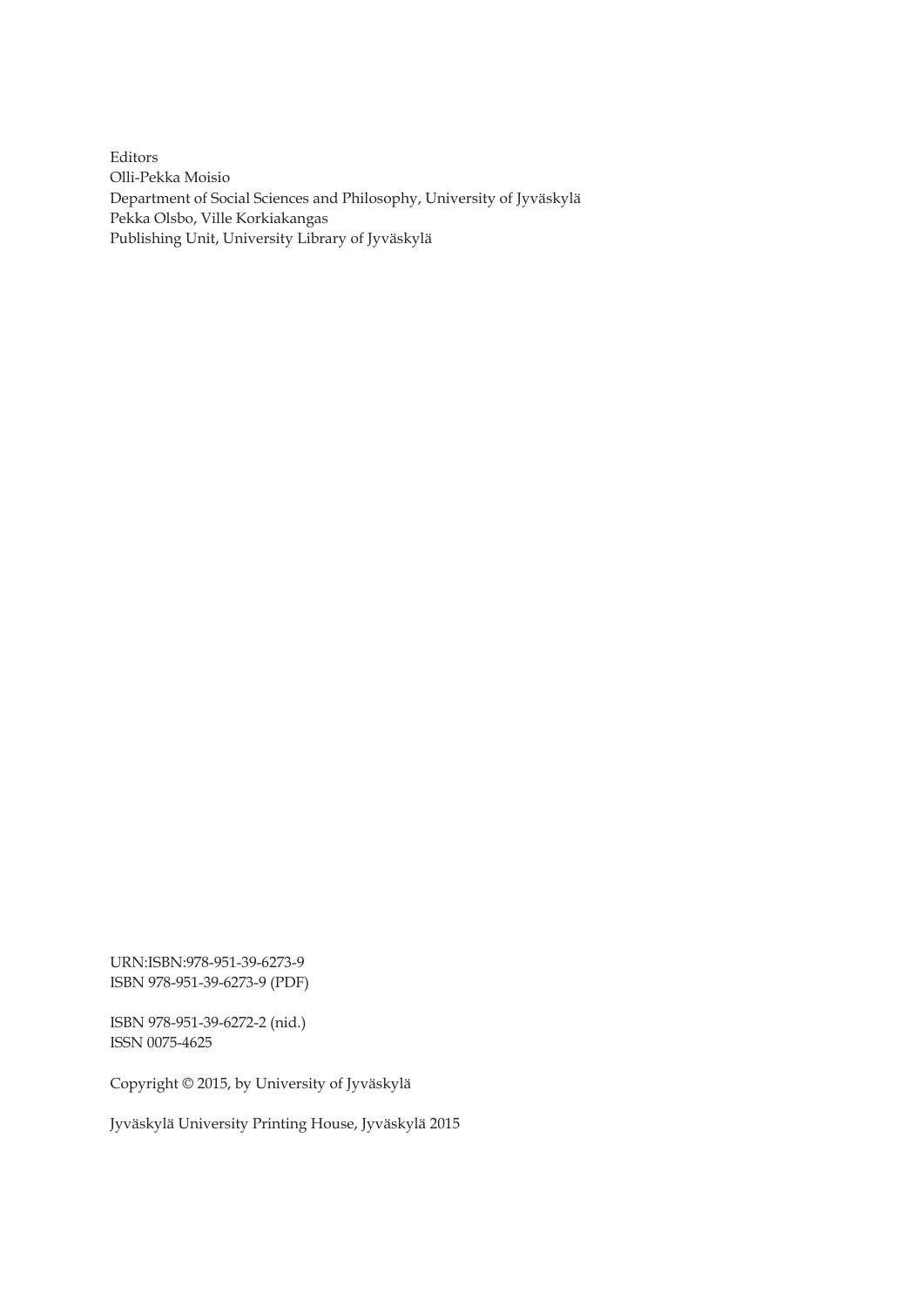Editors
Olli-Pekka Moisio
Department of Social Sciences and Philosophy, University of Jyväskylä
Pekka Olsbo, Ville Korkiakangas
Publishing Unit, University Library of Jyväskylä

URN:ISBN:978-951-39-6273-9
ISBN 978-951-39-6273-9 (PDF)

ISBN 978-951-39-6272-2 (nid.)
ISSN 0075-4625

Copyright © 2015, by University of Jyväskylä

Jyväskylä University Printing House, Jyväskylä 2015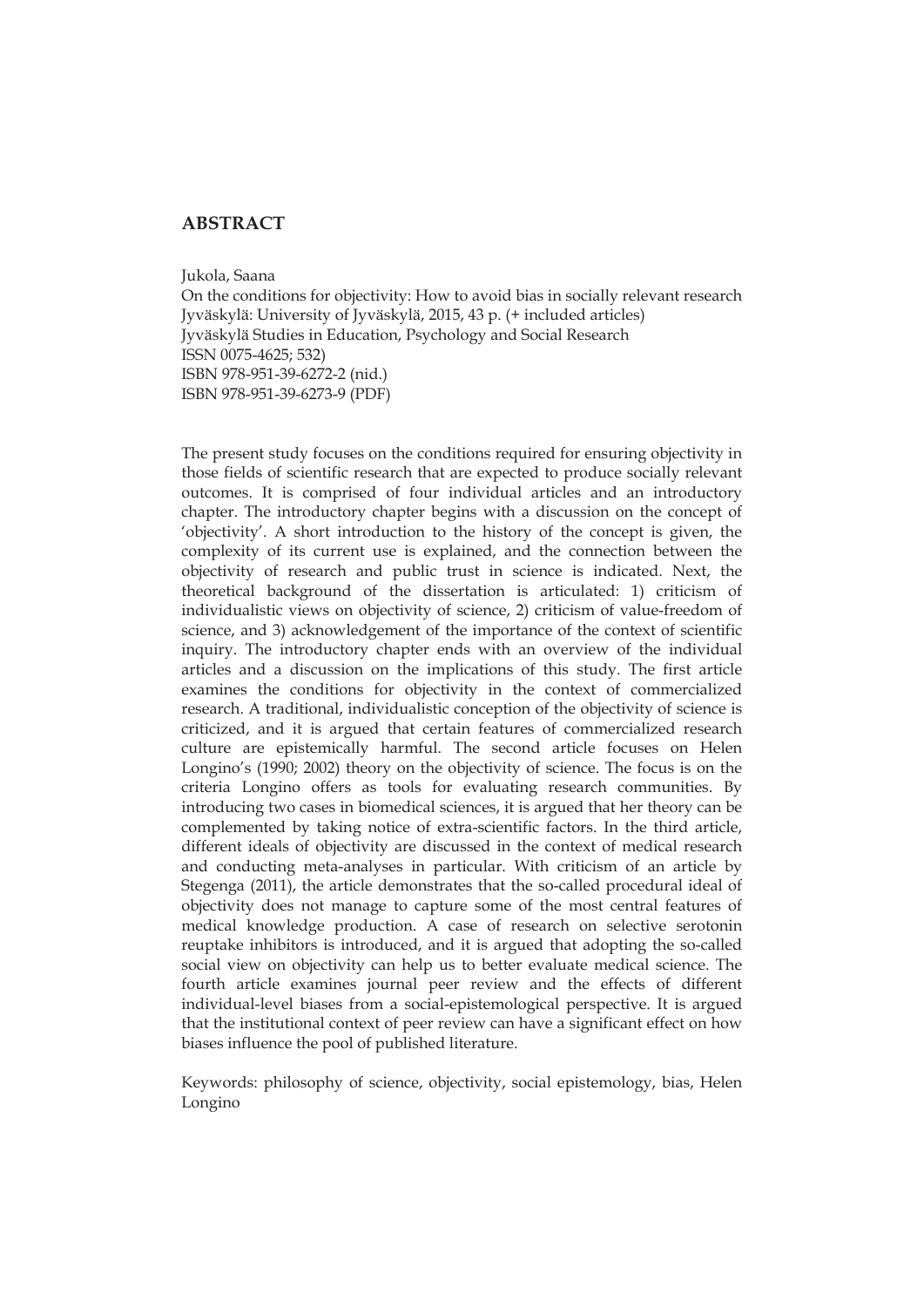## ABSTRACT

Jukola, Saana
On the conditions for objectivity: How to avoid bias in socially relevant research
Jyväskylä: University of Jyväskylä, 2015, 43 p. (+ included articles)
Jyväskylä Studies in Education, Psychology and Social Research
ISSN 0075-4625; 532)
ISBN 978-951-39-6272-2 (nid.)
ISBN 978-951-39-6273-9 (PDF)

The present study focuses on the conditions required for ensuring objectivity in those fields of scientific research that are expected to produce socially relevant outcomes. It is comprised of four individual articles and an introductory chapter. The introductory chapter begins with a discussion on the concept of 'objectivity'. A short introduction to the history of the concept is given, the complexity of its current use is explained, and the connection between the objectivity of research and public trust in science is indicated. Next, the theoretical background of the dissertation is articulated: 1) criticism of individualistic views on objectivity of science, 2) criticism of value-freedom of science, and 3) acknowledgement of the importance of the context of scientific inquiry. The introductory chapter ends with an overview of the individual articles and a discussion on the implications of this study. The first article examines the conditions for objectivity in the context of commercialized research. A traditional, individualistic conception of the objectivity of science is criticized, and it is argued that certain features of commercialized research culture are epistemically harmful. The second article focuses on Helen Longino's (1990; 2002) theory on the objectivity of science. The focus is on the criteria Longino offers as tools for evaluating research communities. By introducing two cases in biomedical sciences, it is argued that her theory can be complemented by taking notice of extra-scientific factors. In the third article, different ideals of objectivity are discussed in the context of medical research and conducting meta-analyses in particular. With criticism of an article by Stegenga (2011), the article demonstrates that the so-called procedural ideal of objectivity does not manage to capture some of the most central features of medical knowledge production. A case of research on selective serotonin reuptake inhibitors is introduced, and it is argued that adopting the so-called social view on objectivity can help us to better evaluate medical science. The fourth article examines journal peer review and the effects of different individual-level biases from a social-epistemological perspective. It is argued that the institutional context of peer review can have a significant effect on how biases influence the pool of published literature.

Keywords: philosophy of science, objectivity, social epistemology, bias, Helen Longino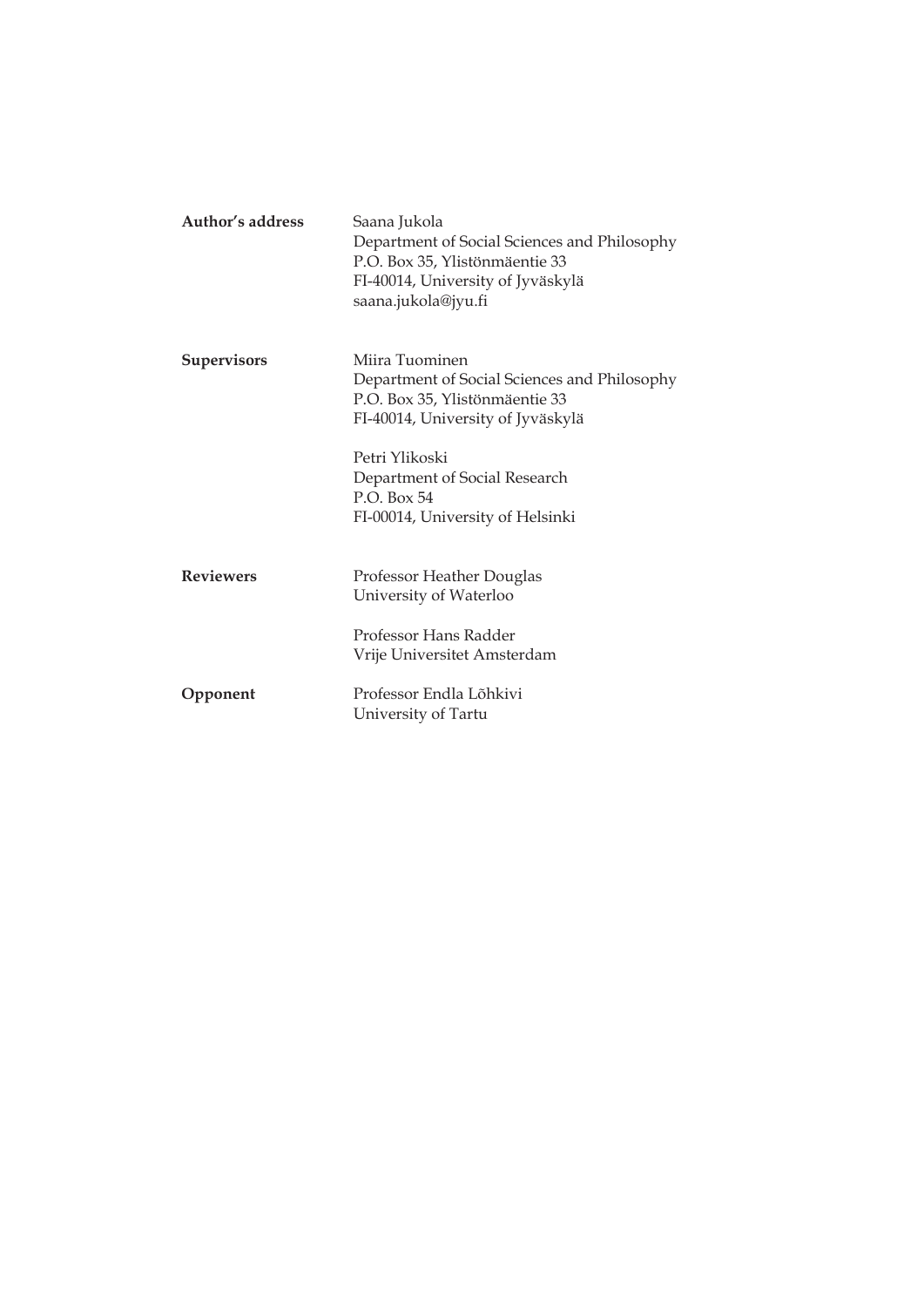**Author's address**
Saana Jukola
Department of Social Sciences and Philosophy
P.O. Box 35, Ylistönmäentie 33
FI-40014, University of Jyväskylä
saana.jukola@jyu.fi

**Supervisors**
Miira Tuominen
Department of Social Sciences and Philosophy
P.O. Box 35, Ylistönmäentie 33
FI-40014, University of Jyväskylä

Petri Ylikoski
Department of Social Research
P.O. Box 54
FI-00014, University of Helsinki

**Reviewers**
Professor Heather Douglas
University of Waterloo

Professor Hans Radder
Vrije Universitet Amsterdam

**Opponent**
Professor Endla Lõhkivi
University of Tartu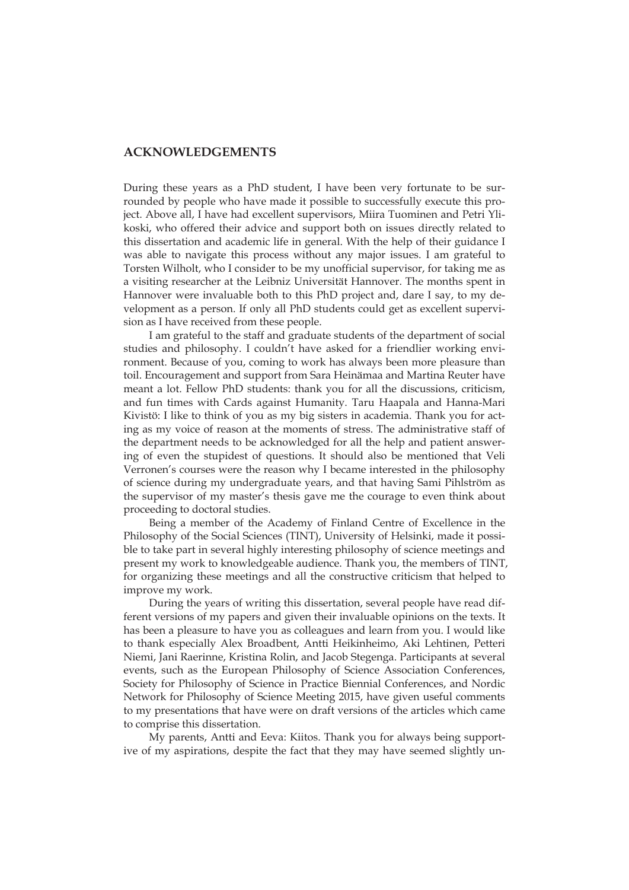# ACKNOWLEDGEMENTS

During these years as a PhD student, I have been very fortunate to be surrounded by people who have made it possible to successfully execute this project. Above all, I have had excellent supervisors, Miira Tuominen and Petri Ylikoski, who offered their advice and support both on issues directly related to this dissertation and academic life in general. With the help of their guidance I was able to navigate this process without any major issues. I am grateful to Torsten Wilholt, who I consider to be my unofficial supervisor, for taking me as a visiting researcher at the Leibniz Universität Hannover. The months spent in Hannover were invaluable both to this PhD project and, dare I say, to my development as a person. If only all PhD students could get as excellent supervision as I have received from these people.

I am grateful to the staff and graduate students of the department of social studies and philosophy. I couldn't have asked for a friendlier working environment. Because of you, coming to work has always been more pleasure than toil. Encouragement and support from Sara Heinämaa and Martina Reuter have meant a lot. Fellow PhD students: thank you for all the discussions, criticism, and fun times with Cards against Humanity. Taru Haapala and Hanna-Mari Kivistö: I like to think of you as my big sisters in academia. Thank you for acting as my voice of reason at the moments of stress. The administrative staff of the department needs to be acknowledged for all the help and patient answering of even the stupidest of questions. It should also be mentioned that Veli Verronen's courses were the reason why I became interested in the philosophy of science during my undergraduate years, and that having Sami Pihlström as the supervisor of my master's thesis gave me the courage to even think about proceeding to doctoral studies.

Being a member of the Academy of Finland Centre of Excellence in the Philosophy of the Social Sciences (TINT), University of Helsinki, made it possible to take part in several highly interesting philosophy of science meetings and present my work to knowledgeable audience. Thank you, the members of TINT, for organizing these meetings and all the constructive criticism that helped to improve my work.

During the years of writing this dissertation, several people have read different versions of my papers and given their invaluable opinions on the texts. It has been a pleasure to have you as colleagues and learn from you. I would like to thank especially Alex Broadbent, Antti Heikinheimo, Aki Lehtinen, Petteri Niemi, Jani Raerinne, Kristina Rolin, and Jacob Stegenga. Participants at several events, such as the European Philosophy of Science Association Conferences, Society for Philosophy of Science in Practice Biennial Conferences, and Nordic Network for Philosophy of Science Meeting 2015, have given useful comments to my presentations that have were on draft versions of the articles which came to comprise this dissertation.

My parents, Antti and Eeva: Kiitos. Thank you for always being supportive of my aspirations, despite the fact that they may have seemed slightly un-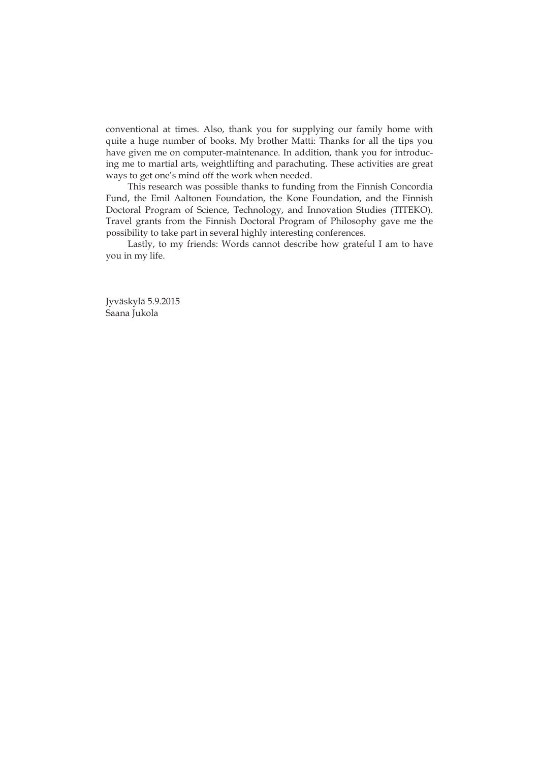conventional at times. Also, thank you for supplying our family home with quite a huge number of books. My brother Matti: Thanks for all the tips you have given me on computer-maintenance. In addition, thank you for introducing me to martial arts, weightlifting and parachuting. These activities are great ways to get one's mind off the work when needed.

This research was possible thanks to funding from the Finnish Concordia Fund, the Emil Aaltonen Foundation, the Kone Foundation, and the Finnish Doctoral Program of Science, Technology, and Innovation Studies (TITEKO). Travel grants from the Finnish Doctoral Program of Philosophy gave me the possibility to take part in several highly interesting conferences.

Lastly, to my friends: Words cannot describe how grateful I am to have you in my life.

Jyväskylä 5.9.2015
Saana Jukola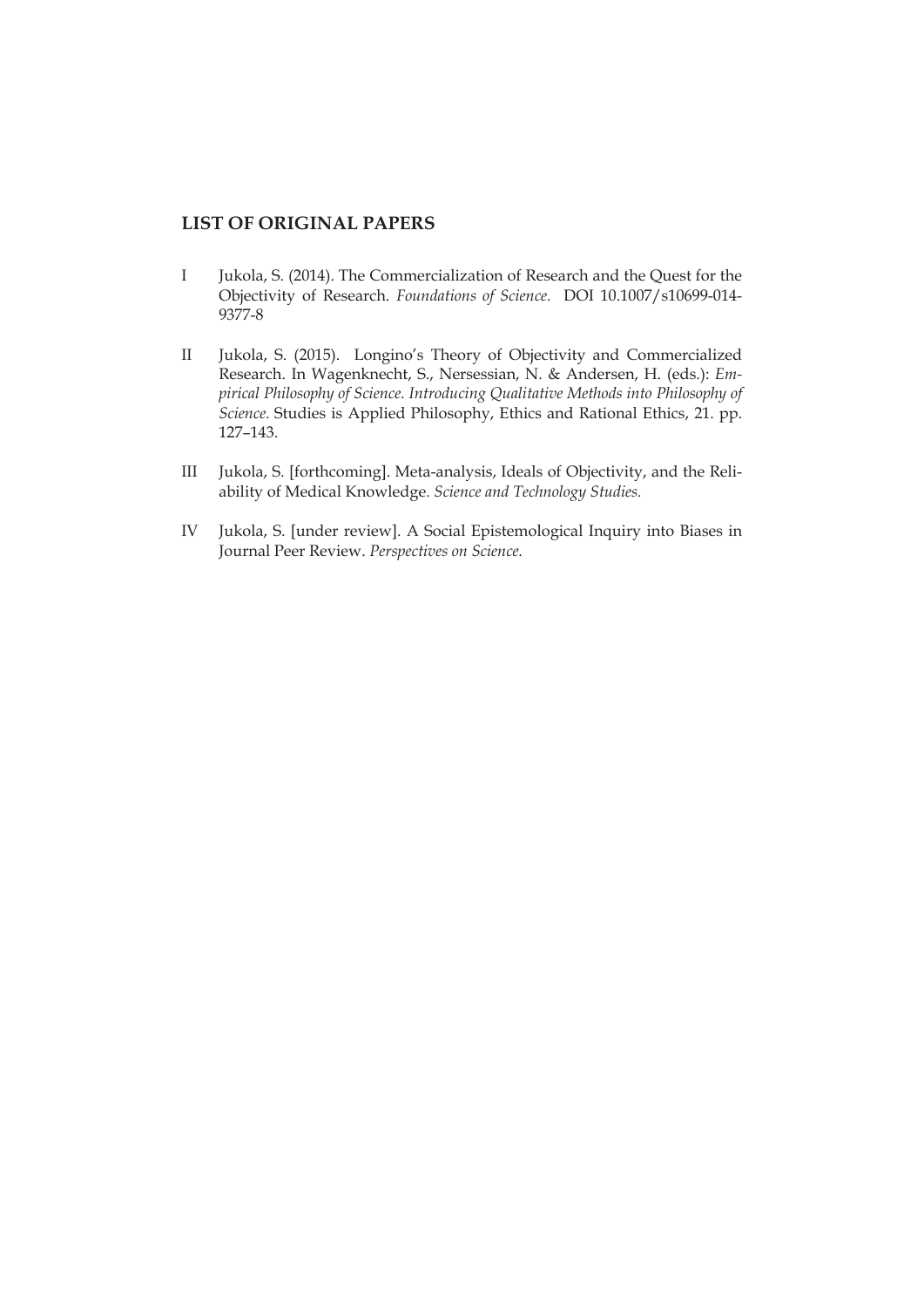## LIST OF ORIGINAL PAPERS

I Jukola, S. (2014). The Commercialization of Research and the Quest for the Objectivity of Research. *Foundations of Science.* DOI 10.1007/s10699-014-9377-8

II Jukola, S. (2015). Longino's Theory of Objectivity and Commercialized Research. In Wagenknecht, S., Nersessian, N. & Andersen, H. (eds.): *Empirical Philosophy of Science. Introducing Qualitative Methods into Philosophy of Science.* Studies is Applied Philosophy, Ethics and Rational Ethics, 21. pp. 127–143.

III Jukola, S. [forthcoming]. Meta-analysis, Ideals of Objectivity, and the Reliability of Medical Knowledge. *Science and Technology Studies.*

IV Jukola, S. [under review]. A Social Epistemological Inquiry into Biases in Journal Peer Review. *Perspectives on Science.*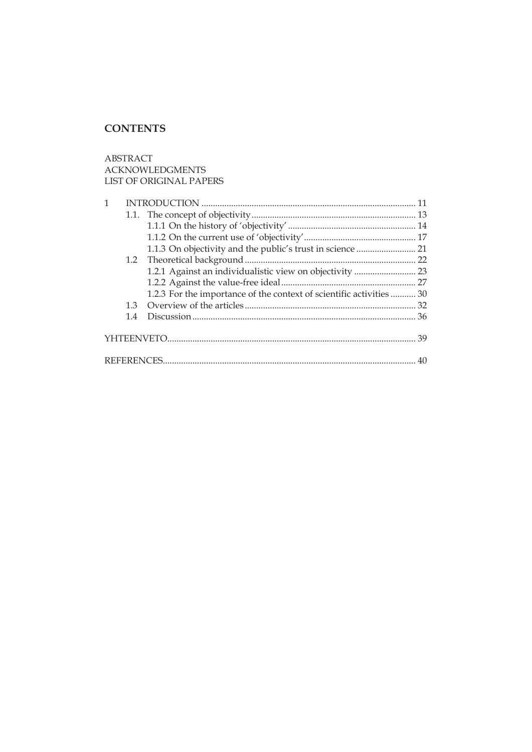## CONTENTS

ABSTRACT
ACKNOWLEDGMENTS
LIST OF ORIGINAL PAPERS

1 INTRODUCTION ........................................................................................... 11
  1.1. The concept of objectivity ...................................................................... 13
    1.1.1 On the history of 'objectivity' ....................................................... 14
    1.1.2 On the current use of 'objectivity' ................................................ 17
    1.1.3 On objectivity and the public's trust in science ......................... 21
  1.2 Theoretical background ......................................................................... 22
    1.2.1 Against an individualistic view on objectivity .......................... 23
    1.2.2 Against the value-free ideal .......................................................... 27
    1.2.3 For the importance of the context of scientific activities ........... 30
  1.3 Overview of the articles .......................................................................... 32
  1.4 Discussion ................................................................................................ 36

YHTEENVETO........................................................................................................ 39

REFERENCES.......................................................................................................... 40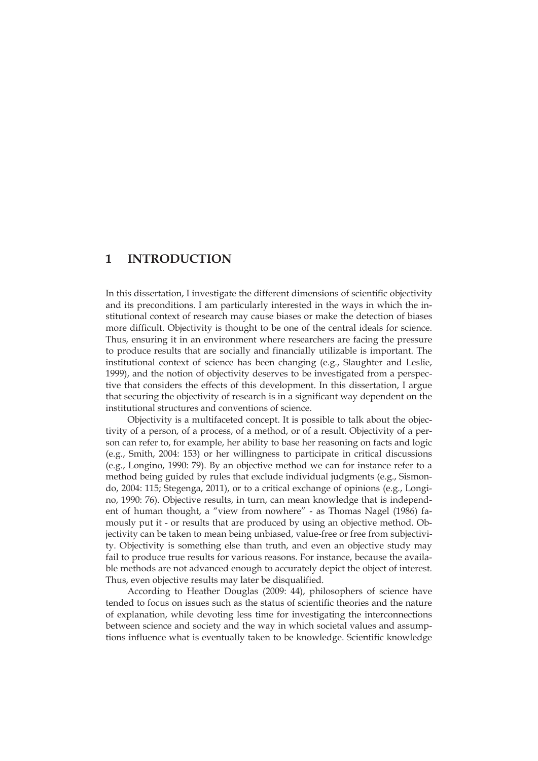# 1 INTRODUCTION

In this dissertation, I investigate the different dimensions of scientific objectivity and its preconditions. I am particularly interested in the ways in which the institutional context of research may cause biases or make the detection of biases more difficult. Objectivity is thought to be one of the central ideals for science. Thus, ensuring it in an environment where researchers are facing the pressure to produce results that are socially and financially utilizable is important. The institutional context of science has been changing (e.g., Slaughter and Leslie, 1999), and the notion of objectivity deserves to be investigated from a perspective that considers the effects of this development. In this dissertation, I argue that securing the objectivity of research is in a significant way dependent on the institutional structures and conventions of science.

Objectivity is a multifaceted concept. It is possible to talk about the objectivity of a person, of a process, of a method, or of a result. Objectivity of a person can refer to, for example, her ability to base her reasoning on facts and logic (e.g., Smith, 2004: 153) or her willingness to participate in critical discussions (e.g., Longino, 1990: 79). By an objective method we can for instance refer to a method being guided by rules that exclude individual judgments (e.g., Sismondo, 2004: 115; Stegenga, 2011), or to a critical exchange of opinions (e.g., Longino, 1990: 76). Objective results, in turn, can mean knowledge that is independent of human thought, a "view from nowhere" - as Thomas Nagel (1986) famously put it - or results that are produced by using an objective method. Objectivity can be taken to mean being unbiased, value-free or free from subjectivity. Objectivity is something else than truth, and even an objective study may fail to produce true results for various reasons. For instance, because the available methods are not advanced enough to accurately depict the object of interest. Thus, even objective results may later be disqualified.

According to Heather Douglas (2009: 44), philosophers of science have tended to focus on issues such as the status of scientific theories and the nature of explanation, while devoting less time for investigating the interconnections between science and society and the way in which societal values and assumptions influence what is eventually taken to be knowledge. Scientific knowledge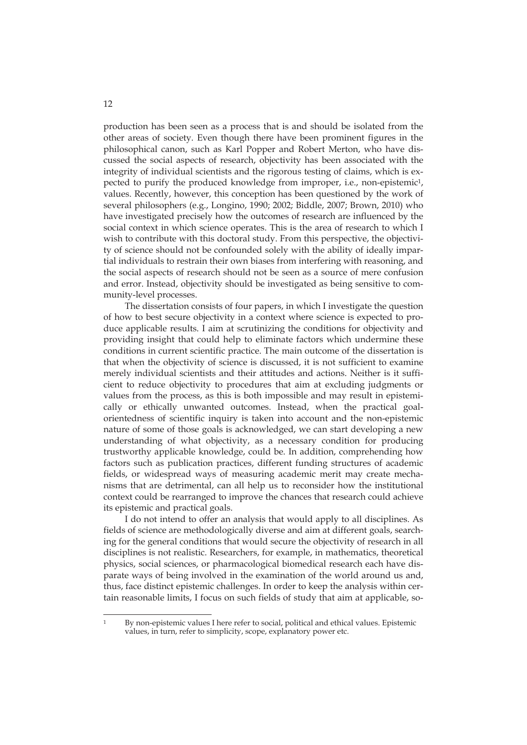production has been seen as a process that is and should be isolated from the other areas of society. Even though there have been prominent figures in the philosophical canon, such as Karl Popper and Robert Merton, who have discussed the social aspects of research, objectivity has been associated with the integrity of individual scientists and the rigorous testing of claims, which is expected to purify the produced knowledge from improper, i.e., non-epistemic[1], values. Recently, however, this conception has been questioned by the work of several philosophers (e.g., Longino, 1990; 2002; Biddle, 2007; Brown, 2010) who have investigated precisely how the outcomes of research are influenced by the social context in which science operates. This is the area of research to which I wish to contribute with this doctoral study. From this perspective, the objectivity of science should not be confounded solely with the ability of ideally impartial individuals to restrain their own biases from interfering with reasoning, and the social aspects of research should not be seen as a source of mere confusion and error. Instead, objectivity should be investigated as being sensitive to community-level processes.

The dissertation consists of four papers, in which I investigate the question of how to best secure objectivity in a context where science is expected to produce applicable results. I aim at scrutinizing the conditions for objectivity and providing insight that could help to eliminate factors which undermine these conditions in current scientific practice. The main outcome of the dissertation is that when the objectivity of science is discussed, it is not sufficient to examine merely individual scientists and their attitudes and actions. Neither is it sufficient to reduce objectivity to procedures that aim at excluding judgments or values from the process, as this is both impossible and may result in epistemically or ethically unwanted outcomes. Instead, when the practical goal-orientedness of scientific inquiry is taken into account and the non-epistemic nature of some of those goals is acknowledged, we can start developing a new understanding of what objectivity, as a necessary condition for producing trustworthy applicable knowledge, could be. In addition, comprehending how factors such as publication practices, different funding structures of academic fields, or widespread ways of measuring academic merit may create mechanisms that are detrimental, can all help us to reconsider how the institutional context could be rearranged to improve the chances that research could achieve its epistemic and practical goals.

I do not intend to offer an analysis that would apply to all disciplines. As fields of science are methodologically diverse and aim at different goals, searching for the general conditions that would secure the objectivity of research in all disciplines is not realistic. Researchers, for example, in mathematics, theoretical physics, social sciences, or pharmacological biomedical research each have disparate ways of being involved in the examination of the world around us and, thus, face distinct epistemic challenges. In order to keep the analysis within certain reasonable limits, I focus on such fields of study that aim at applicable, so-

[1] By non-epistemic values I here refer to social, political and ethical values. Epistemic values, in turn, refer to simplicity, scope, explanatory power etc.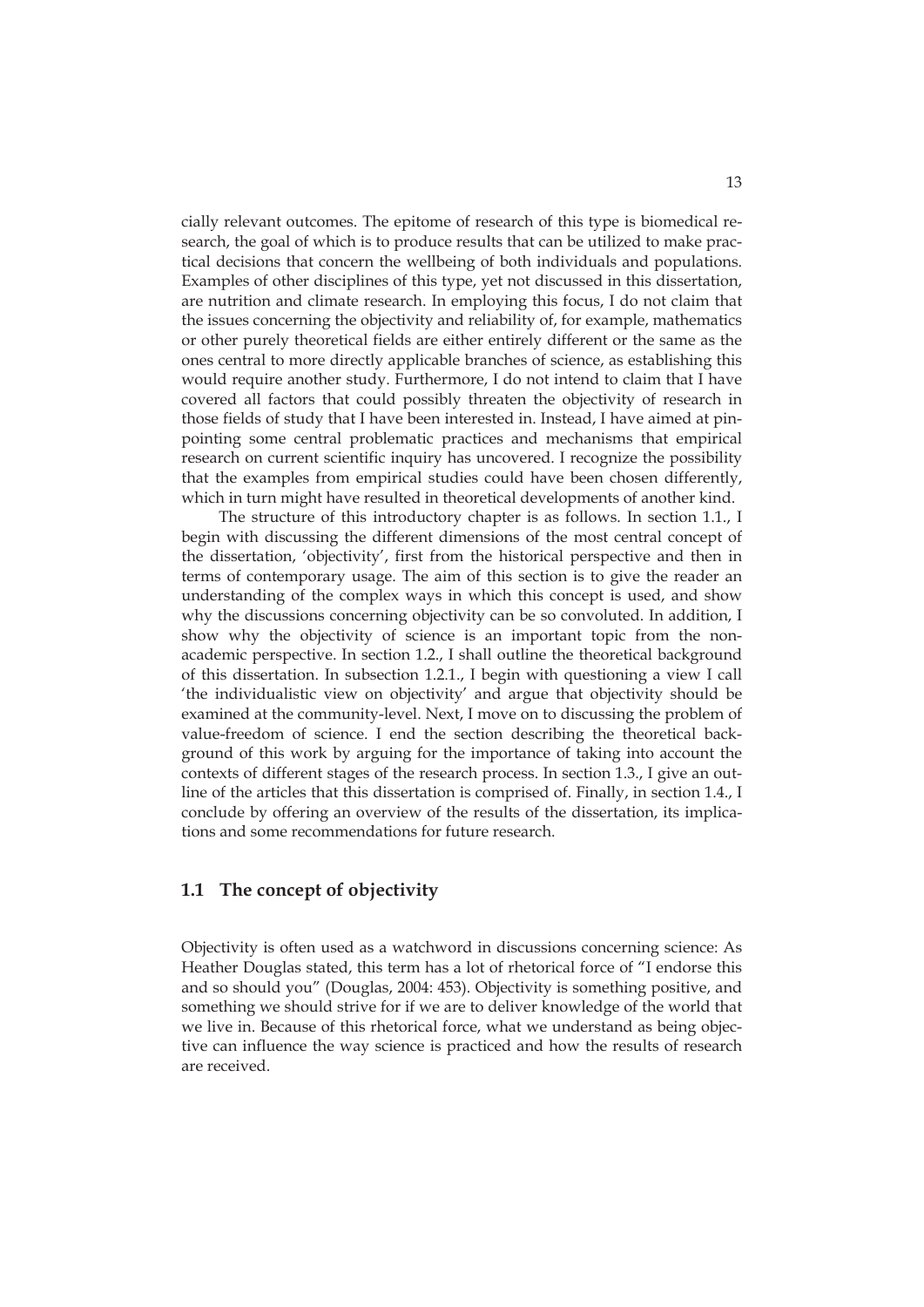cially relevant outcomes. The epitome of research of this type is biomedical research, the goal of which is to produce results that can be utilized to make practical decisions that concern the wellbeing of both individuals and populations. Examples of other disciplines of this type, yet not discussed in this dissertation, are nutrition and climate research. In employing this focus, I do not claim that the issues concerning the objectivity and reliability of, for example, mathematics or other purely theoretical fields are either entirely different or the same as the ones central to more directly applicable branches of science, as establishing this would require another study. Furthermore, I do not intend to claim that I have covered all factors that could possibly threaten the objectivity of research in those fields of study that I have been interested in. Instead, I have aimed at pinpointing some central problematic practices and mechanisms that empirical research on current scientific inquiry has uncovered. I recognize the possibility that the examples from empirical studies could have been chosen differently, which in turn might have resulted in theoretical developments of another kind.

The structure of this introductory chapter is as follows. In section 1.1., I begin with discussing the different dimensions of the most central concept of the dissertation, 'objectivity', first from the historical perspective and then in terms of contemporary usage. The aim of this section is to give the reader an understanding of the complex ways in which this concept is used, and show why the discussions concerning objectivity can be so convoluted. In addition, I show why the objectivity of science is an important topic from the non-academic perspective. In section 1.2., I shall outline the theoretical background of this dissertation. In subsection 1.2.1., I begin with questioning a view I call 'the individualistic view on objectivity' and argue that objectivity should be examined at the community-level. Next, I move on to discussing the problem of value-freedom of science. I end the section describing the theoretical background of this work by arguing for the importance of taking into account the contexts of different stages of the research process. In section 1.3., I give an outline of the articles that this dissertation is comprised of. Finally, in section 1.4., I conclude by offering an overview of the results of the dissertation, its implications and some recommendations for future research.

## 1.1 The concept of objectivity

Objectivity is often used as a watchword in discussions concerning science: As Heather Douglas stated, this term has a lot of rhetorical force of "I endorse this and so should you" (Douglas, 2004: 453). Objectivity is something positive, and something we should strive for if we are to deliver knowledge of the world that we live in. Because of this rhetorical force, what we understand as being objective can influence the way science is practiced and how the results of research are received.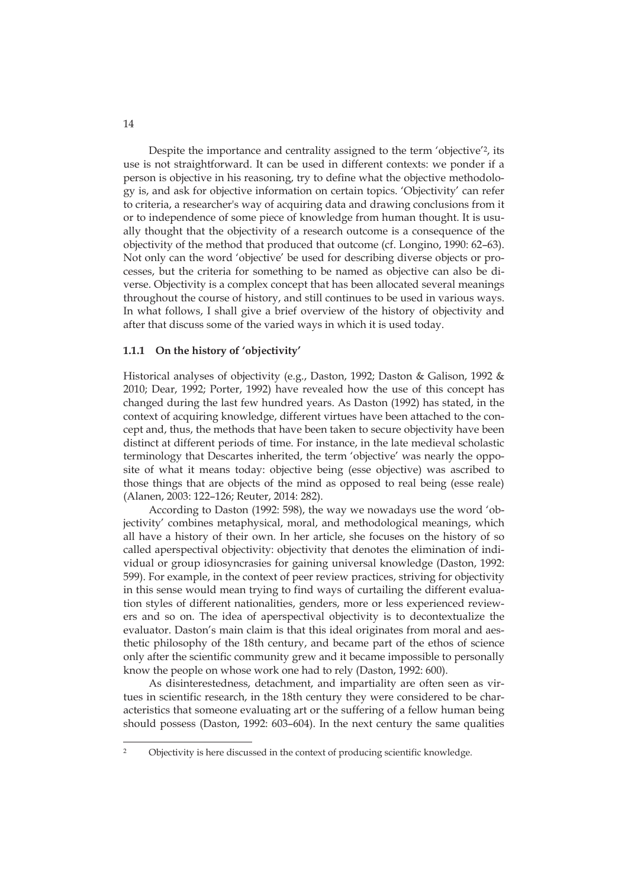Despite the importance and centrality assigned to the term 'objective'[2], its use is not straightforward. It can be used in different contexts: we ponder if a person is objective in his reasoning, try to define what the objective methodology is, and ask for objective information on certain topics. 'Objectivity' can refer to criteria, a researcher's way of acquiring data and drawing conclusions from it or to independence of some piece of knowledge from human thought. It is usually thought that the objectivity of a research outcome is a consequence of the objectivity of the method that produced that outcome (cf. Longino, 1990: 62–63). Not only can the word 'objective' be used for describing diverse objects or processes, but the criteria for something to be named as objective can also be diverse. Objectivity is a complex concept that has been allocated several meanings throughout the course of history, and still continues to be used in various ways. In what follows, I shall give a brief overview of the history of objectivity and after that discuss some of the varied ways in which it is used today.

### 1.1.1 On the history of 'objectivity'

Historical analyses of objectivity (e.g., Daston, 1992; Daston & Galison, 1992 & 2010; Dear, 1992; Porter, 1992) have revealed how the use of this concept has changed during the last few hundred years. As Daston (1992) has stated, in the context of acquiring knowledge, different virtues have been attached to the concept and, thus, the methods that have been taken to secure objectivity have been distinct at different periods of time. For instance, in the late medieval scholastic terminology that Descartes inherited, the term 'objective' was nearly the opposite of what it means today: objective being (esse objective) was ascribed to those things that are objects of the mind as opposed to real being (esse reale) (Alanen, 2003: 122–126; Reuter, 2014: 282).

According to Daston (1992: 598), the way we nowadays use the word 'objectivity' combines metaphysical, moral, and methodological meanings, which all have a history of their own. In her article, she focuses on the history of so called aperspectival objectivity: objectivity that denotes the elimination of individual or group idiosyncrasies for gaining universal knowledge (Daston, 1992: 599). For example, in the context of peer review practices, striving for objectivity in this sense would mean trying to find ways of curtailing the different evaluation styles of different nationalities, genders, more or less experienced reviewers and so on. The idea of aperspectival objectivity is to decontextualize the evaluator. Daston's main claim is that this ideal originates from moral and aesthetic philosophy of the 18th century, and became part of the ethos of science only after the scientific community grew and it became impossible to personally know the people on whose work one had to rely (Daston, 1992: 600).

As disinterestedness, detachment, and impartiality are often seen as virtues in scientific research, in the 18th century they were considered to be characteristics that someone evaluating art or the suffering of a fellow human being should possess (Daston, 1992: 603–604). In the next century the same qualities

[2] Objectivity is here discussed in the context of producing scientific knowledge.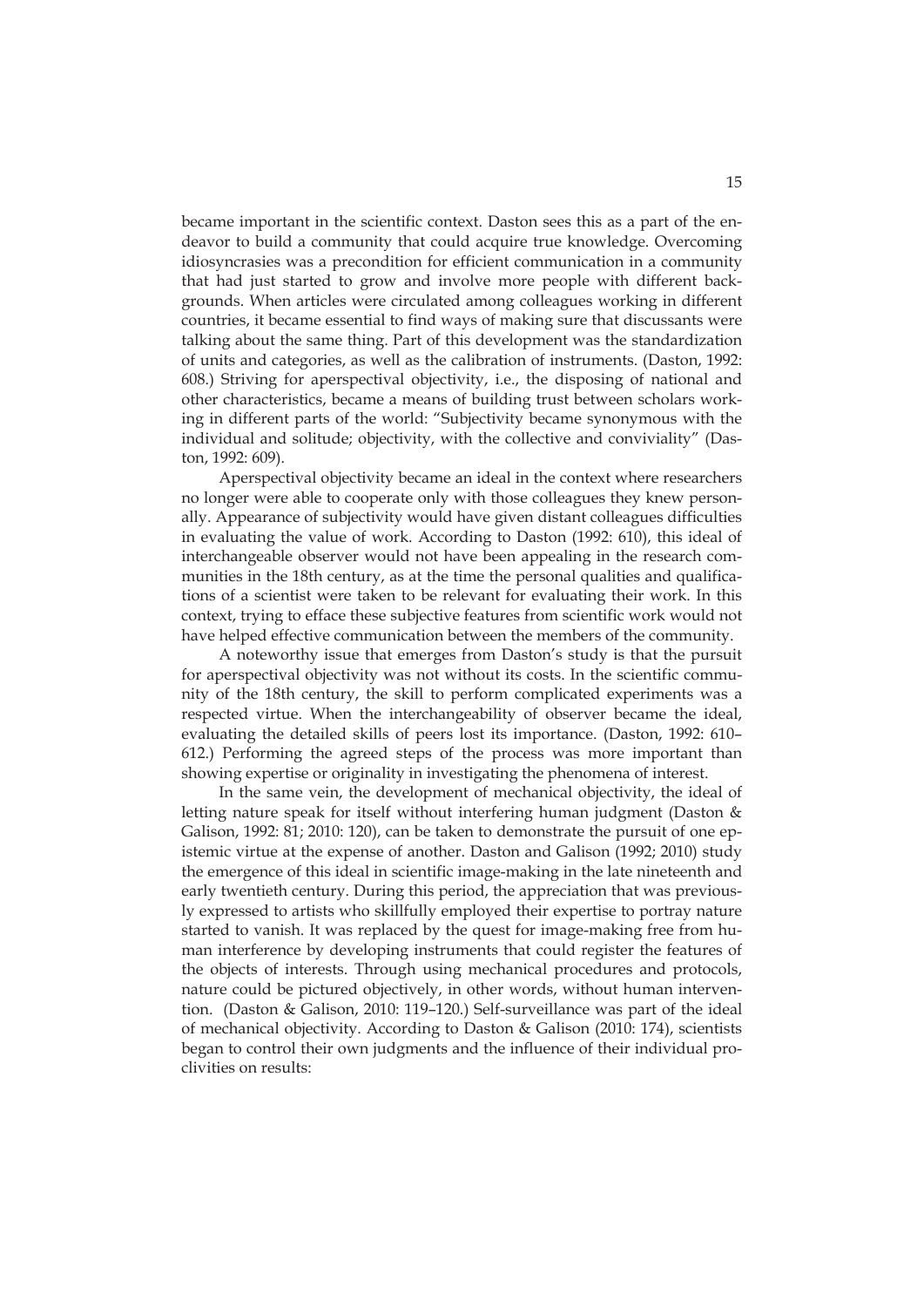became important in the scientific context. Daston sees this as a part of the endeavor to build a community that could acquire true knowledge. Overcoming idiosyncrasies was a precondition for efficient communication in a community that had just started to grow and involve more people with different backgrounds. When articles were circulated among colleagues working in different countries, it became essential to find ways of making sure that discussants were talking about the same thing. Part of this development was the standardization of units and categories, as well as the calibration of instruments. (Daston, 1992: 608.) Striving for aperspectival objectivity, i.e., the disposing of national and other characteristics, became a means of building trust between scholars working in different parts of the world: "Subjectivity became synonymous with the individual and solitude; objectivity, with the collective and conviviality" (Daston, 1992: 609).

Aperspectival objectivity became an ideal in the context where researchers no longer were able to cooperate only with those colleagues they knew personally. Appearance of subjectivity would have given distant colleagues difficulties in evaluating the value of work. According to Daston (1992: 610), this ideal of interchangeable observer would not have been appealing in the research communities in the 18th century, as at the time the personal qualities and qualifications of a scientist were taken to be relevant for evaluating their work. In this context, trying to efface these subjective features from scientific work would not have helped effective communication between the members of the community.

A noteworthy issue that emerges from Daston's study is that the pursuit for aperspectival objectivity was not without its costs. In the scientific community of the 18th century, the skill to perform complicated experiments was a respected virtue. When the interchangeability of observer became the ideal, evaluating the detailed skills of peers lost its importance. (Daston, 1992: 610–612.) Performing the agreed steps of the process was more important than showing expertise or originality in investigating the phenomena of interest.

In the same vein, the development of mechanical objectivity, the ideal of letting nature speak for itself without interfering human judgment (Daston & Galison, 1992: 81; 2010: 120), can be taken to demonstrate the pursuit of one epistemic virtue at the expense of another. Daston and Galison (1992; 2010) study the emergence of this ideal in scientific image-making in the late nineteenth and early twentieth century. During this period, the appreciation that was previously expressed to artists who skillfully employed their expertise to portray nature started to vanish. It was replaced by the quest for image-making free from human interference by developing instruments that could register the features of the objects of interests. Through using mechanical procedures and protocols, nature could be pictured objectively, in other words, without human intervention. (Daston & Galison, 2010: 119–120.) Self-surveillance was part of the ideal of mechanical objectivity. According to Daston & Galison (2010: 174), scientists began to control their own judgments and the influence of their individual proclivities on results: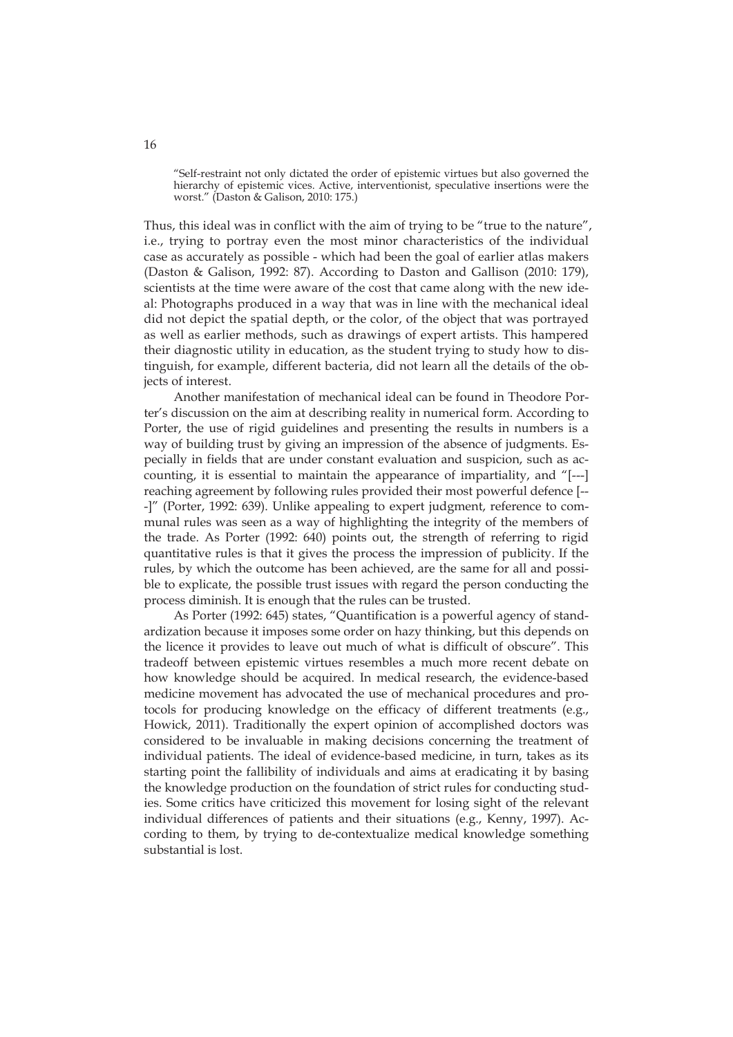> "Self-restraint not only dictated the order of epistemic virtues but also governed the hierarchy of epistemic vices. Active, interventionist, speculative insertions were the worst." (Daston & Galison, 2010: 175.)

Thus, this ideal was in conflict with the aim of trying to be "true to the nature", i.e., trying to portray even the most minor characteristics of the individual case as accurately as possible - which had been the goal of earlier atlas makers (Daston & Galison, 1992: 87). According to Daston and Gallison (2010: 179), scientists at the time were aware of the cost that came along with the new ideal: Photographs produced in a way that was in line with the mechanical ideal did not depict the spatial depth, or the color, of the object that was portrayed as well as earlier methods, such as drawings of expert artists. This hampered their diagnostic utility in education, as the student trying to study how to distinguish, for example, different bacteria, did not learn all the details of the objects of interest.

Another manifestation of mechanical ideal can be found in Theodore Porter's discussion on the aim at describing reality in numerical form. According to Porter, the use of rigid guidelines and presenting the results in numbers is a way of building trust by giving an impression of the absence of judgments. Especially in fields that are under constant evaluation and suspicion, such as accounting, it is essential to maintain the appearance of impartiality, and "[---] reaching agreement by following rules provided their most powerful defence [---]" (Porter, 1992: 639). Unlike appealing to expert judgment, reference to communal rules was seen as a way of highlighting the integrity of the members of the trade. As Porter (1992: 640) points out, the strength of referring to rigid quantitative rules is that it gives the process the impression of publicity. If the rules, by which the outcome has been achieved, are the same for all and possible to explicate, the possible trust issues with regard the person conducting the process diminish. It is enough that the rules can be trusted.

As Porter (1992: 645) states, "Quantification is a powerful agency of standardization because it imposes some order on hazy thinking, but this depends on the licence it provides to leave out much of what is difficult of obscure". This tradeoff between epistemic virtues resembles a much more recent debate on how knowledge should be acquired. In medical research, the evidence-based medicine movement has advocated the use of mechanical procedures and protocols for producing knowledge on the efficacy of different treatments (e.g., Howick, 2011). Traditionally the expert opinion of accomplished doctors was considered to be invaluable in making decisions concerning the treatment of individual patients. The ideal of evidence-based medicine, in turn, takes as its starting point the fallibility of individuals and aims at eradicating it by basing the knowledge production on the foundation of strict rules for conducting studies. Some critics have criticized this movement for losing sight of the relevant individual differences of patients and their situations (e.g., Kenny, 1997). According to them, by trying to de-contextualize medical knowledge something substantial is lost.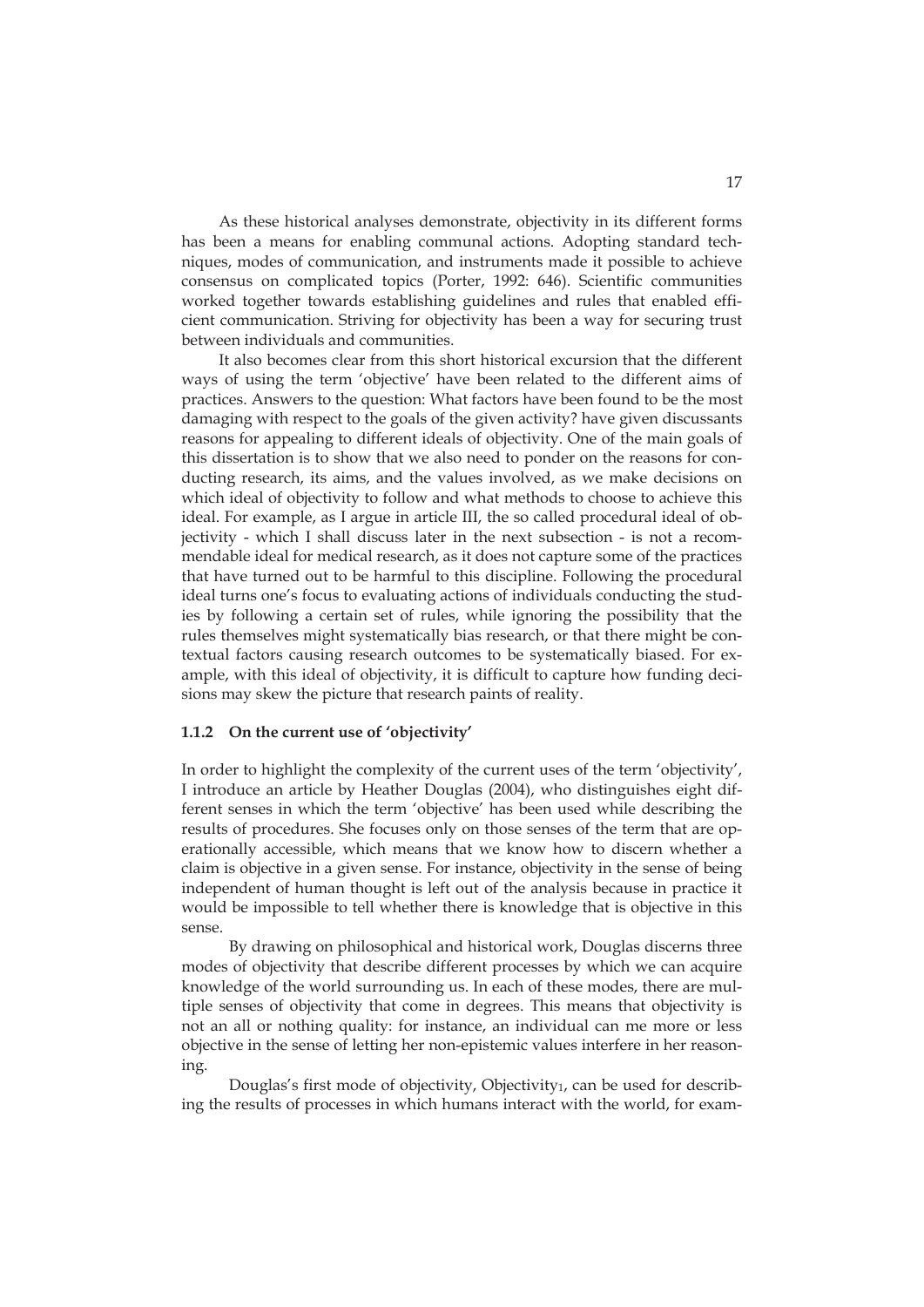As these historical analyses demonstrate, objectivity in its different forms has been a means for enabling communal actions. Adopting standard techniques, modes of communication, and instruments made it possible to achieve consensus on complicated topics (Porter, 1992: 646). Scientific communities worked together towards establishing guidelines and rules that enabled efficient communication. Striving for objectivity has been a way for securing trust between individuals and communities.

It also becomes clear from this short historical excursion that the different ways of using the term 'objective' have been related to the different aims of practices. Answers to the question: What factors have been found to be the most damaging with respect to the goals of the given activity? have given discussants reasons for appealing to different ideals of objectivity. One of the main goals of this dissertation is to show that we also need to ponder on the reasons for conducting research, its aims, and the values involved, as we make decisions on which ideal of objectivity to follow and what methods to choose to achieve this ideal. For example, as I argue in article III, the so called procedural ideal of objectivity - which I shall discuss later in the next subsection - is not a recommendable ideal for medical research, as it does not capture some of the practices that have turned out to be harmful to this discipline. Following the procedural ideal turns one's focus to evaluating actions of individuals conducting the studies by following a certain set of rules, while ignoring the possibility that the rules themselves might systematically bias research, or that there might be contextual factors causing research outcomes to be systematically biased. For example, with this ideal of objectivity, it is difficult to capture how funding decisions may skew the picture that research paints of reality.

### 1.1.2 On the current use of 'objectivity'

In order to highlight the complexity of the current uses of the term 'objectivity', I introduce an article by Heather Douglas (2004), who distinguishes eight different senses in which the term 'objective' has been used while describing the results of procedures. She focuses only on those senses of the term that are operationally accessible, which means that we know how to discern whether a claim is objective in a given sense. For instance, objectivity in the sense of being independent of human thought is left out of the analysis because in practice it would be impossible to tell whether there is knowledge that is objective in this sense.

By drawing on philosophical and historical work, Douglas discerns three modes of objectivity that describe different processes by which we can acquire knowledge of the world surrounding us. In each of these modes, there are multiple senses of objectivity that come in degrees. This means that objectivity is not an all or nothing quality: for instance, an individual can me more or less objective in the sense of letting her non-epistemic values interfere in her reasoning.

Douglas's first mode of objectivity, Objectivity$_1$, can be used for describing the results of processes in which humans interact with the world, for exam-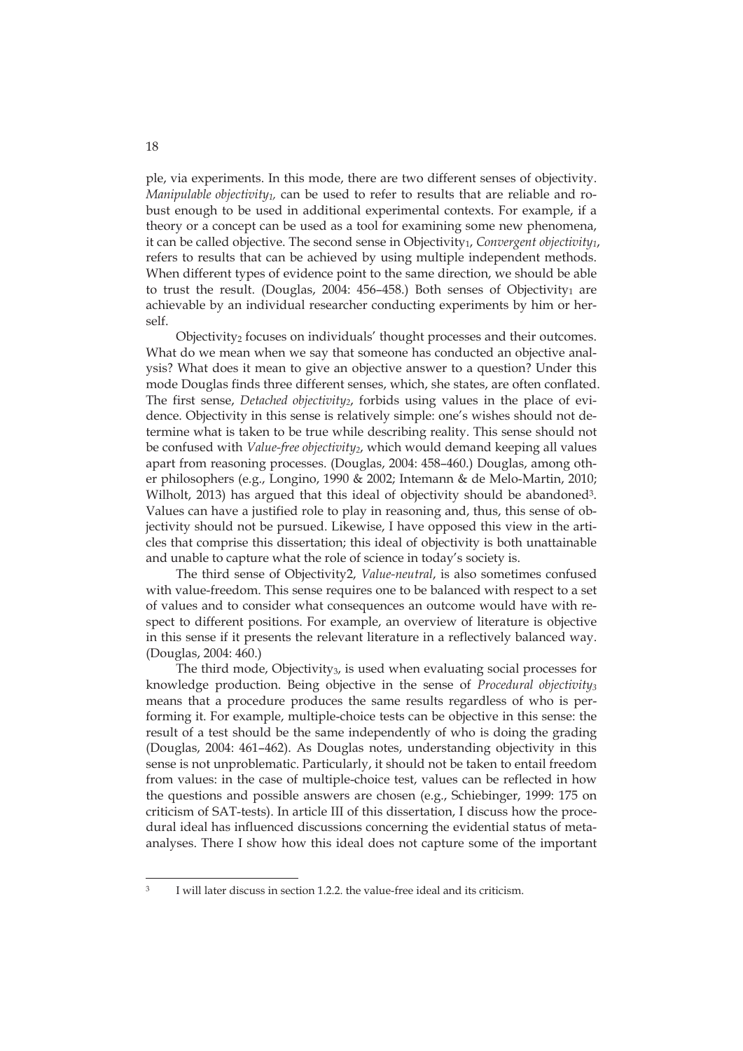ple, via experiments. In this mode, there are two different senses of objectivity. *Manipulable objectivity$_1$*, can be used to refer to results that are reliable and robust enough to be used in additional experimental contexts. For example, if a theory or a concept can be used as a tool for examining some new phenomena, it can be called objective. The second sense in Objectivity$_1$, *Convergent objectivity$_1$*, refers to results that can be achieved by using multiple independent methods. When different types of evidence point to the same direction, we should be able to trust the result. (Douglas, 2004: 456–458.) Both senses of Objectivity$_1$ are achievable by an individual researcher conducting experiments by him or herself.

Objectivity$_2$ focuses on individuals' thought processes and their outcomes. What do we mean when we say that someone has conducted an objective analysis? What does it mean to give an objective answer to a question? Under this mode Douglas finds three different senses, which, she states, are often conflated. The first sense, *Detached objectivity$_2$*, forbids using values in the place of evidence. Objectivity in this sense is relatively simple: one's wishes should not determine what is taken to be true while describing reality. This sense should not be confused with *Value-free objectivity$_2$*, which would demand keeping all values apart from reasoning processes. (Douglas, 2004: 458–460.) Douglas, among other philosophers (e.g., Longino, 1990 & 2002; Intemann & de Melo-Martin, 2010; Wilholt, 2013) has argued that this ideal of objectivity should be abandoned[3]. Values can have a justified role to play in reasoning and, thus, this sense of objectivity should not be pursued. Likewise, I have opposed this view in the articles that comprise this dissertation; this ideal of objectivity is both unattainable and unable to capture what the role of science in today's society is.

The third sense of Objectivity2, *Value-neutral*, is also sometimes confused with value-freedom. This sense requires one to be balanced with respect to a set of values and to consider what consequences an outcome would have with respect to different positions. For example, an overview of literature is objective in this sense if it presents the relevant literature in a reflectively balanced way. (Douglas, 2004: 460.)

The third mode, Objectivity$_3$, is used when evaluating social processes for knowledge production. Being objective in the sense of *Procedural objectivity$_3$* means that a procedure produces the same results regardless of who is performing it. For example, multiple-choice tests can be objective in this sense: the result of a test should be the same independently of who is doing the grading (Douglas, 2004: 461–462). As Douglas notes, understanding objectivity in this sense is not unproblematic. Particularly, it should not be taken to entail freedom from values: in the case of multiple-choice test, values can be reflected in how the questions and possible answers are chosen (e.g., Schiebinger, 1999: 175 on criticism of SAT-tests). In article III of this dissertation, I discuss how the procedural ideal has influenced discussions concerning the evidential status of meta-analyses. There I show how this ideal does not capture some of the important

[3] I will later discuss in section 1.2.2. the value-free ideal and its criticism.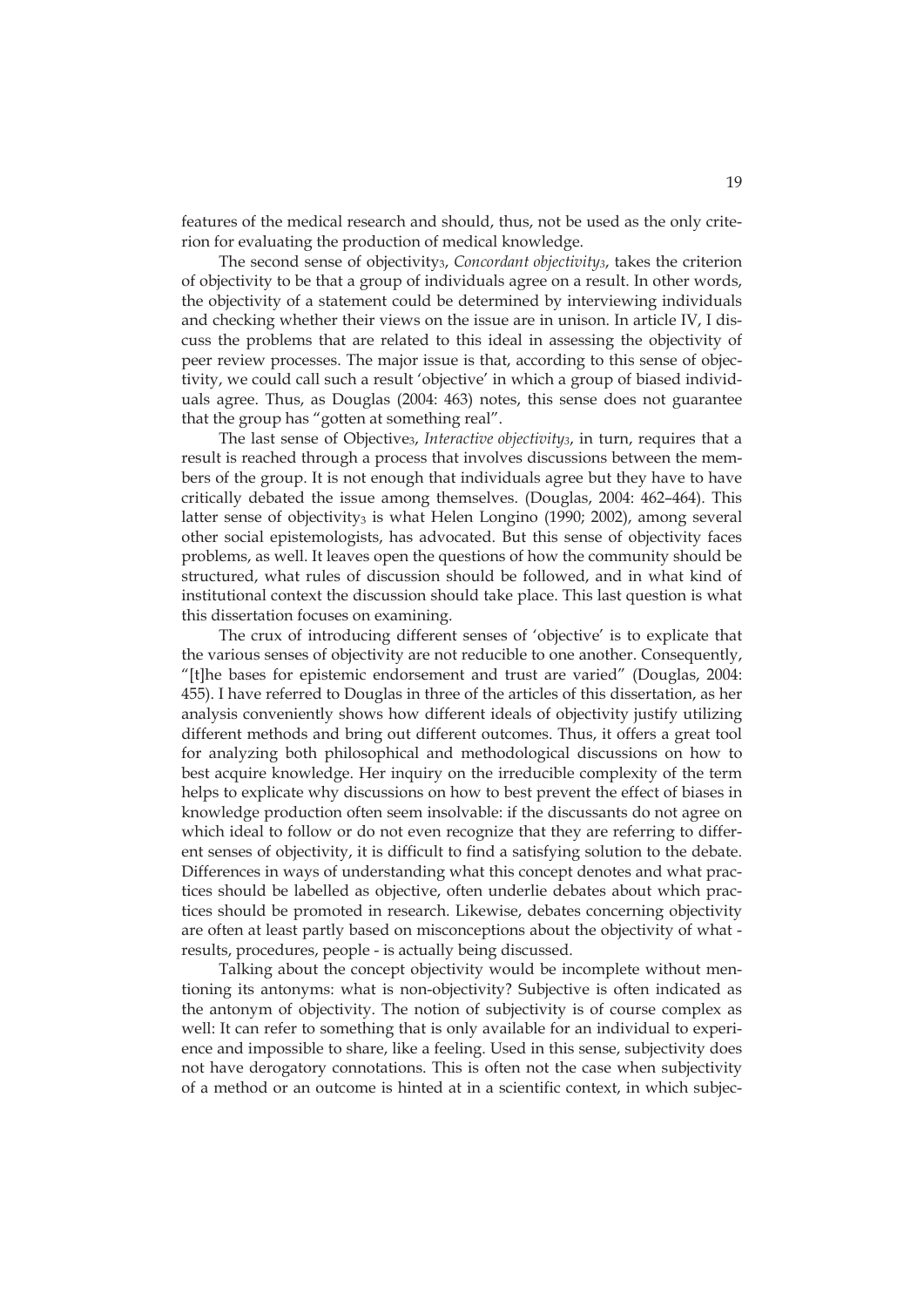features of the medical research and should, thus, not be used as the only criterion for evaluating the production of medical knowledge.

The second sense of objectivity$_3$, *Concordant objectivity$_3$*, takes the criterion of objectivity to be that a group of individuals agree on a result. In other words, the objectivity of a statement could be determined by interviewing individuals and checking whether their views on the issue are in unison. In article IV, I discuss the problems that are related to this ideal in assessing the objectivity of peer review processes. The major issue is that, according to this sense of objectivity, we could call such a result 'objective' in which a group of biased individuals agree. Thus, as Douglas (2004: 463) notes, this sense does not guarantee that the group has "gotten at something real".

The last sense of Objective$_3$, *Interactive objectivity$_3$*, in turn, requires that a result is reached through a process that involves discussions between the members of the group. It is not enough that individuals agree but they have to have critically debated the issue among themselves. (Douglas, 2004: 462–464). This latter sense of objectivity$_3$ is what Helen Longino (1990; 2002), among several other social epistemologists, has advocated. But this sense of objectivity faces problems, as well. It leaves open the questions of how the community should be structured, what rules of discussion should be followed, and in what kind of institutional context the discussion should take place. This last question is what this dissertation focuses on examining.

The crux of introducing different senses of 'objective' is to explicate that the various senses of objectivity are not reducible to one another. Consequently, "[t]he bases for epistemic endorsement and trust are varied" (Douglas, 2004: 455). I have referred to Douglas in three of the articles of this dissertation, as her analysis conveniently shows how different ideals of objectivity justify utilizing different methods and bring out different outcomes. Thus, it offers a great tool for analyzing both philosophical and methodological discussions on how to best acquire knowledge. Her inquiry on the irreducible complexity of the term helps to explicate why discussions on how to best prevent the effect of biases in knowledge production often seem insolvable: if the discussants do not agree on which ideal to follow or do not even recognize that they are referring to different senses of objectivity, it is difficult to find a satisfying solution to the debate. Differences in ways of understanding what this concept denotes and what practices should be labelled as objective, often underlie debates about which practices should be promoted in research. Likewise, debates concerning objectivity are often at least partly based on misconceptions about the objectivity of what - results, procedures, people - is actually being discussed.

Talking about the concept objectivity would be incomplete without mentioning its antonyms: what is non-objectivity? Subjective is often indicated as the antonym of objectivity. The notion of subjectivity is of course complex as well: It can refer to something that is only available for an individual to experience and impossible to share, like a feeling. Used in this sense, subjectivity does not have derogatory connotations. This is often not the case when subjectivity of a method or an outcome is hinted at in a scientific context, in which subjec-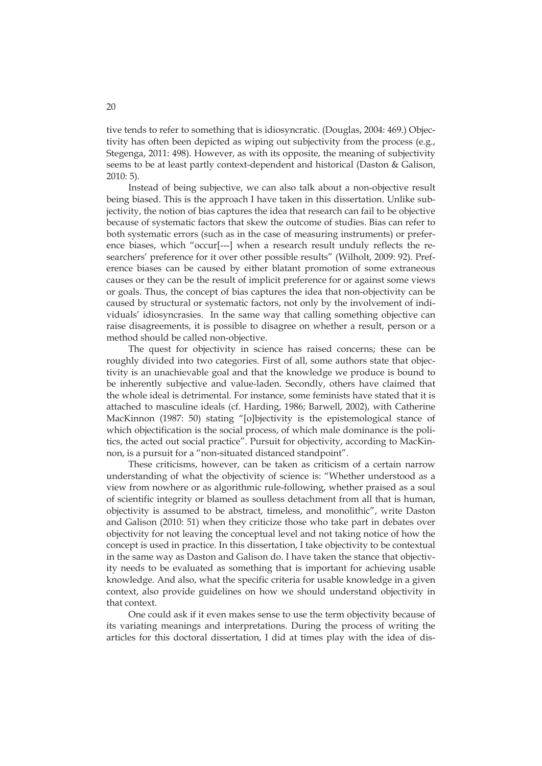tive tends to refer to something that is idiosyncratic. (Douglas, 2004: 469.) Objectivity has often been depicted as wiping out subjectivity from the process (e.g., Stegenga, 2011: 498). However, as with its opposite, the meaning of subjectivity seems to be at least partly context-dependent and historical (Daston & Galison, 2010: 5).

Instead of being subjective, we can also talk about a non-objective result being biased. This is the approach I have taken in this dissertation. Unlike subjectivity, the notion of bias captures the idea that research can fail to be objective because of systematic factors that skew the outcome of studies. Bias can refer to both systematic errors (such as in the case of measuring instruments) or preference biases, which "occur[---] when a research result unduly reflects the researchers' preference for it over other possible results" (Wilholt, 2009: 92). Preference biases can be caused by either blatant promotion of some extraneous causes or they can be the result of implicit preference for or against some views or goals. Thus, the concept of bias captures the idea that non-objectivity can be caused by structural or systematic factors, not only by the involvement of individuals' idiosyncrasies. In the same way that calling something objective can raise disagreements, it is possible to disagree on whether a result, person or a method should be called non-objective.

The quest for objectivity in science has raised concerns; these can be roughly divided into two categories. First of all, some authors state that objectivity is an unachievable goal and that the knowledge we produce is bound to be inherently subjective and value-laden. Secondly, others have claimed that the whole ideal is detrimental. For instance, some feminists have stated that it is attached to masculine ideals (cf. Harding, 1986; Barwell, 2002), with Catherine MacKinnon (1987: 50) stating "[o]bjectivity is the epistemological stance of which objectification is the social process, of which male dominance is the politics, the acted out social practice". Pursuit for objectivity, according to MacKinnon, is a pursuit for a "non-situated distanced standpoint".

These criticisms, however, can be taken as criticism of a certain narrow understanding of what the objectivity of science is: "Whether understood as a view from nowhere or as algorithmic rule-following, whether praised as a soul of scientific integrity or blamed as soulless detachment from all that is human, objectivity is assumed to be abstract, timeless, and monolithic", write Daston and Galison (2010: 51) when they criticize those who take part in debates over objectivity for not leaving the conceptual level and not taking notice of how the concept is used in practice. In this dissertation, I take objectivity to be contextual in the same way as Daston and Galison do. I have taken the stance that objectivity needs to be evaluated as something that is important for achieving usable knowledge. And also, what the specific criteria for usable knowledge in a given context, also provide guidelines on how we should understand objectivity in that context.

One could ask if it even makes sense to use the term objectivity because of its variating meanings and interpretations. During the process of writing the articles for this doctoral dissertation, I did at times play with the idea of dis-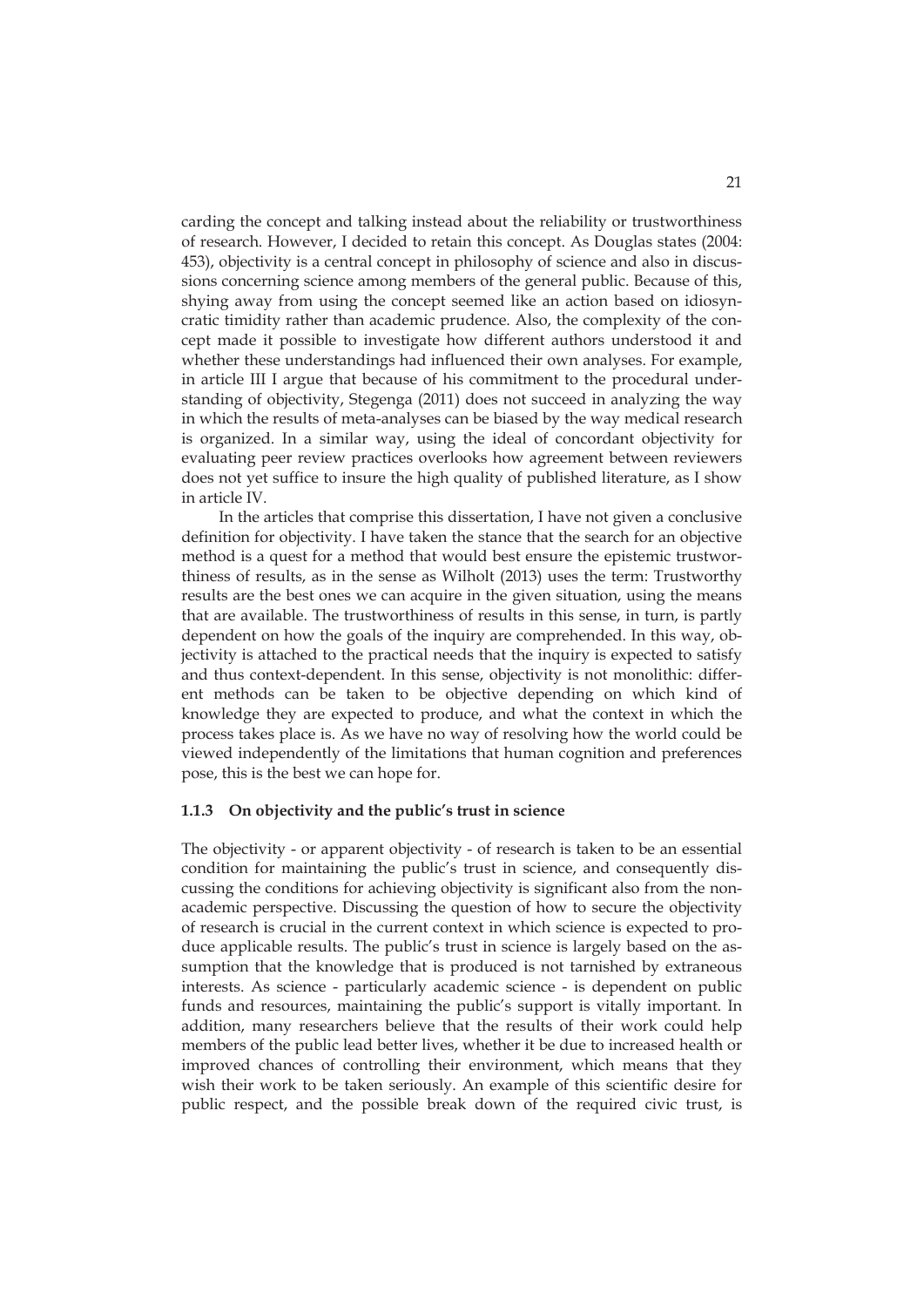carding the concept and talking instead about the reliability or trustworthiness of research. However, I decided to retain this concept. As Douglas states (2004: 453), objectivity is a central concept in philosophy of science and also in discussions concerning science among members of the general public. Because of this, shying away from using the concept seemed like an action based on idiosyncratic timidity rather than academic prudence. Also, the complexity of the concept made it possible to investigate how different authors understood it and whether these understandings had influenced their own analyses. For example, in article III I argue that because of his commitment to the procedural understanding of objectivity, Stegenga (2011) does not succeed in analyzing the way in which the results of meta-analyses can be biased by the way medical research is organized. In a similar way, using the ideal of concordant objectivity for evaluating peer review practices overlooks how agreement between reviewers does not yet suffice to insure the high quality of published literature, as I show in article IV.

In the articles that comprise this dissertation, I have not given a conclusive definition for objectivity. I have taken the stance that the search for an objective method is a quest for a method that would best ensure the epistemic trustworthiness of results, as in the sense as Wilholt (2013) uses the term: Trustworthy results are the best ones we can acquire in the given situation, using the means that are available. The trustworthiness of results in this sense, in turn, is partly dependent on how the goals of the inquiry are comprehended. In this way, objectivity is attached to the practical needs that the inquiry is expected to satisfy and thus context-dependent. In this sense, objectivity is not monolithic: different methods can be taken to be objective depending on which kind of knowledge they are expected to produce, and what the context in which the process takes place is. As we have no way of resolving how the world could be viewed independently of the limitations that human cognition and preferences pose, this is the best we can hope for.

### 1.1.3 On objectivity and the public's trust in science

The objectivity - or apparent objectivity - of research is taken to be an essential condition for maintaining the public's trust in science, and consequently discussing the conditions for achieving objectivity is significant also from the non-academic perspective. Discussing the question of how to secure the objectivity of research is crucial in the current context in which science is expected to produce applicable results. The public's trust in science is largely based on the assumption that the knowledge that is produced is not tarnished by extraneous interests. As science - particularly academic science - is dependent on public funds and resources, maintaining the public's support is vitally important. In addition, many researchers believe that the results of their work could help members of the public lead better lives, whether it be due to increased health or improved chances of controlling their environment, which means that they wish their work to be taken seriously. An example of this scientific desire for public respect, and the possible break down of the required civic trust, is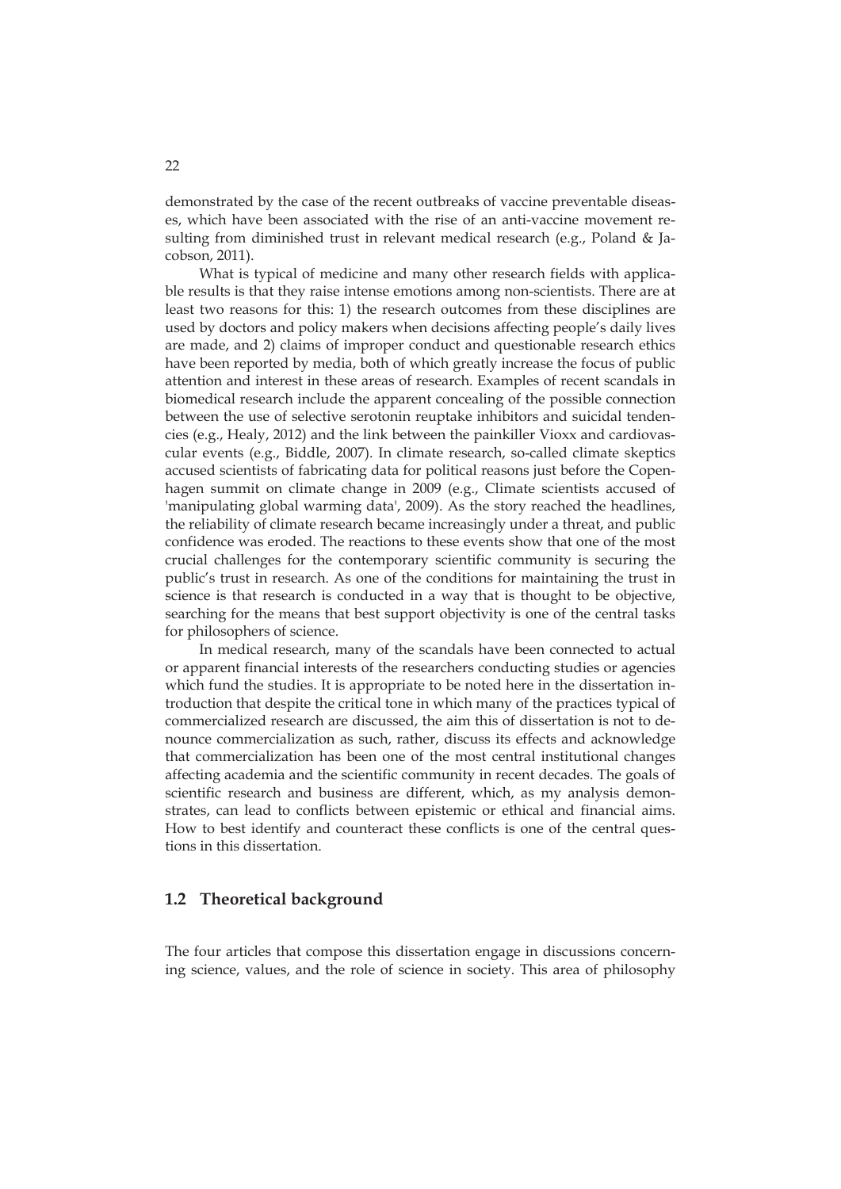demonstrated by the case of the recent outbreaks of vaccine preventable diseases, which have been associated with the rise of an anti-vaccine movement resulting from diminished trust in relevant medical research (e.g., Poland & Jacobson, 2011).

What is typical of medicine and many other research fields with applicable results is that they raise intense emotions among non-scientists. There are at least two reasons for this: 1) the research outcomes from these disciplines are used by doctors and policy makers when decisions affecting people's daily lives are made, and 2) claims of improper conduct and questionable research ethics have been reported by media, both of which greatly increase the focus of public attention and interest in these areas of research. Examples of recent scandals in biomedical research include the apparent concealing of the possible connection between the use of selective serotonin reuptake inhibitors and suicidal tendencies (e.g., Healy, 2012) and the link between the painkiller Vioxx and cardiovascular events (e.g., Biddle, 2007). In climate research, so-called climate skeptics accused scientists of fabricating data for political reasons just before the Copenhagen summit on climate change in 2009 (e.g., Climate scientists accused of 'manipulating global warming data', 2009). As the story reached the headlines, the reliability of climate research became increasingly under a threat, and public confidence was eroded. The reactions to these events show that one of the most crucial challenges for the contemporary scientific community is securing the public's trust in research. As one of the conditions for maintaining the trust in science is that research is conducted in a way that is thought to be objective, searching for the means that best support objectivity is one of the central tasks for philosophers of science.

In medical research, many of the scandals have been connected to actual or apparent financial interests of the researchers conducting studies or agencies which fund the studies. It is appropriate to be noted here in the dissertation introduction that despite the critical tone in which many of the practices typical of commercialized research are discussed, the aim this of dissertation is not to denounce commercialization as such, rather, discuss its effects and acknowledge that commercialization has been one of the most central institutional changes affecting academia and the scientific community in recent decades. The goals of scientific research and business are different, which, as my analysis demonstrates, can lead to conflicts between epistemic or ethical and financial aims. How to best identify and counteract these conflicts is one of the central questions in this dissertation.

## 1.2 Theoretical background

The four articles that compose this dissertation engage in discussions concerning science, values, and the role of science in society. This area of philosophy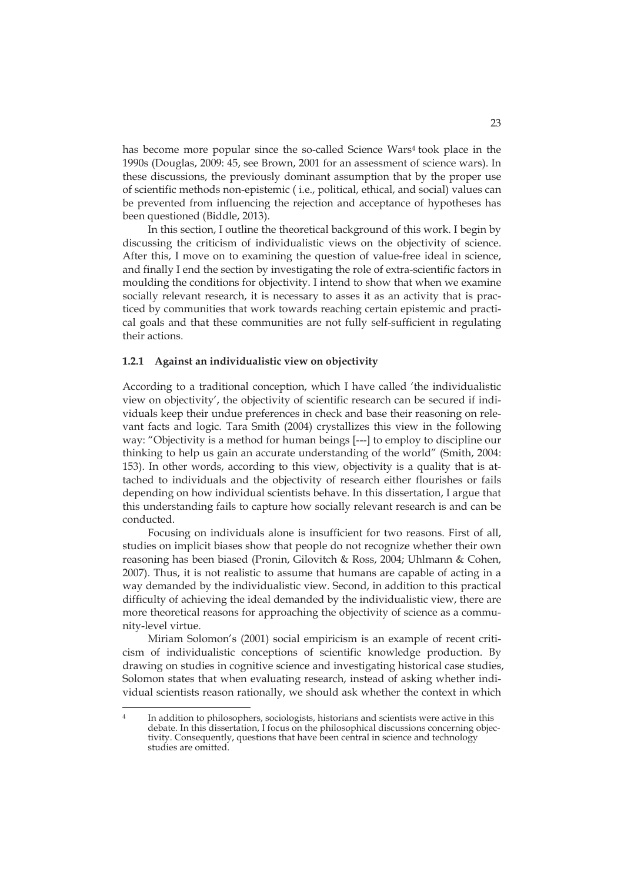has become more popular since the so-called Science Wars[4] took place in the 1990s (Douglas, 2009: 45, see Brown, 2001 for an assessment of science wars). In these discussions, the previously dominant assumption that by the proper use of scientific methods non-epistemic ( i.e., political, ethical, and social) values can be prevented from influencing the rejection and acceptance of hypotheses has been questioned (Biddle, 2013).

In this section, I outline the theoretical background of this work. I begin by discussing the criticism of individualistic views on the objectivity of science. After this, I move on to examining the question of value-free ideal in science, and finally I end the section by investigating the role of extra-scientific factors in moulding the conditions for objectivity. I intend to show that when we examine socially relevant research, it is necessary to asses it as an activity that is practiced by communities that work towards reaching certain epistemic and practical goals and that these communities are not fully self-sufficient in regulating their actions.

### 1.2.1 Against an individualistic view on objectivity

According to a traditional conception, which I have called 'the individualistic view on objectivity', the objectivity of scientific research can be secured if individuals keep their undue preferences in check and base their reasoning on relevant facts and logic. Tara Smith (2004) crystallizes this view in the following way: "Objectivity is a method for human beings [---] to employ to discipline our thinking to help us gain an accurate understanding of the world" (Smith, 2004: 153). In other words, according to this view, objectivity is a quality that is attached to individuals and the objectivity of research either flourishes or fails depending on how individual scientists behave. In this dissertation, I argue that this understanding fails to capture how socially relevant research is and can be conducted.

Focusing on individuals alone is insufficient for two reasons. First of all, studies on implicit biases show that people do not recognize whether their own reasoning has been biased (Pronin, Gilovitch & Ross, 2004; Uhlmann & Cohen, 2007). Thus, it is not realistic to assume that humans are capable of acting in a way demanded by the individualistic view. Second, in addition to this practical difficulty of achieving the ideal demanded by the individualistic view, there are more theoretical reasons for approaching the objectivity of science as a community-level virtue.

Miriam Solomon's (2001) social empiricism is an example of recent criticism of individualistic conceptions of scientific knowledge production. By drawing on studies in cognitive science and investigating historical case studies, Solomon states that when evaluating research, instead of asking whether individual scientists reason rationally, we should ask whether the context in which

[4] In addition to philosophers, sociologists, historians and scientists were active in this debate. In this dissertation, I focus on the philosophical discussions concerning objectivity. Consequently, questions that have been central in science and technology studies are omitted.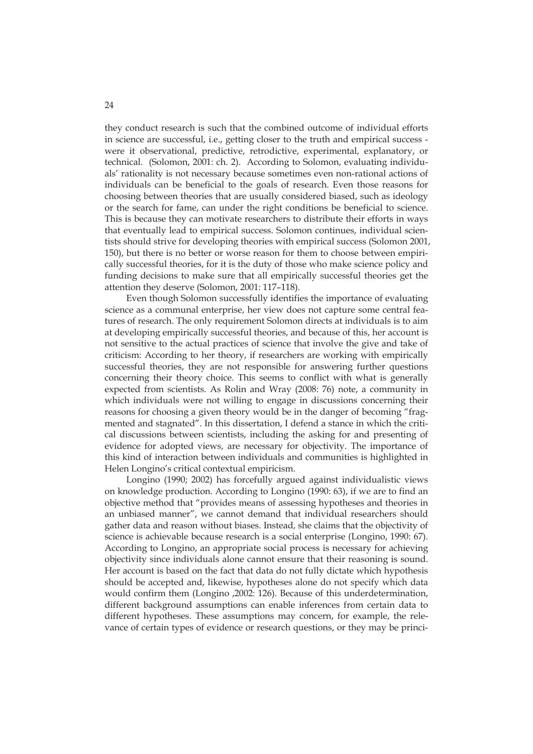they conduct research is such that the combined outcome of individual efforts in science are successful, i.e., getting closer to the truth and empirical success - were it observational, predictive, retrodictive, experimental, explanatory, or technical. (Solomon, 2001: ch. 2). According to Solomon, evaluating individuals' rationality is not necessary because sometimes even non-rational actions of individuals can be beneficial to the goals of research. Even those reasons for choosing between theories that are usually considered biased, such as ideology or the search for fame, can under the right conditions be beneficial to science. This is because they can motivate researchers to distribute their efforts in ways that eventually lead to empirical success. Solomon continues, individual scientists should strive for developing theories with empirical success (Solomon 2001, 150), but there is no better or worse reason for them to choose between empirically successful theories, for it is the duty of those who make science policy and funding decisions to make sure that all empirically successful theories get the attention they deserve (Solomon, 2001: 117–118).

Even though Solomon successfully identifies the importance of evaluating science as a communal enterprise, her view does not capture some central features of research. The only requirement Solomon directs at individuals is to aim at developing empirically successful theories, and because of this, her account is not sensitive to the actual practices of science that involve the give and take of criticism: According to her theory, if researchers are working with empirically successful theories, they are not responsible for answering further questions concerning their theory choice. This seems to conflict with what is generally expected from scientists. As Rolin and Wray (2008: 76) note, a community in which individuals were not willing to engage in discussions concerning their reasons for choosing a given theory would be in the danger of becoming "fragmented and stagnated". In this dissertation, I defend a stance in which the critical discussions between scientists, including the asking for and presenting of evidence for adopted views, are necessary for objectivity. The importance of this kind of interaction between individuals and communities is highlighted in Helen Longino's critical contextual empiricism.

Longino (1990; 2002) has forcefully argued against individualistic views on knowledge production. According to Longino (1990: 63), if we are to find an objective method that "provides means of assessing hypotheses and theories in an unbiased manner", we cannot demand that individual researchers should gather data and reason without biases. Instead, she claims that the objectivity of science is achievable because research is a social enterprise (Longino, 1990: 67). According to Longino, an appropriate social process is necessary for achieving objectivity since individuals alone cannot ensure that their reasoning is sound. Her account is based on the fact that data do not fully dictate which hypothesis should be accepted and, likewise, hypotheses alone do not specify which data would confirm them (Longino ,2002: 126). Because of this underdetermination, different background assumptions can enable inferences from certain data to different hypotheses. These assumptions may concern, for example, the relevance of certain types of evidence or research questions, or they may be princi-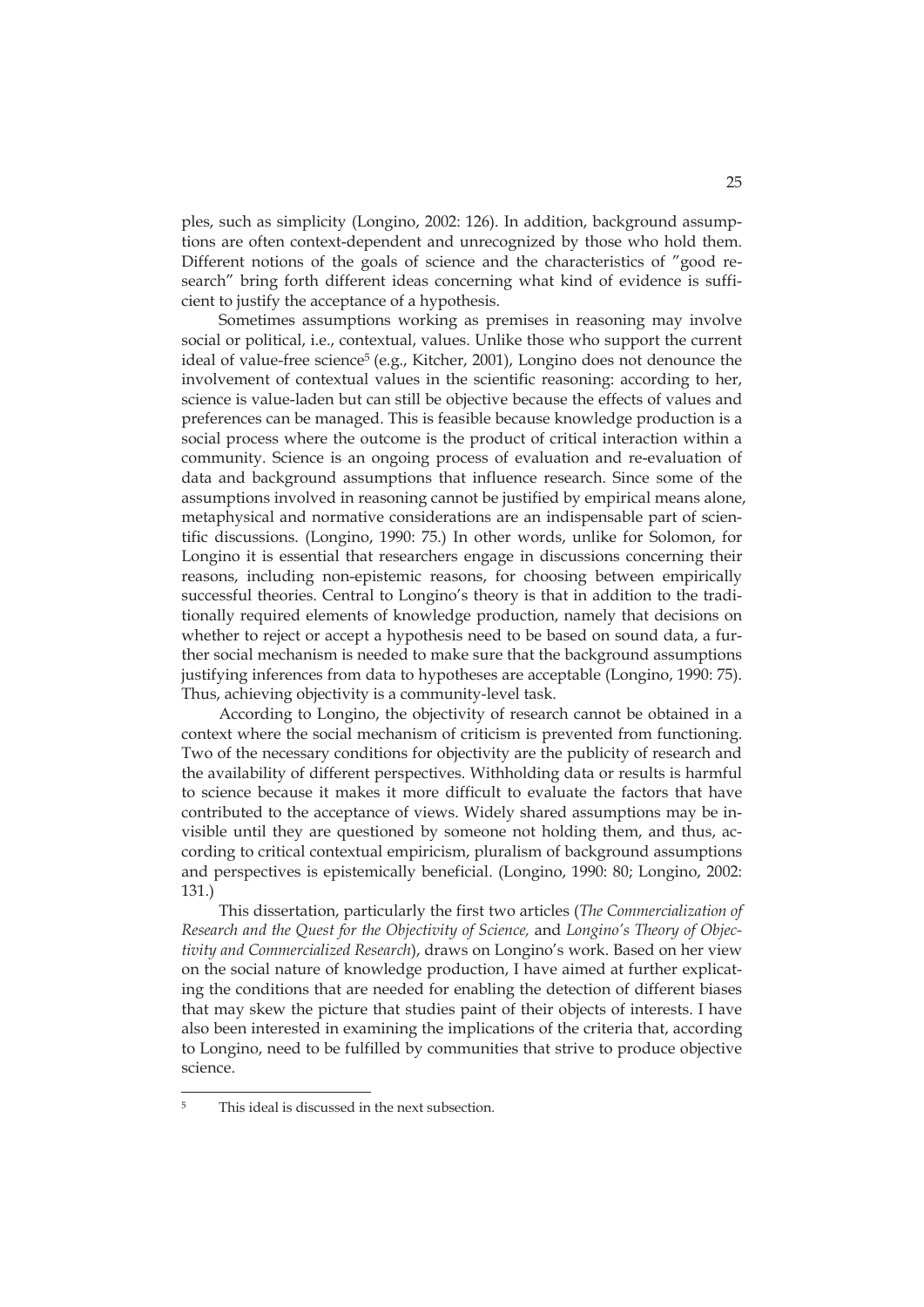ples, such as simplicity (Longino, 2002: 126). In addition, background assumptions are often context-dependent and unrecognized by those who hold them. Different notions of the goals of science and the characteristics of "good research" bring forth different ideas concerning what kind of evidence is sufficient to justify the acceptance of a hypothesis.

Sometimes assumptions working as premises in reasoning may involve social or political, i.e., contextual, values. Unlike those who support the current ideal of value-free science[5] (e.g., Kitcher, 2001), Longino does not denounce the involvement of contextual values in the scientific reasoning: according to her, science is value-laden but can still be objective because the effects of values and preferences can be managed. This is feasible because knowledge production is a social process where the outcome is the product of critical interaction within a community. Science is an ongoing process of evaluation and re-evaluation of data and background assumptions that influence research. Since some of the assumptions involved in reasoning cannot be justified by empirical means alone, metaphysical and normative considerations are an indispensable part of scientific discussions. (Longino, 1990: 75.) In other words, unlike for Solomon, for Longino it is essential that researchers engage in discussions concerning their reasons, including non-epistemic reasons, for choosing between empirically successful theories. Central to Longino's theory is that in addition to the traditionally required elements of knowledge production, namely that decisions on whether to reject or accept a hypothesis need to be based on sound data, a further social mechanism is needed to make sure that the background assumptions justifying inferences from data to hypotheses are acceptable (Longino, 1990: 75). Thus, achieving objectivity is a community-level task.

According to Longino, the objectivity of research cannot be obtained in a context where the social mechanism of criticism is prevented from functioning. Two of the necessary conditions for objectivity are the publicity of research and the availability of different perspectives. Withholding data or results is harmful to science because it makes it more difficult to evaluate the factors that have contributed to the acceptance of views. Widely shared assumptions may be invisible until they are questioned by someone not holding them, and thus, according to critical contextual empiricism, pluralism of background assumptions and perspectives is epistemically beneficial. (Longino, 1990: 80; Longino, 2002: 131.)

This dissertation, particularly the first two articles (*The Commercialization of Research and the Quest for the Objectivity of Science,* and *Longino's Theory of Objectivity and Commercialized Research*), draws on Longino's work. Based on her view on the social nature of knowledge production, I have aimed at further explicating the conditions that are needed for enabling the detection of different biases that may skew the picture that studies paint of their objects of interests. I have also been interested in examining the implications of the criteria that, according to Longino, need to be fulfilled by communities that strive to produce objective science.

---

[5] This ideal is discussed in the next subsection.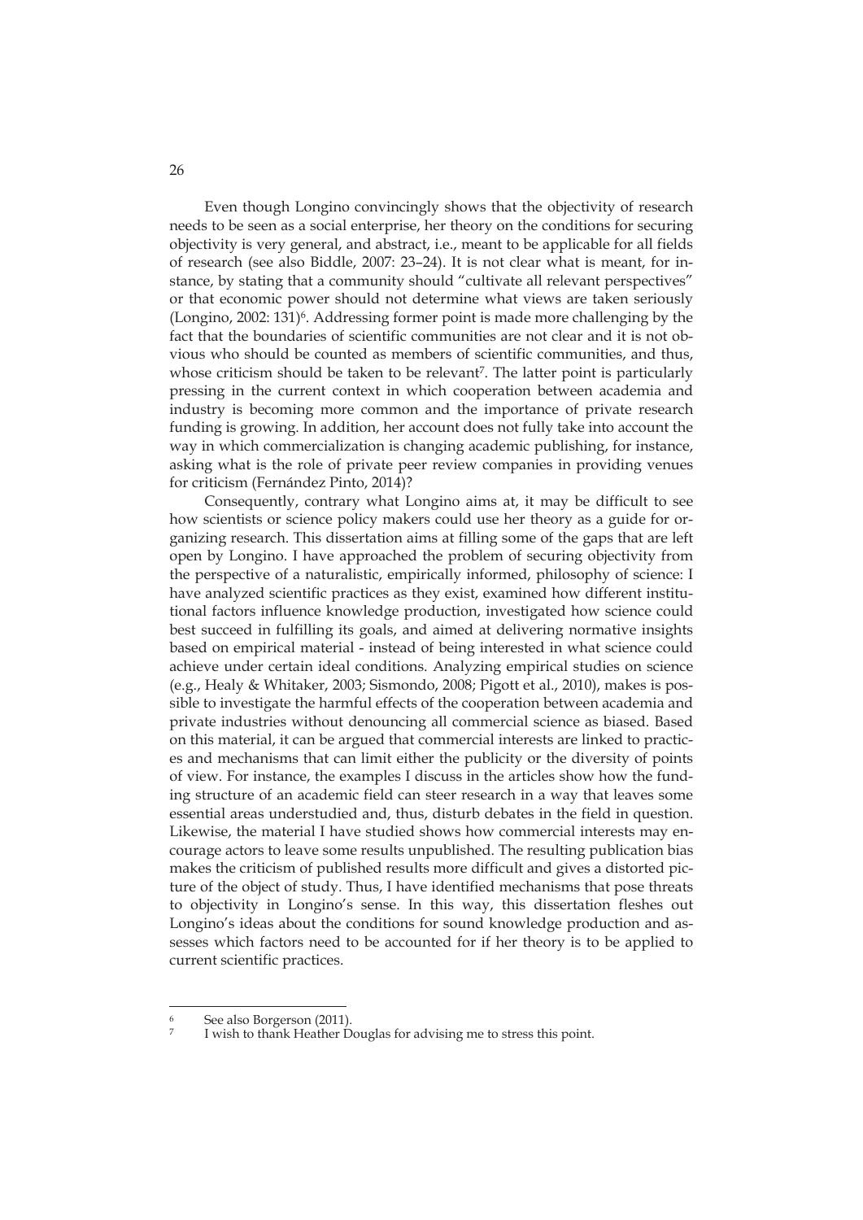Even though Longino convincingly shows that the objectivity of research needs to be seen as a social enterprise, her theory on the conditions for securing objectivity is very general, and abstract, i.e., meant to be applicable for all fields of research (see also Biddle, 2007: 23–24). It is not clear what is meant, for instance, by stating that a community should "cultivate all relevant perspectives" or that economic power should not determine what views are taken seriously (Longino, 2002: 131)[6]. Addressing former point is made more challenging by the fact that the boundaries of scientific communities are not clear and it is not obvious who should be counted as members of scientific communities, and thus, whose criticism should be taken to be relevant[7]. The latter point is particularly pressing in the current context in which cooperation between academia and industry is becoming more common and the importance of private research funding is growing. In addition, her account does not fully take into account the way in which commercialization is changing academic publishing, for instance, asking what is the role of private peer review companies in providing venues for criticism (Fernández Pinto, 2014)?

Consequently, contrary what Longino aims at, it may be difficult to see how scientists or science policy makers could use her theory as a guide for organizing research. This dissertation aims at filling some of the gaps that are left open by Longino. I have approached the problem of securing objectivity from the perspective of a naturalistic, empirically informed, philosophy of science: I have analyzed scientific practices as they exist, examined how different institutional factors influence knowledge production, investigated how science could best succeed in fulfilling its goals, and aimed at delivering normative insights based on empirical material - instead of being interested in what science could achieve under certain ideal conditions. Analyzing empirical studies on science (e.g., Healy & Whitaker, 2003; Sismondo, 2008; Pigott et al., 2010), makes is possible to investigate the harmful effects of the cooperation between academia and private industries without denouncing all commercial science as biased. Based on this material, it can be argued that commercial interests are linked to practices and mechanisms that can limit either the publicity or the diversity of points of view. For instance, the examples I discuss in the articles show how the funding structure of an academic field can steer research in a way that leaves some essential areas understudied and, thus, disturb debates in the field in question. Likewise, the material I have studied shows how commercial interests may encourage actors to leave some results unpublished. The resulting publication bias makes the criticism of published results more difficult and gives a distorted picture of the object of study. Thus, I have identified mechanisms that pose threats to objectivity in Longino's sense. In this way, this dissertation fleshes out Longino's ideas about the conditions for sound knowledge production and assesses which factors need to be accounted for if her theory is to be applied to current scientific practices.

---

[6] See also Borgerson (2011).

[7] I wish to thank Heather Douglas for advising me to stress this point.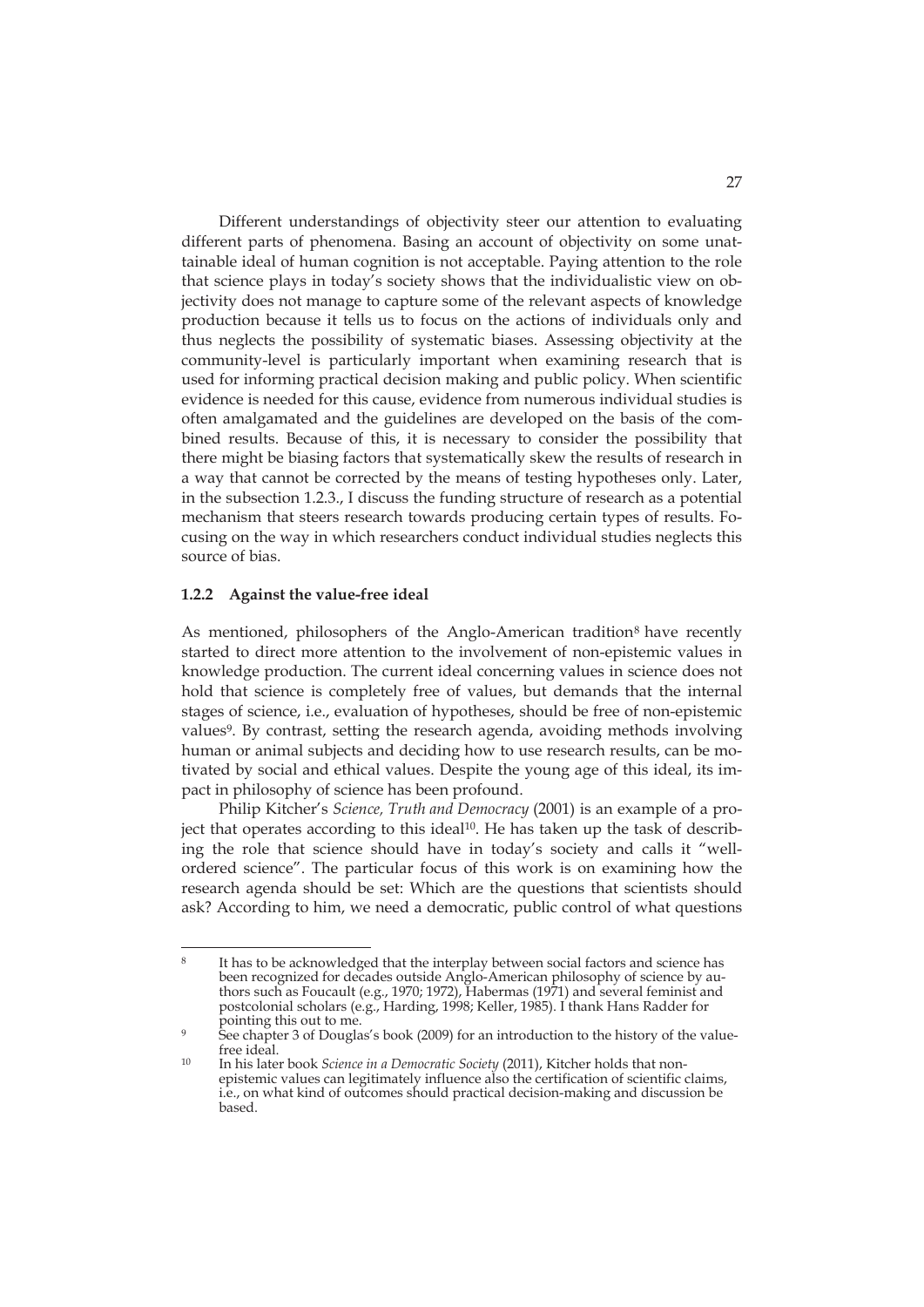Different understandings of objectivity steer our attention to evaluating different parts of phenomena. Basing an account of objectivity on some unattainable ideal of human cognition is not acceptable. Paying attention to the role that science plays in today's society shows that the individualistic view on objectivity does not manage to capture some of the relevant aspects of knowledge production because it tells us to focus on the actions of individuals only and thus neglects the possibility of systematic biases. Assessing objectivity at the community-level is particularly important when examining research that is used for informing practical decision making and public policy. When scientific evidence is needed for this cause, evidence from numerous individual studies is often amalgamated and the guidelines are developed on the basis of the combined results. Because of this, it is necessary to consider the possibility that there might be biasing factors that systematically skew the results of research in a way that cannot be corrected by the means of testing hypotheses only. Later, in the subsection 1.2.3., I discuss the funding structure of research as a potential mechanism that steers research towards producing certain types of results. Focusing on the way in which researchers conduct individual studies neglects this source of bias.

### 1.2.2 Against the value-free ideal

As mentioned, philosophers of the Anglo-American tradition[8] have recently started to direct more attention to the involvement of non-epistemic values in knowledge production. The current ideal concerning values in science does not hold that science is completely free of values, but demands that the internal stages of science, i.e., evaluation of hypotheses, should be free of non-epistemic values[9]. By contrast, setting the research agenda, avoiding methods involving human or animal subjects and deciding how to use research results, can be motivated by social and ethical values. Despite the young age of this ideal, its impact in philosophy of science has been profound.

Philip Kitcher's *Science, Truth and Democracy* (2001) is an example of a project that operates according to this ideal[10]. He has taken up the task of describing the role that science should have in today's society and calls it "well-ordered science". The particular focus of this work is on examining how the research agenda should be set: Which are the questions that scientists should ask? According to him, we need a democratic, public control of what questions

---

[8] It has to be acknowledged that the interplay between social factors and science has been recognized for decades outside Anglo-American philosophy of science by authors such as Foucault (e.g., 1970; 1972), Habermas (1971) and several feminist and postcolonial scholars (e.g., Harding, 1998; Keller, 1985). I thank Hans Radder for pointing this out to me.

[9] See chapter 3 of Douglas's book (2009) for an introduction to the history of the value-free ideal.

[10] In his later book *Science in a Democratic Society* (2011), Kitcher holds that non-epistemic values can legitimately influence also the certification of scientific claims, i.e., on what kind of outcomes should practical decision-making and discussion be based.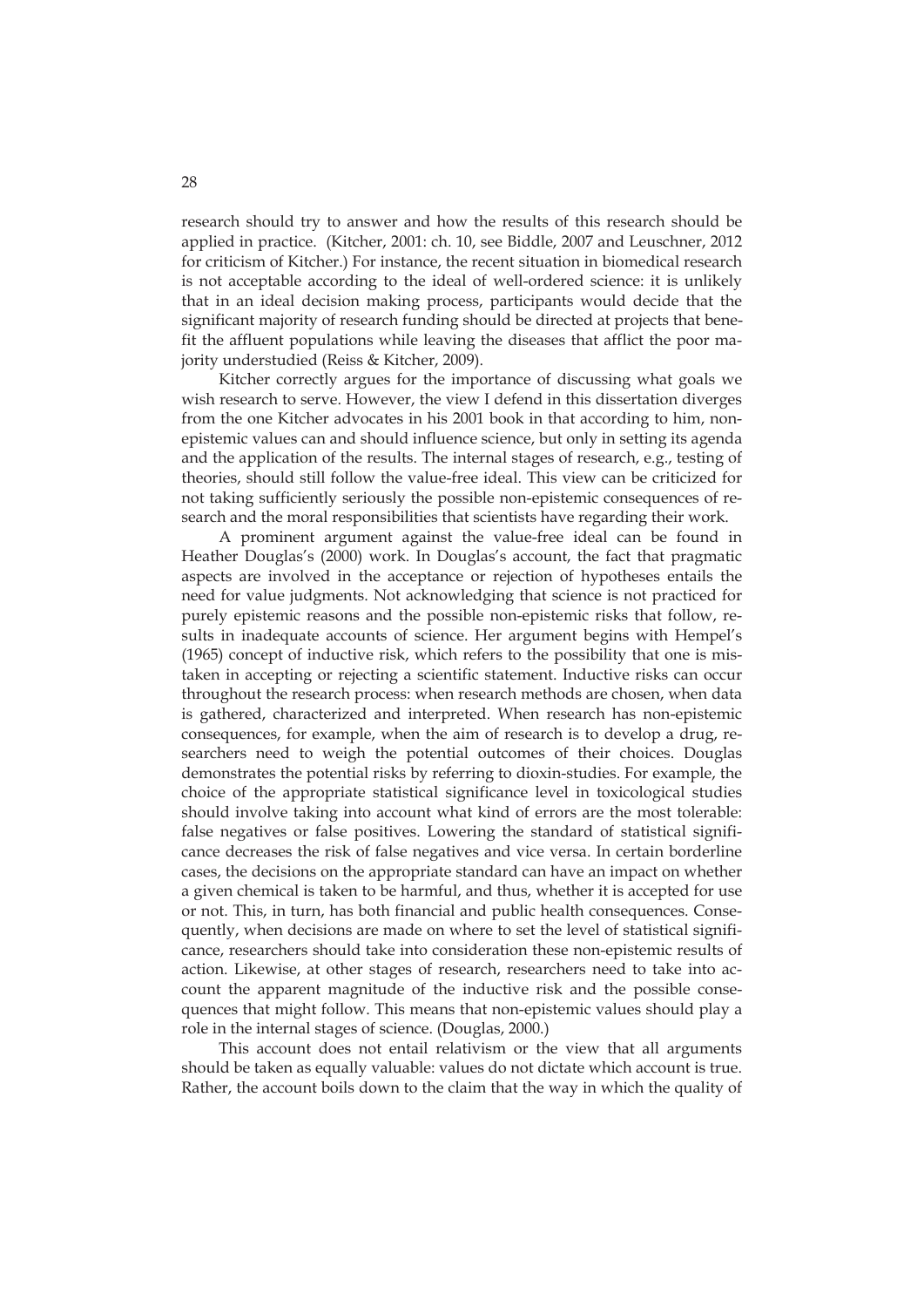research should try to answer and how the results of this research should be applied in practice. (Kitcher, 2001: ch. 10, see Biddle, 2007 and Leuschner, 2012 for criticism of Kitcher.) For instance, the recent situation in biomedical research is not acceptable according to the ideal of well-ordered science: it is unlikely that in an ideal decision making process, participants would decide that the significant majority of research funding should be directed at projects that benefit the affluent populations while leaving the diseases that afflict the poor majority understudied (Reiss & Kitcher, 2009).

Kitcher correctly argues for the importance of discussing what goals we wish research to serve. However, the view I defend in this dissertation diverges from the one Kitcher advocates in his 2001 book in that according to him, non-epistemic values can and should influence science, but only in setting its agenda and the application of the results. The internal stages of research, e.g., testing of theories, should still follow the value-free ideal. This view can be criticized for not taking sufficiently seriously the possible non-epistemic consequences of research and the moral responsibilities that scientists have regarding their work.

A prominent argument against the value-free ideal can be found in Heather Douglas's (2000) work. In Douglas's account, the fact that pragmatic aspects are involved in the acceptance or rejection of hypotheses entails the need for value judgments. Not acknowledging that science is not practiced for purely epistemic reasons and the possible non-epistemic risks that follow, results in inadequate accounts of science. Her argument begins with Hempel's (1965) concept of inductive risk, which refers to the possibility that one is mistaken in accepting or rejecting a scientific statement. Inductive risks can occur throughout the research process: when research methods are chosen, when data is gathered, characterized and interpreted. When research has non-epistemic consequences, for example, when the aim of research is to develop a drug, researchers need to weigh the potential outcomes of their choices. Douglas demonstrates the potential risks by referring to dioxin-studies. For example, the choice of the appropriate statistical significance level in toxicological studies should involve taking into account what kind of errors are the most tolerable: false negatives or false positives. Lowering the standard of statistical significance decreases the risk of false negatives and vice versa. In certain borderline cases, the decisions on the appropriate standard can have an impact on whether a given chemical is taken to be harmful, and thus, whether it is accepted for use or not. This, in turn, has both financial and public health consequences. Consequently, when decisions are made on where to set the level of statistical significance, researchers should take into consideration these non-epistemic results of action. Likewise, at other stages of research, researchers need to take into account the apparent magnitude of the inductive risk and the possible consequences that might follow. This means that non-epistemic values should play a role in the internal stages of science. (Douglas, 2000.)

This account does not entail relativism or the view that all arguments should be taken as equally valuable: values do not dictate which account is true. Rather, the account boils down to the claim that the way in which the quality of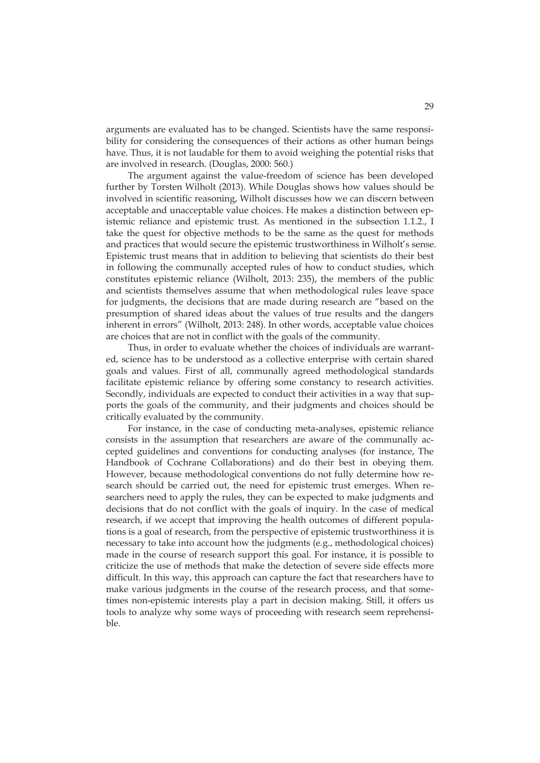arguments are evaluated has to be changed. Scientists have the same responsibility for considering the consequences of their actions as other human beings have. Thus, it is not laudable for them to avoid weighing the potential risks that are involved in research. (Douglas, 2000: 560.)

The argument against the value-freedom of science has been developed further by Torsten Wilholt (2013). While Douglas shows how values should be involved in scientific reasoning, Wilholt discusses how we can discern between acceptable and unacceptable value choices. He makes a distinction between epistemic reliance and epistemic trust. As mentioned in the subsection 1.1.2., I take the quest for objective methods to be the same as the quest for methods and practices that would secure the epistemic trustworthiness in Wilholt's sense. Epistemic trust means that in addition to believing that scientists do their best in following the communally accepted rules of how to conduct studies, which constitutes epistemic reliance (Wilholt, 2013: 235), the members of the public and scientists themselves assume that when methodological rules leave space for judgments, the decisions that are made during research are "based on the presumption of shared ideas about the values of true results and the dangers inherent in errors" (Wilholt, 2013: 248). In other words, acceptable value choices are choices that are not in conflict with the goals of the community.

Thus, in order to evaluate whether the choices of individuals are warranted, science has to be understood as a collective enterprise with certain shared goals and values. First of all, communally agreed methodological standards facilitate epistemic reliance by offering some constancy to research activities. Secondly, individuals are expected to conduct their activities in a way that supports the goals of the community, and their judgments and choices should be critically evaluated by the community.

For instance, in the case of conducting meta-analyses, epistemic reliance consists in the assumption that researchers are aware of the communally accepted guidelines and conventions for conducting analyses (for instance, The Handbook of Cochrane Collaborations) and do their best in obeying them. However, because methodological conventions do not fully determine how research should be carried out, the need for epistemic trust emerges. When researchers need to apply the rules, they can be expected to make judgments and decisions that do not conflict with the goals of inquiry. In the case of medical research, if we accept that improving the health outcomes of different populations is a goal of research, from the perspective of epistemic trustworthiness it is necessary to take into account how the judgments (e.g., methodological choices) made in the course of research support this goal. For instance, it is possible to criticize the use of methods that make the detection of severe side effects more difficult. In this way, this approach can capture the fact that researchers have to make various judgments in the course of the research process, and that sometimes non-epistemic interests play a part in decision making. Still, it offers us tools to analyze why some ways of proceeding with research seem reprehensible.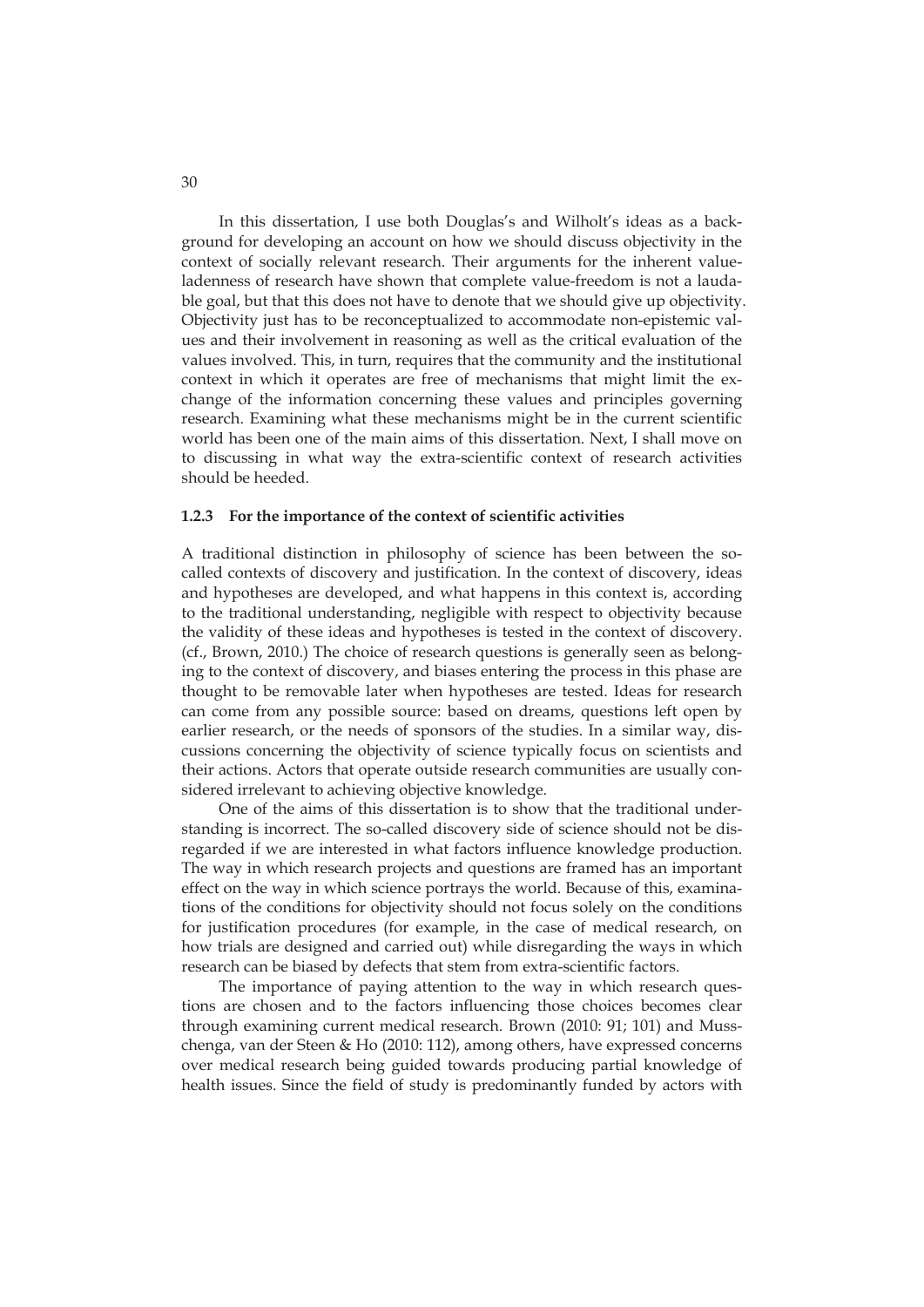In this dissertation, I use both Douglas's and Wilholt's ideas as a background for developing an account on how we should discuss objectivity in the context of socially relevant research. Their arguments for the inherent value-ladenness of research have shown that complete value-freedom is not a laudable goal, but that this does not have to denote that we should give up objectivity. Objectivity just has to be reconceptualized to accommodate non-epistemic values and their involvement in reasoning as well as the critical evaluation of the values involved. This, in turn, requires that the community and the institutional context in which it operates are free of mechanisms that might limit the exchange of the information concerning these values and principles governing research. Examining what these mechanisms might be in the current scientific world has been one of the main aims of this dissertation. Next, I shall move on to discussing in what way the extra-scientific context of research activities should be heeded.

### 1.2.3 For the importance of the context of scientific activities

A traditional distinction in philosophy of science has been between the so-called contexts of discovery and justification. In the context of discovery, ideas and hypotheses are developed, and what happens in this context is, according to the traditional understanding, negligible with respect to objectivity because the validity of these ideas and hypotheses is tested in the context of discovery. (cf., Brown, 2010.) The choice of research questions is generally seen as belonging to the context of discovery, and biases entering the process in this phase are thought to be removable later when hypotheses are tested. Ideas for research can come from any possible source: based on dreams, questions left open by earlier research, or the needs of sponsors of the studies. In a similar way, discussions concerning the objectivity of science typically focus on scientists and their actions. Actors that operate outside research communities are usually considered irrelevant to achieving objective knowledge.

One of the aims of this dissertation is to show that the traditional understanding is incorrect. The so-called discovery side of science should not be disregarded if we are interested in what factors influence knowledge production. The way in which research projects and questions are framed has an important effect on the way in which science portrays the world. Because of this, examinations of the conditions for objectivity should not focus solely on the conditions for justification procedures (for example, in the case of medical research, on how trials are designed and carried out) while disregarding the ways in which research can be biased by defects that stem from extra-scientific factors.

The importance of paying attention to the way in which research questions are chosen and to the factors influencing those choices becomes clear through examining current medical research. Brown (2010: 91; 101) and Musschenga, van der Steen & Ho (2010: 112), among others, have expressed concerns over medical research being guided towards producing partial knowledge of health issues. Since the field of study is predominantly funded by actors with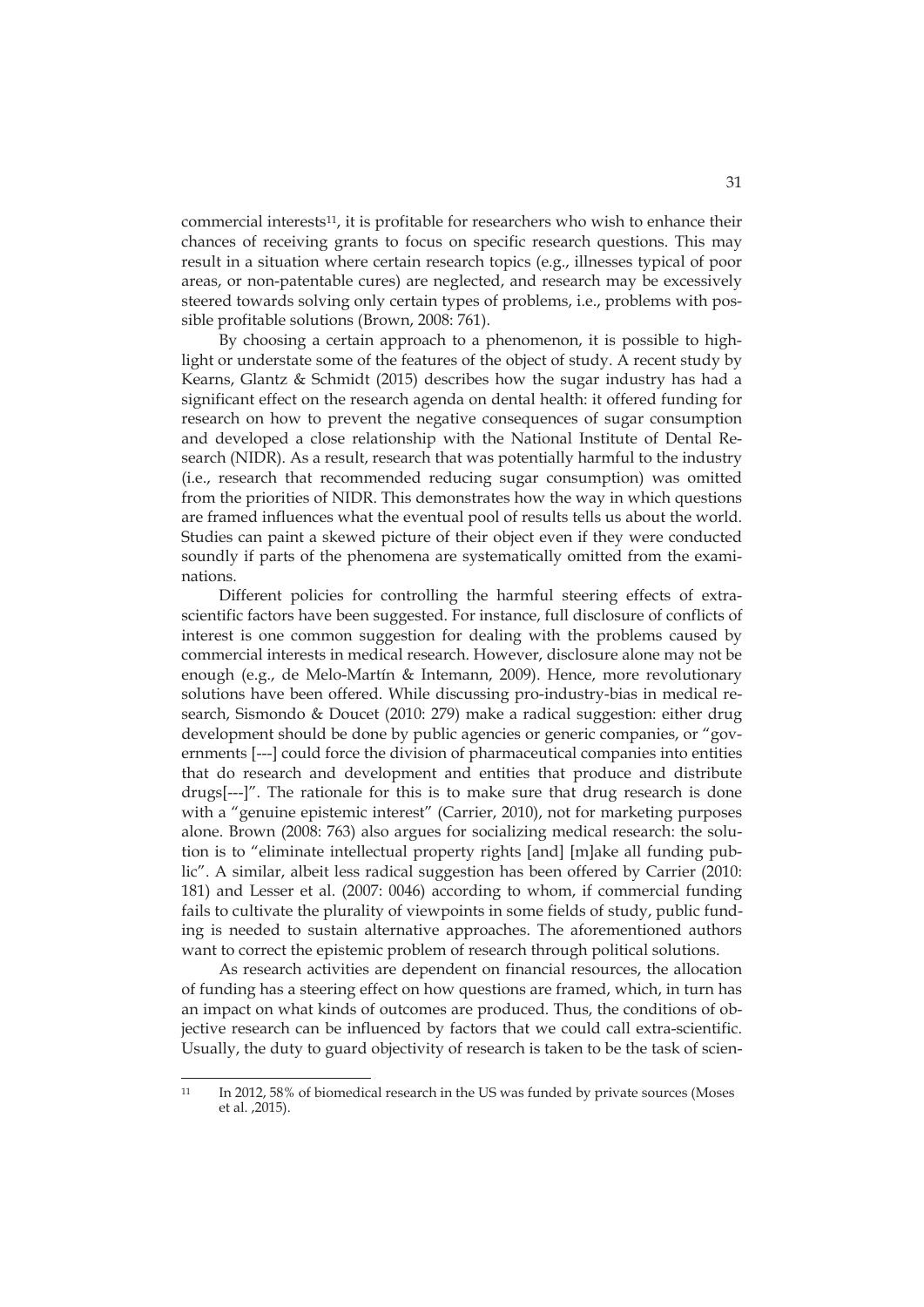commercial interests[11], it is profitable for researchers who wish to enhance their chances of receiving grants to focus on specific research questions. This may result in a situation where certain research topics (e.g., illnesses typical of poor areas, or non-patentable cures) are neglected, and research may be excessively steered towards solving only certain types of problems, i.e., problems with possible profitable solutions (Brown, 2008: 761).

By choosing a certain approach to a phenomenon, it is possible to highlight or understate some of the features of the object of study. A recent study by Kearns, Glantz & Schmidt (2015) describes how the sugar industry has had a significant effect on the research agenda on dental health: it offered funding for research on how to prevent the negative consequences of sugar consumption and developed a close relationship with the National Institute of Dental Research (NIDR). As a result, research that was potentially harmful to the industry (i.e., research that recommended reducing sugar consumption) was omitted from the priorities of NIDR. This demonstrates how the way in which questions are framed influences what the eventual pool of results tells us about the world. Studies can paint a skewed picture of their object even if they were conducted soundly if parts of the phenomena are systematically omitted from the examinations.

Different policies for controlling the harmful steering effects of extra-scientific factors have been suggested. For instance, full disclosure of conflicts of interest is one common suggestion for dealing with the problems caused by commercial interests in medical research. However, disclosure alone may not be enough (e.g., de Melo-Martín & Intemann, 2009). Hence, more revolutionary solutions have been offered. While discussing pro-industry-bias in medical research, Sismondo & Doucet (2010: 279) make a radical suggestion: either drug development should be done by public agencies or generic companies, or "governments [---] could force the division of pharmaceutical companies into entities that do research and development and entities that produce and distribute drugs[---]". The rationale for this is to make sure that drug research is done with a "genuine epistemic interest" (Carrier, 2010), not for marketing purposes alone. Brown (2008: 763) also argues for socializing medical research: the solution is to "eliminate intellectual property rights [and] [m]ake all funding public". A similar, albeit less radical suggestion has been offered by Carrier (2010: 181) and Lesser et al. (2007: 0046) according to whom, if commercial funding fails to cultivate the plurality of viewpoints in some fields of study, public funding is needed to sustain alternative approaches. The aforementioned authors want to correct the epistemic problem of research through political solutions.

As research activities are dependent on financial resources, the allocation of funding has a steering effect on how questions are framed, which, in turn has an impact on what kinds of outcomes are produced. Thus, the conditions of objective research can be influenced by factors that we could call extra-scientific. Usually, the duty to guard objectivity of research is taken to be the task of scien-

[11] In 2012, 58% of biomedical research in the US was funded by private sources (Moses et al. ,2015).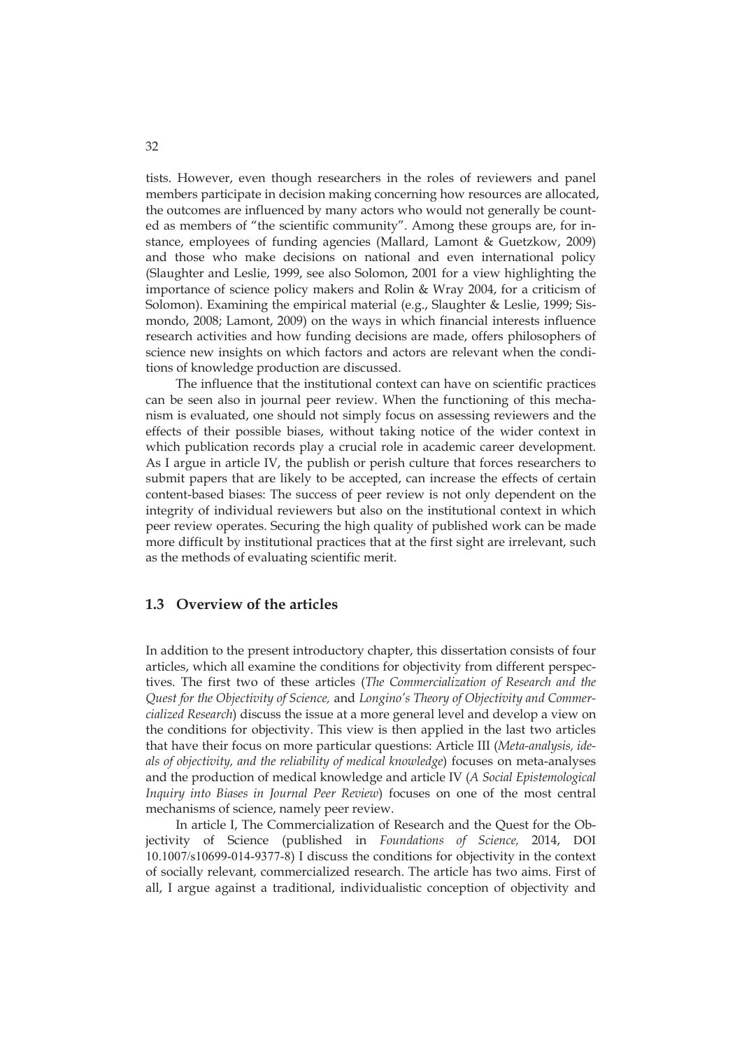tists. However, even though researchers in the roles of reviewers and panel members participate in decision making concerning how resources are allocated, the outcomes are influenced by many actors who would not generally be counted as members of "the scientific community". Among these groups are, for instance, employees of funding agencies (Mallard, Lamont & Guetzkow, 2009) and those who make decisions on national and even international policy (Slaughter and Leslie, 1999, see also Solomon, 2001 for a view highlighting the importance of science policy makers and Rolin & Wray 2004, for a criticism of Solomon). Examining the empirical material (e.g., Slaughter & Leslie, 1999; Sismondo, 2008; Lamont, 2009) on the ways in which financial interests influence research activities and how funding decisions are made, offers philosophers of science new insights on which factors and actors are relevant when the conditions of knowledge production are discussed.

The influence that the institutional context can have on scientific practices can be seen also in journal peer review. When the functioning of this mechanism is evaluated, one should not simply focus on assessing reviewers and the effects of their possible biases, without taking notice of the wider context in which publication records play a crucial role in academic career development. As I argue in article IV, the publish or perish culture that forces researchers to submit papers that are likely to be accepted, can increase the effects of certain content-based biases: The success of peer review is not only dependent on the integrity of individual reviewers but also on the institutional context in which peer review operates. Securing the high quality of published work can be made more difficult by institutional practices that at the first sight are irrelevant, such as the methods of evaluating scientific merit.

## 1.3 Overview of the articles

In addition to the present introductory chapter, this dissertation consists of four articles, which all examine the conditions for objectivity from different perspectives. The first two of these articles (*The Commercialization of Research and the Quest for the Objectivity of Science,* and *Longino's Theory of Objectivity and Commercialized Research*) discuss the issue at a more general level and develop a view on the conditions for objectivity. This view is then applied in the last two articles that have their focus on more particular questions: Article III (*Meta-analysis, ideals of objectivity, and the reliability of medical knowledge*) focuses on meta-analyses and the production of medical knowledge and article IV (*A Social Epistemological Inquiry into Biases in Journal Peer Review*) focuses on one of the most central mechanisms of science, namely peer review.

In article I, The Commercialization of Research and the Quest for the Objectivity of Science (published in *Foundations of Science,* 2014, DOI 10.1007/s10699-014-9377-8) I discuss the conditions for objectivity in the context of socially relevant, commercialized research. The article has two aims. First of all, I argue against a traditional, individualistic conception of objectivity and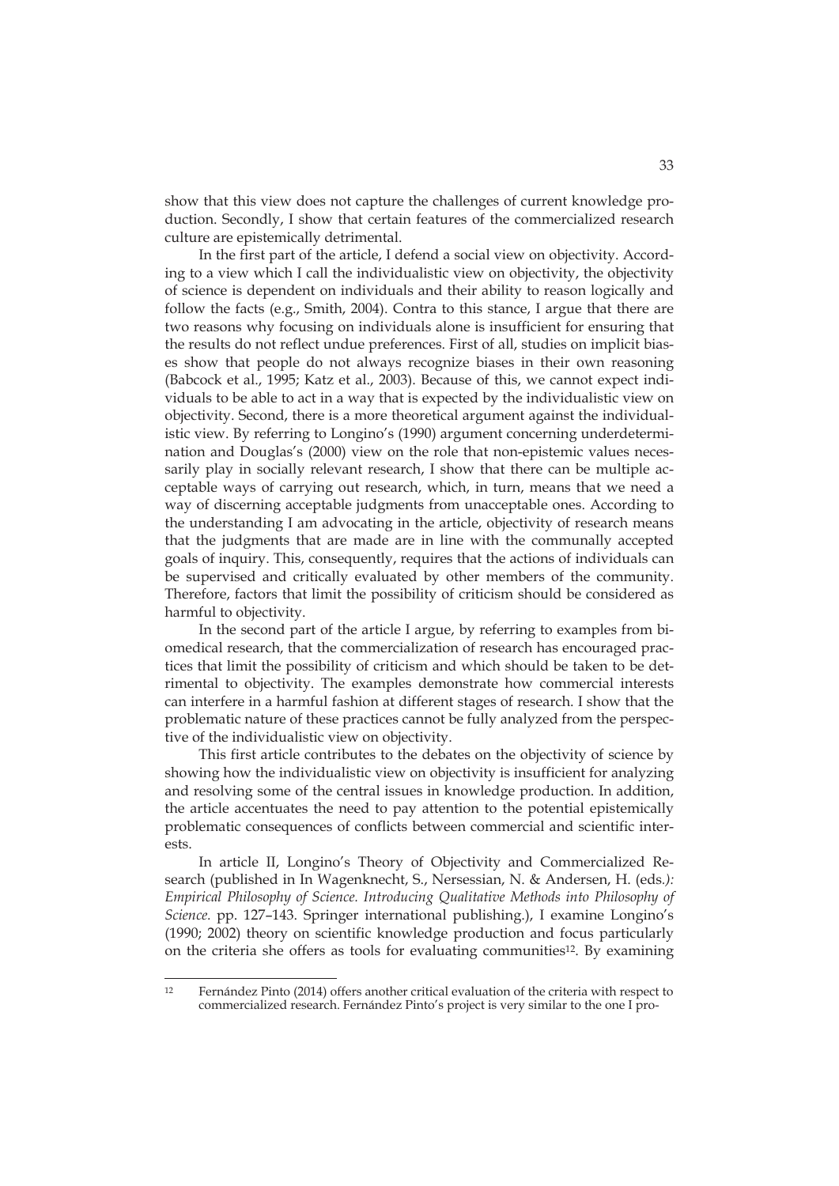show that this view does not capture the challenges of current knowledge production. Secondly, I show that certain features of the commercialized research culture are epistemically detrimental.

In the first part of the article, I defend a social view on objectivity. According to a view which I call the individualistic view on objectivity, the objectivity of science is dependent on individuals and their ability to reason logically and follow the facts (e.g., Smith, 2004). Contra to this stance, I argue that there are two reasons why focusing on individuals alone is insufficient for ensuring that the results do not reflect undue preferences. First of all, studies on implicit biases show that people do not always recognize biases in their own reasoning (Babcock et al., 1995; Katz et al., 2003). Because of this, we cannot expect individuals to be able to act in a way that is expected by the individualistic view on objectivity. Second, there is a more theoretical argument against the individualistic view. By referring to Longino's (1990) argument concerning underdetermination and Douglas's (2000) view on the role that non-epistemic values necessarily play in socially relevant research, I show that there can be multiple acceptable ways of carrying out research, which, in turn, means that we need a way of discerning acceptable judgments from unacceptable ones. According to the understanding I am advocating in the article, objectivity of research means that the judgments that are made are in line with the communally accepted goals of inquiry. This, consequently, requires that the actions of individuals can be supervised and critically evaluated by other members of the community. Therefore, factors that limit the possibility of criticism should be considered as harmful to objectivity.

In the second part of the article I argue, by referring to examples from biomedical research, that the commercialization of research has encouraged practices that limit the possibility of criticism and which should be taken to be detrimental to objectivity. The examples demonstrate how commercial interests can interfere in a harmful fashion at different stages of research. I show that the problematic nature of these practices cannot be fully analyzed from the perspective of the individualistic view on objectivity.

This first article contributes to the debates on the objectivity of science by showing how the individualistic view on objectivity is insufficient for analyzing and resolving some of the central issues in knowledge production. In addition, the article accentuates the need to pay attention to the potential epistemically problematic consequences of conflicts between commercial and scientific interests.

In article II, Longino's Theory of Objectivity and Commercialized Research (published in In Wagenknecht, S., Nersessian, N. & Andersen, H. (eds.*): Empirical Philosophy of Science. Introducing Qualitative Methods into Philosophy of Science.* pp. 127–143. Springer international publishing.), I examine Longino's (1990; 2002) theory on scientific knowledge production and focus particularly on the criteria she offers as tools for evaluating communities[12]. By examining

[12] Fernández Pinto (2014) offers another critical evaluation of the criteria with respect to commercialized research. Fernández Pinto's project is very similar to the one I pro-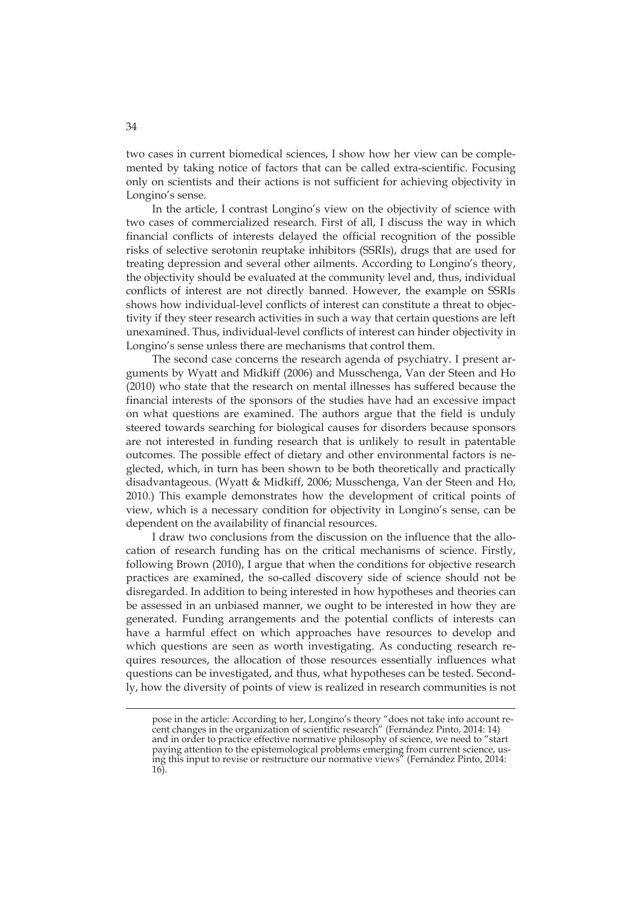two cases in current biomedical sciences, I show how her view can be complemented by taking notice of factors that can be called extra-scientific. Focusing only on scientists and their actions is not sufficient for achieving objectivity in Longino's sense.

In the article, I contrast Longino's view on the objectivity of science with two cases of commercialized research. First of all, I discuss the way in which financial conflicts of interests delayed the official recognition of the possible risks of selective serotonin reuptake inhibitors (SSRIs), drugs that are used for treating depression and several other ailments. According to Longino's theory, the objectivity should be evaluated at the community level and, thus, individual conflicts of interest are not directly banned. However, the example on SSRIs shows how individual-level conflicts of interest can constitute a threat to objectivity if they steer research activities in such a way that certain questions are left unexamined. Thus, individual-level conflicts of interest can hinder objectivity in Longino's sense unless there are mechanisms that control them.

The second case concerns the research agenda of psychiatry. I present arguments by Wyatt and Midkiff (2006) and Musschenga, Van der Steen and Ho (2010) who state that the research on mental illnesses has suffered because the financial interests of the sponsors of the studies have had an excessive impact on what questions are examined. The authors argue that the field is unduly steered towards searching for biological causes for disorders because sponsors are not interested in funding research that is unlikely to result in patentable outcomes. The possible effect of dietary and other environmental factors is neglected, which, in turn has been shown to be both theoretically and practically disadvantageous. (Wyatt & Midkiff, 2006; Musschenga, Van der Steen and Ho, 2010.) This example demonstrates how the development of critical points of view, which is a necessary condition for objectivity in Longino's sense, can be dependent on the availability of financial resources.

I draw two conclusions from the discussion on the influence that the allocation of research funding has on the critical mechanisms of science. Firstly, following Brown (2010), I argue that when the conditions for objective research practices are examined, the so-called discovery side of science should not be disregarded. In addition to being interested in how hypotheses and theories can be assessed in an unbiased manner, we ought to be interested in how they are generated. Funding arrangements and the potential conflicts of interests can have a harmful effect on which approaches have resources to develop and which questions are seen as worth investigating. As conducting research requires resources, the allocation of those resources essentially influences what questions can be investigated, and thus, what hypotheses can be tested. Secondly, how the diversity of points of view is realized in research communities is not

pose in the article: According to her, Longino's theory "does not take into account recent changes in the organization of scientific research" (Fernández Pinto, 2014: 14) and in order to practice effective normative philosophy of science, we need to "start paying attention to the epistemological problems emerging from current science, using this input to revise or restructure our normative views" (Fernández Pinto, 2014: 16).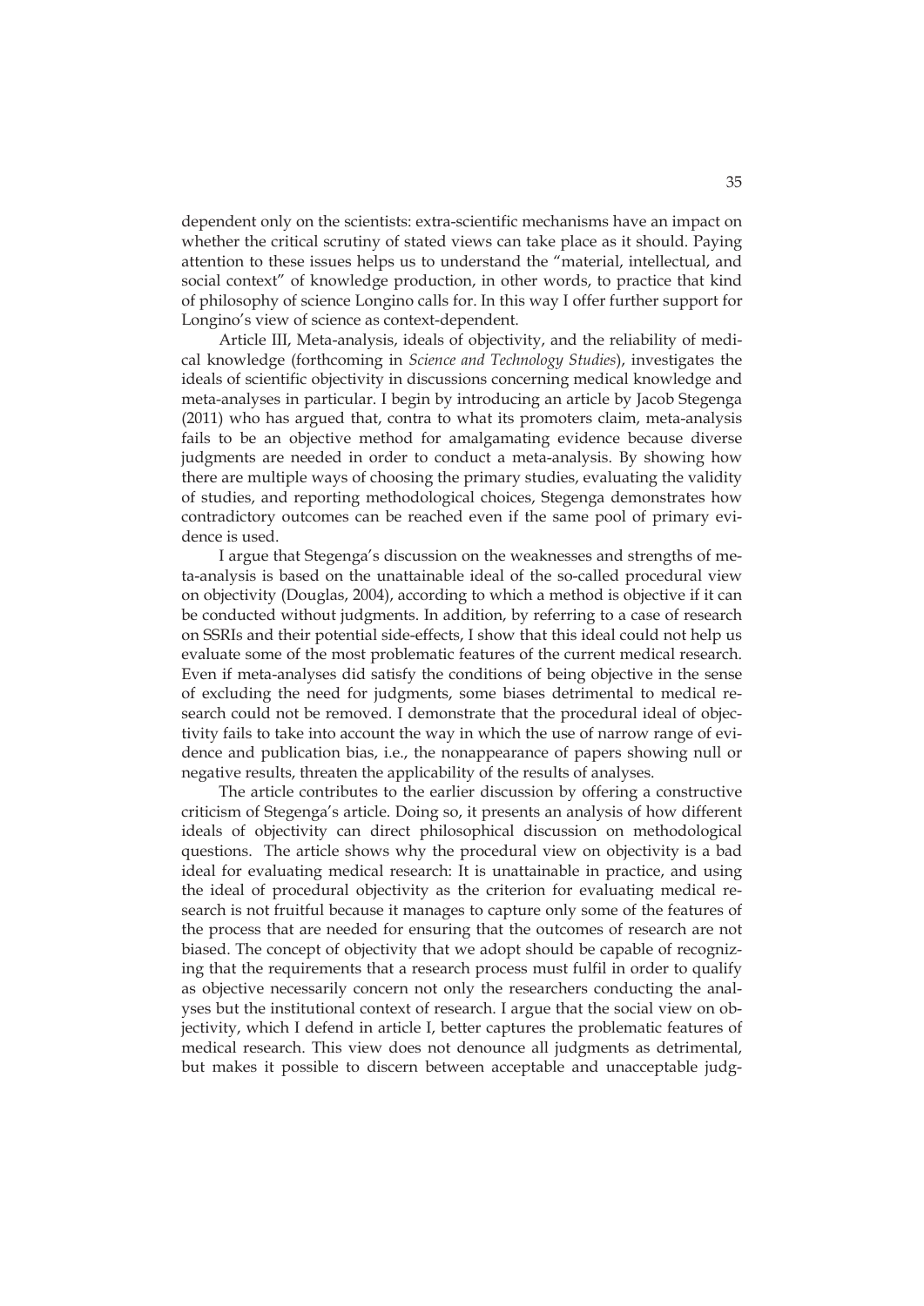dependent only on the scientists: extra-scientific mechanisms have an impact on whether the critical scrutiny of stated views can take place as it should. Paying attention to these issues helps us to understand the "material, intellectual, and social context" of knowledge production, in other words, to practice that kind of philosophy of science Longino calls for. In this way I offer further support for Longino's view of science as context-dependent.

Article III, Meta-analysis, ideals of objectivity, and the reliability of medical knowledge (forthcoming in *Science and Technology Studies*), investigates the ideals of scientific objectivity in discussions concerning medical knowledge and meta-analyses in particular. I begin by introducing an article by Jacob Stegenga (2011) who has argued that, contra to what its promoters claim, meta-analysis fails to be an objective method for amalgamating evidence because diverse judgments are needed in order to conduct a meta-analysis. By showing how there are multiple ways of choosing the primary studies, evaluating the validity of studies, and reporting methodological choices, Stegenga demonstrates how contradictory outcomes can be reached even if the same pool of primary evidence is used.

I argue that Stegenga's discussion on the weaknesses and strengths of meta-analysis is based on the unattainable ideal of the so-called procedural view on objectivity (Douglas, 2004), according to which a method is objective if it can be conducted without judgments. In addition, by referring to a case of research on SSRIs and their potential side-effects, I show that this ideal could not help us evaluate some of the most problematic features of the current medical research. Even if meta-analyses did satisfy the conditions of being objective in the sense of excluding the need for judgments, some biases detrimental to medical research could not be removed. I demonstrate that the procedural ideal of objectivity fails to take into account the way in which the use of narrow range of evidence and publication bias, i.e., the nonappearance of papers showing null or negative results, threaten the applicability of the results of analyses.

The article contributes to the earlier discussion by offering a constructive criticism of Stegenga's article. Doing so, it presents an analysis of how different ideals of objectivity can direct philosophical discussion on methodological questions. The article shows why the procedural view on objectivity is a bad ideal for evaluating medical research: It is unattainable in practice, and using the ideal of procedural objectivity as the criterion for evaluating medical research is not fruitful because it manages to capture only some of the features of the process that are needed for ensuring that the outcomes of research are not biased. The concept of objectivity that we adopt should be capable of recognizing that the requirements that a research process must fulfil in order to qualify as objective necessarily concern not only the researchers conducting the analyses but the institutional context of research. I argue that the social view on objectivity, which I defend in article I, better captures the problematic features of medical research. This view does not denounce all judgments as detrimental, but makes it possible to discern between acceptable and unacceptable judg-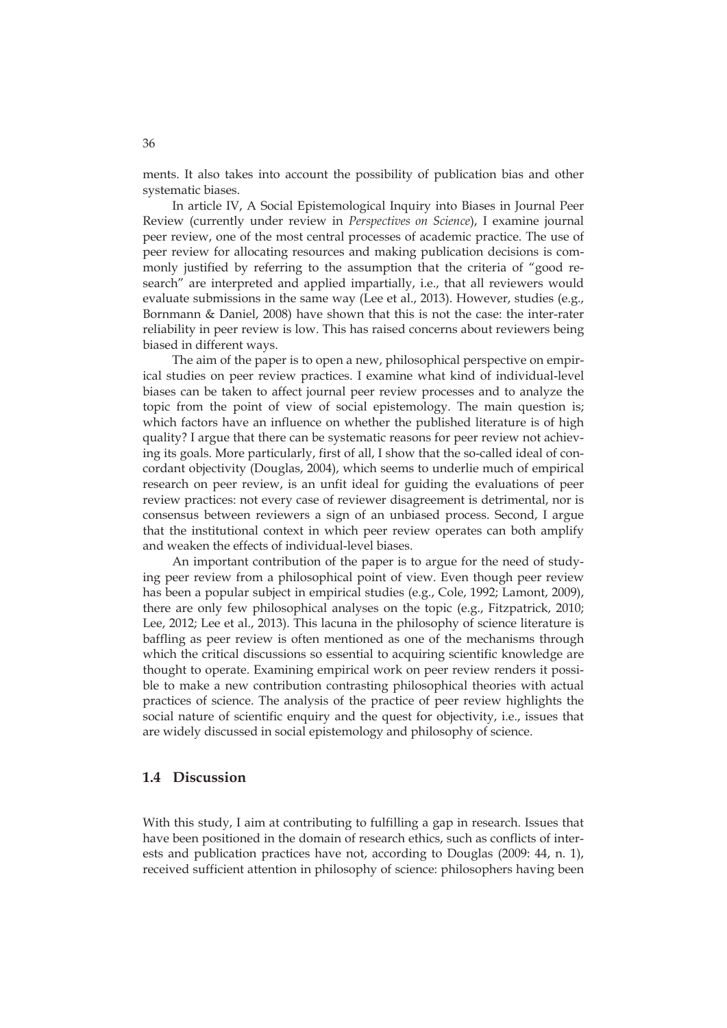ments. It also takes into account the possibility of publication bias and other systematic biases.

In article IV, A Social Epistemological Inquiry into Biases in Journal Peer Review (currently under review in *Perspectives on Science*), I examine journal peer review, one of the most central processes of academic practice. The use of peer review for allocating resources and making publication decisions is commonly justified by referring to the assumption that the criteria of "good research" are interpreted and applied impartially, i.e., that all reviewers would evaluate submissions in the same way (Lee et al., 2013). However, studies (e.g., Bornmann & Daniel, 2008) have shown that this is not the case: the inter-rater reliability in peer review is low. This has raised concerns about reviewers being biased in different ways.

The aim of the paper is to open a new, philosophical perspective on empirical studies on peer review practices. I examine what kind of individual-level biases can be taken to affect journal peer review processes and to analyze the topic from the point of view of social epistemology. The main question is; which factors have an influence on whether the published literature is of high quality? I argue that there can be systematic reasons for peer review not achieving its goals. More particularly, first of all, I show that the so-called ideal of concordant objectivity (Douglas, 2004), which seems to underlie much of empirical research on peer review, is an unfit ideal for guiding the evaluations of peer review practices: not every case of reviewer disagreement is detrimental, nor is consensus between reviewers a sign of an unbiased process. Second, I argue that the institutional context in which peer review operates can both amplify and weaken the effects of individual-level biases.

An important contribution of the paper is to argue for the need of studying peer review from a philosophical point of view. Even though peer review has been a popular subject in empirical studies (e.g., Cole, 1992; Lamont, 2009), there are only few philosophical analyses on the topic (e.g., Fitzpatrick, 2010; Lee, 2012; Lee et al., 2013). This lacuna in the philosophy of science literature is baffling as peer review is often mentioned as one of the mechanisms through which the critical discussions so essential to acquiring scientific knowledge are thought to operate. Examining empirical work on peer review renders it possible to make a new contribution contrasting philosophical theories with actual practices of science. The analysis of the practice of peer review highlights the social nature of scientific enquiry and the quest for objectivity, i.e., issues that are widely discussed in social epistemology and philosophy of science.

## 1.4 Discussion

With this study, I aim at contributing to fulfilling a gap in research. Issues that have been positioned in the domain of research ethics, such as conflicts of interests and publication practices have not, according to Douglas (2009: 44, n. 1), received sufficient attention in philosophy of science: philosophers having been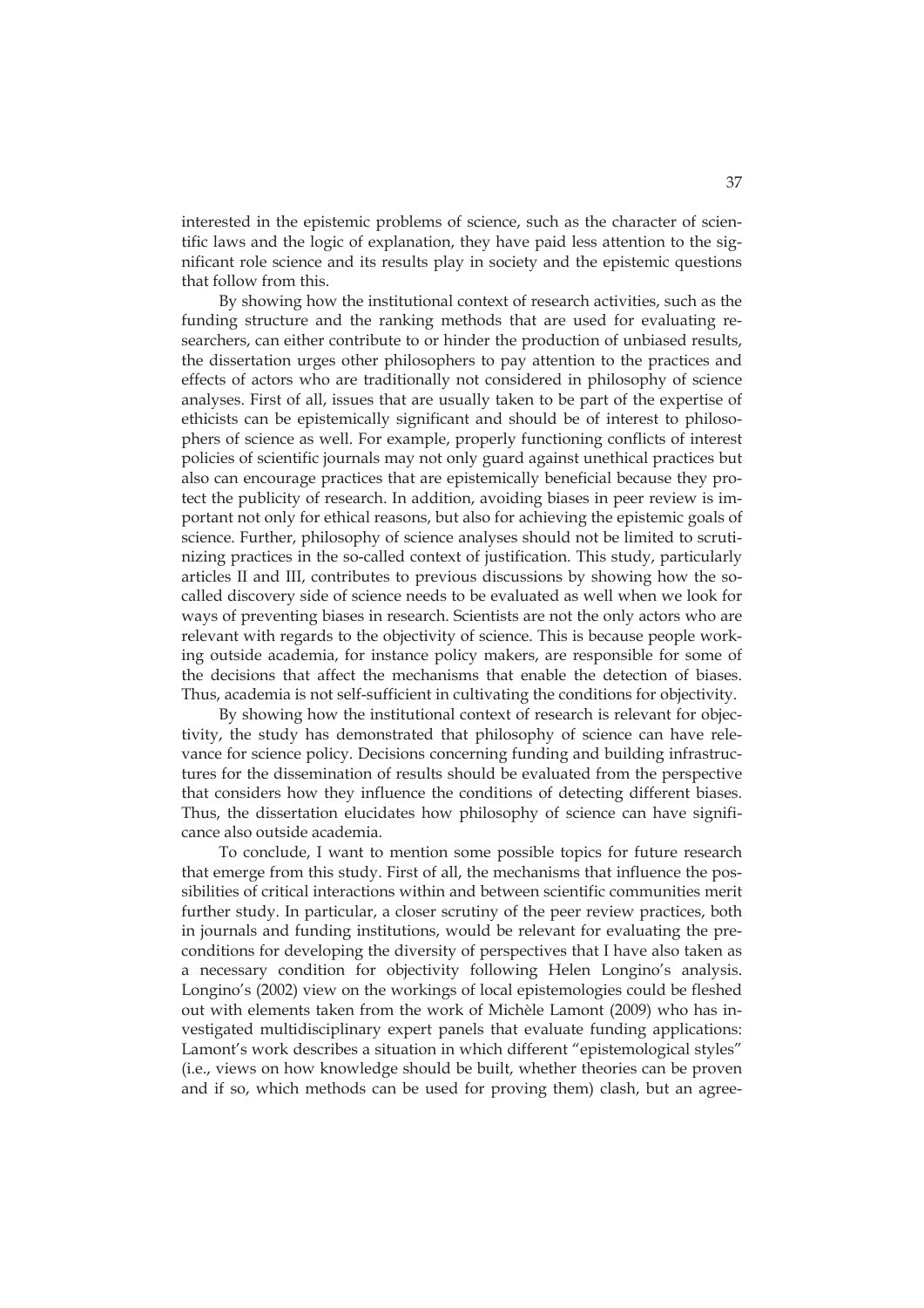interested in the epistemic problems of science, such as the character of scientific laws and the logic of explanation, they have paid less attention to the significant role science and its results play in society and the epistemic questions that follow from this.

By showing how the institutional context of research activities, such as the funding structure and the ranking methods that are used for evaluating researchers, can either contribute to or hinder the production of unbiased results, the dissertation urges other philosophers to pay attention to the practices and effects of actors who are traditionally not considered in philosophy of science analyses. First of all, issues that are usually taken to be part of the expertise of ethicists can be epistemically significant and should be of interest to philosophers of science as well. For example, properly functioning conflicts of interest policies of scientific journals may not only guard against unethical practices but also can encourage practices that are epistemically beneficial because they protect the publicity of research. In addition, avoiding biases in peer review is important not only for ethical reasons, but also for achieving the epistemic goals of science. Further, philosophy of science analyses should not be limited to scrutinizing practices in the so-called context of justification. This study, particularly articles II and III, contributes to previous discussions by showing how the so-called discovery side of science needs to be evaluated as well when we look for ways of preventing biases in research. Scientists are not the only actors who are relevant with regards to the objectivity of science. This is because people working outside academia, for instance policy makers, are responsible for some of the decisions that affect the mechanisms that enable the detection of biases. Thus, academia is not self-sufficient in cultivating the conditions for objectivity.

By showing how the institutional context of research is relevant for objectivity, the study has demonstrated that philosophy of science can have relevance for science policy. Decisions concerning funding and building infrastructures for the dissemination of results should be evaluated from the perspective that considers how they influence the conditions of detecting different biases. Thus, the dissertation elucidates how philosophy of science can have significance also outside academia.

To conclude, I want to mention some possible topics for future research that emerge from this study. First of all, the mechanisms that influence the possibilities of critical interactions within and between scientific communities merit further study. In particular, a closer scrutiny of the peer review practices, both in journals and funding institutions, would be relevant for evaluating the preconditions for developing the diversity of perspectives that I have also taken as a necessary condition for objectivity following Helen Longino's analysis. Longino's (2002) view on the workings of local epistemologies could be fleshed out with elements taken from the work of Michèle Lamont (2009) who has investigated multidisciplinary expert panels that evaluate funding applications: Lamont's work describes a situation in which different "epistemological styles" (i.e., views on how knowledge should be built, whether theories can be proven and if so, which methods can be used for proving them) clash, but an agree-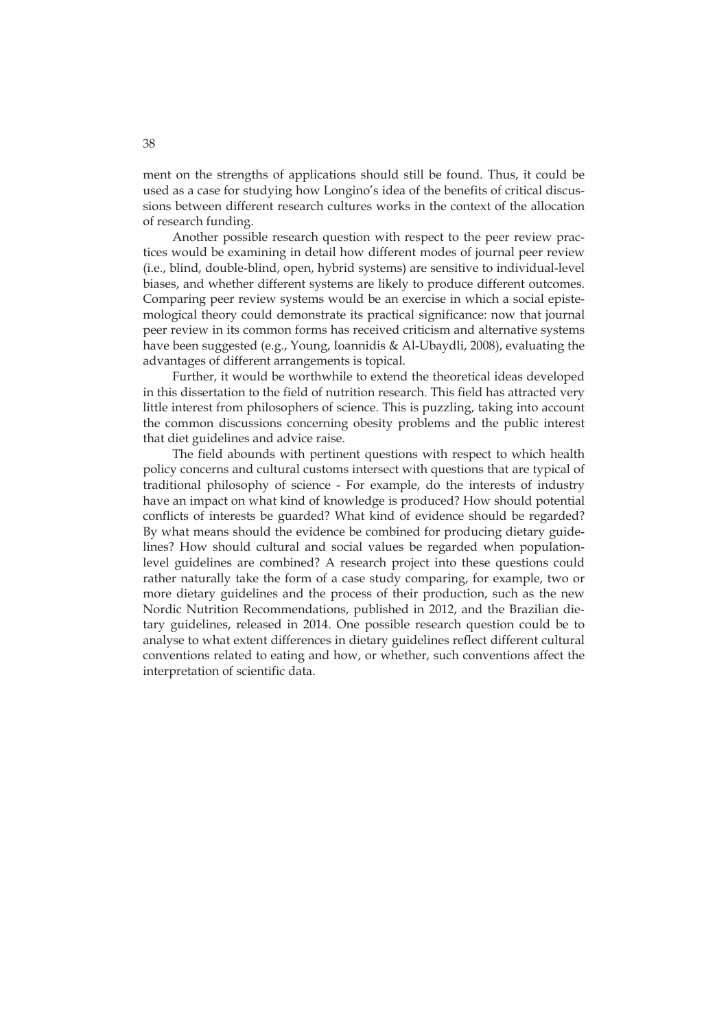ment on the strengths of applications should still be found. Thus, it could be used as a case for studying how Longino's idea of the benefits of critical discussions between different research cultures works in the context of the allocation of research funding.

Another possible research question with respect to the peer review practices would be examining in detail how different modes of journal peer review (i.e., blind, double-blind, open, hybrid systems) are sensitive to individual-level biases, and whether different systems are likely to produce different outcomes. Comparing peer review systems would be an exercise in which a social epistemological theory could demonstrate its practical significance: now that journal peer review in its common forms has received criticism and alternative systems have been suggested (e.g., Young, Ioannidis & Al-Ubaydli, 2008), evaluating the advantages of different arrangements is topical.

Further, it would be worthwhile to extend the theoretical ideas developed in this dissertation to the field of nutrition research. This field has attracted very little interest from philosophers of science. This is puzzling, taking into account the common discussions concerning obesity problems and the public interest that diet guidelines and advice raise.

The field abounds with pertinent questions with respect to which health policy concerns and cultural customs intersect with questions that are typical of traditional philosophy of science - For example, do the interests of industry have an impact on what kind of knowledge is produced? How should potential conflicts of interests be guarded? What kind of evidence should be regarded? By what means should the evidence be combined for producing dietary guidelines? How should cultural and social values be regarded when population-level guidelines are combined? A research project into these questions could rather naturally take the form of a case study comparing, for example, two or more dietary guidelines and the process of their production, such as the new Nordic Nutrition Recommendations, published in 2012, and the Brazilian dietary guidelines, released in 2014. One possible research question could be to analyse to what extent differences in dietary guidelines reflect different cultural conventions related to eating and how, or whether, such conventions affect the interpretation of scientific data.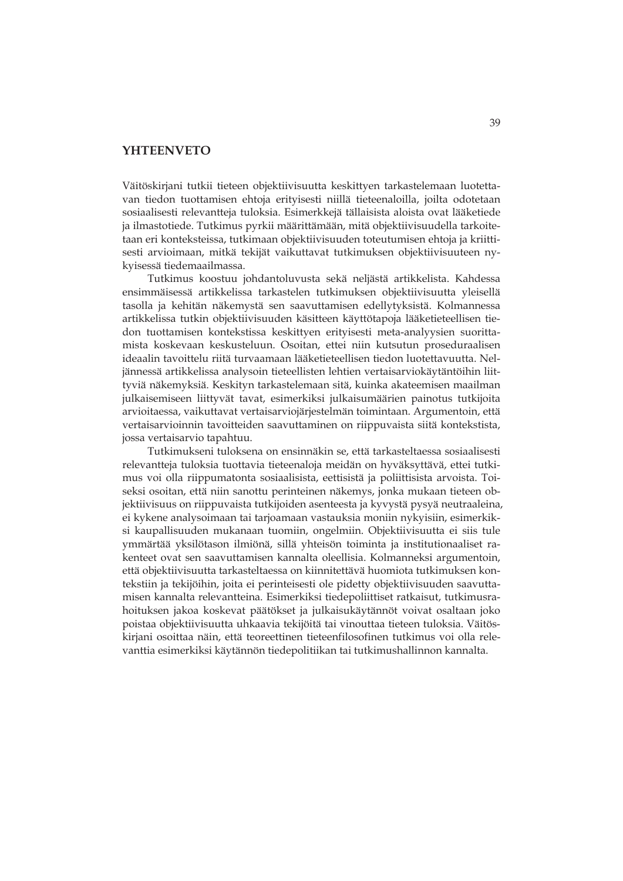# YHTEENVETO

Väitöskirjani tutkii tieteen objektiivisuutta keskittyen tarkastelemaan luotettavan tiedon tuottamisen ehtoja erityisesti niillä tieteenaloilla, joilta odotetaan sosiaalisesti relevantteja tuloksia. Esimerkkejä tällaisista aloista ovat lääketiede ja ilmastotiede. Tutkimus pyrkii määrittämään, mitä objektiivisuudella tarkoitetaan eri konteksteissa, tutkimaan objektiivisuuden toteutumisen ehtoja ja kriittisesti arvioimaan, mitkä tekijät vaikuttavat tutkimuksen objektiivisuuteen nykyisessä tiedemaailmassa.

Tutkimus koostuu johdantoluvusta sekä neljästä artikkelista. Kahdessa ensimmäisessä artikkelissa tarkastelen tutkimuksen objektiivisuutta yleisellä tasolla ja kehitän näkemystä sen saavuttamisen edellytyksistä. Kolmannessa artikkelissa tutkin objektiivisuuden käsitteen käyttötapoja lääketieteellisen tiedon tuottamisen kontekstissa keskittyen erityisesti meta-analyysien suorittamista koskevaan keskusteluun. Osoitan, ettei niin kutsutun proseduraalisen ideaalin tavoittelu riitä turvaamaan lääketieteellisen tiedon luotettavuutta. Neljännessä artikkelissa analysoin tieteellisten lehtien vertaisarviokäytäntöihin liittyviä näkemyksiä. Keskityn tarkastelemaan sitä, kuinka akateemisen maailman julkaisemiseen liittyvät tavat, esimerkiksi julkaisumäärien painotus tutkijoita arvioitaessa, vaikuttavat vertaisarviojärjestelmän toimintaan. Argumentoin, että vertaisarvioinnin tavoitteiden saavuttaminen on riippuvaista siitä kontekstista, jossa vertaisarvio tapahtuu.

Tutkimukseni tuloksena on ensinnäkin se, että tarkasteltaessa sosiaalisesti relevantteja tuloksia tuottavia tieteenaloja meidän on hyväksyttävä, ettei tutkimus voi olla riippumatonta sosiaalisista, eettisistä ja poliittisista arvoista. Toiseksi osoitan, että niin sanottu perinteinen näkemys, jonka mukaan tieteen objektiivisuus on riippuvaista tutkijoiden asenteesta ja kyvystä pysyä neutraaleina, ei kykene analysoimaan tai tarjoamaan vastauksia moniin nykyisiin, esimerkiksi kaupallisuuden mukanaan tuomiin, ongelmiin. Objektiivisuutta ei siis tule ymmärtää yksilötason ilmiönä, sillä yhteisön toiminta ja institutionaaliset rakenteet ovat sen saavuttamisen kannalta oleellisia. Kolmanneksi argumentoin, että objektiivisuutta tarkasteltaessa on kiinnitettävä huomiota tutkimuksen kontekstiin ja tekijöihin, joita ei perinteisesti ole pidetty objektiivisuuden saavuttamisen kannalta relevantteina. Esimerkiksi tiedepoliittiset ratkaisut, tutkimusrahoituksen jakoa koskevat päätökset ja julkaisukäytännöt voivat osaltaan joko poistaa objektiivisuutta uhkaavia tekijöitä tai vinouttaa tieteen tuloksia. Väitöskirjani osoittaa näin, että teoreettinen tieteenfilosofinen tutkimus voi olla relevanttia esimerkiksi käytännön tiedepolitiikan tai tutkimushallinnon kannalta.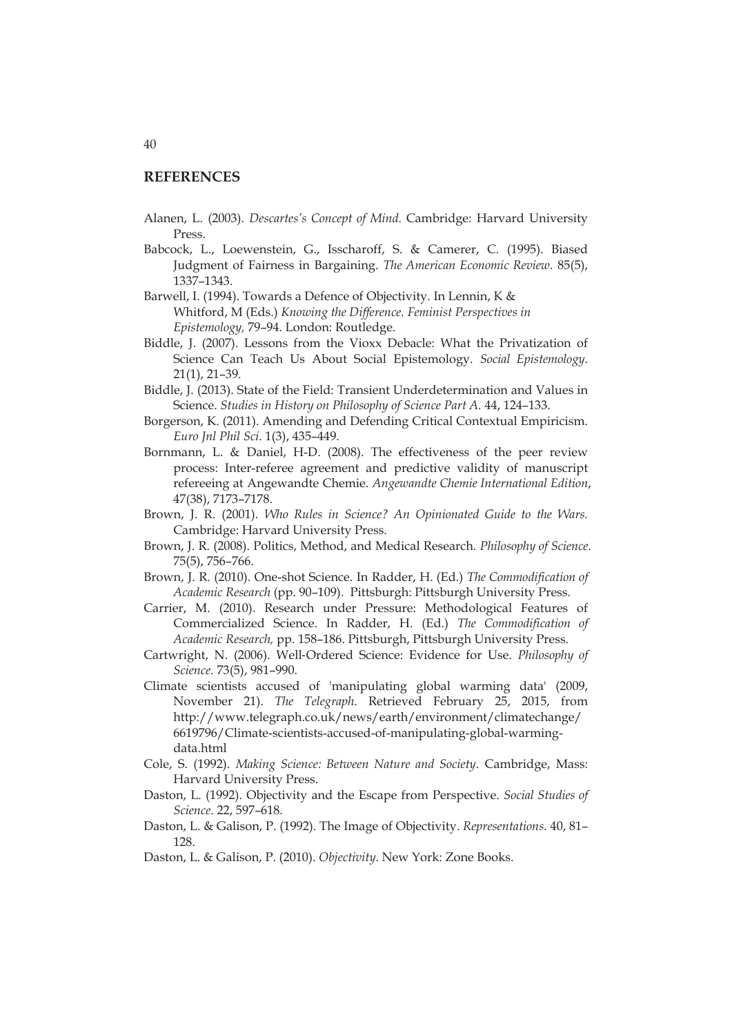## REFERENCES

Alanen, L. (2003). *Descartes's Concept of Mind.* Cambridge: Harvard University Press.

Babcock, L., Loewenstein, G., Isscharoff, S. & Camerer, C. (1995). Biased Judgment of Fairness in Bargaining. *The American Economic Review.* 85(5), 1337–1343.

Barwell, I. (1994). Towards a Defence of Objectivity. In Lennin, K & Whitford, M (Eds.) *Knowing the Difference. Feminist Perspectives in Epistemology,* 79–94. London: Routledge.

Biddle, J. (2007). Lessons from the Vioxx Debacle: What the Privatization of Science Can Teach Us About Social Epistemology. *Social Epistemology.* 21(1), 21–39.

Biddle, J. (2013). State of the Field: Transient Underdetermination and Values in Science. *Studies in History on Philosophy of Science Part A.* 44, 124–133.

Borgerson, K. (2011). Amending and Defending Critical Contextual Empiricism. *Euro Jnl Phil Sci.* 1(3), 435–449.

Bornmann, L. & Daniel, H-D. (2008). The effectiveness of the peer review process: Inter-referee agreement and predictive validity of manuscript refereeing at Angewandte Chemie. *Angewandte Chemie International Edition*, 47(38), 7173–7178.

Brown, J. R. (2001). *Who Rules in Science? An Opinionated Guide to the Wars.* Cambridge: Harvard University Press.

Brown, J. R. (2008). Politics, Method, and Medical Research. *Philosophy of Science.* 75(5), 756–766.

Brown, J. R. (2010). One-shot Science. In Radder, H. (Ed.) *The Commodification of Academic Research* (pp. 90–109). Pittsburgh: Pittsburgh University Press.

Carrier, M. (2010). Research under Pressure: Methodological Features of Commercialized Science. In Radder, H. (Ed.) *The Commodification of Academic Research,* pp. 158–186. Pittsburgh, Pittsburgh University Press.

Cartwright, N. (2006). Well-Ordered Science: Evidence for Use. *Philosophy of Science.* 73(5), 981–990.

Climate scientists accused of 'manipulating global warming data' (2009, November 21). *The Telegraph.* Retrieved February 25, 2015, from http://www.telegraph.co.uk/news/earth/environment/climatechange/6619796/Climate-scientists-accused-of-manipulating-global-warming-data.html

Cole, S. (1992). *Making Science: Between Nature and Society*. Cambridge, Mass: Harvard University Press.

Daston, L. (1992). Objectivity and the Escape from Perspective. *Social Studies of Science.* 22, 597–618.

Daston, L. & Galison, P. (1992). The Image of Objectivity. *Representations.* 40, 81–128.

Daston, L. & Galison, P. (2010). *Objectivity*. New York: Zone Books.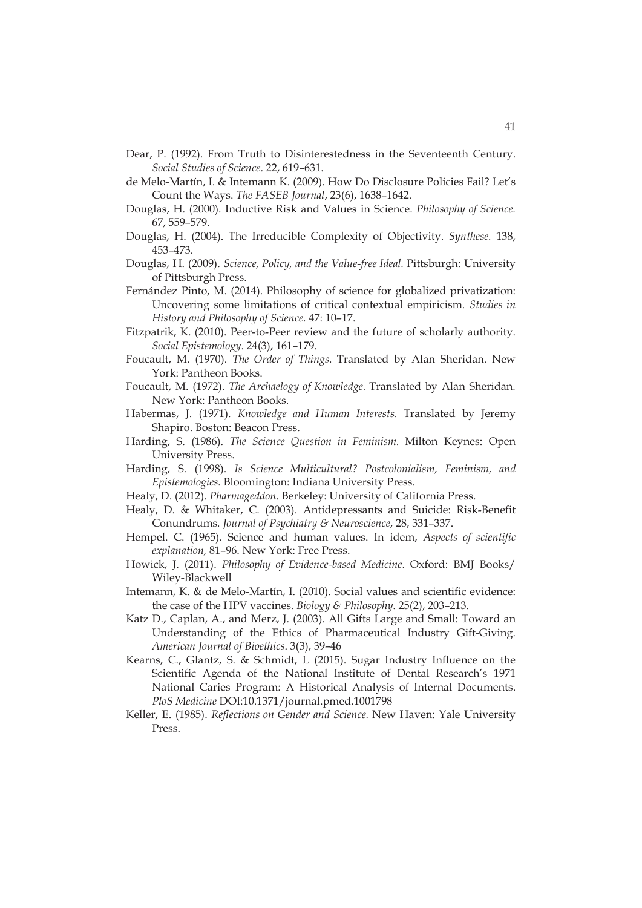Dear, P. (1992). From Truth to Disinterestedness in the Seventeenth Century. *Social Studies of Science*. 22, 619–631.

de Melo-Martín, I. & Intemann K. (2009). How Do Disclosure Policies Fail? Let's Count the Ways. *The FASEB Journal*, 23(6), 1638–1642.

Douglas, H. (2000). Inductive Risk and Values in Science. *Philosophy of Science.* 67, 559–579.

Douglas, H. (2004). The Irreducible Complexity of Objectivity. *Synthese.* 138, 453–473.

Douglas, H. (2009). *Science, Policy, and the Value-free Ideal.* Pittsburgh: University of Pittsburgh Press.

Fernández Pinto, M. (2014). Philosophy of science for globalized privatization: Uncovering some limitations of critical contextual empiricism. *Studies in History and Philosophy of Science.* 47: 10–17.

Fitzpatrik, K. (2010). Peer-to-Peer review and the future of scholarly authority. *Social Epistemology*. 24(3), 161–179.

Foucault, M. (1970). *The Order of Things.* Translated by Alan Sheridan. New York: Pantheon Books.

Foucault, M. (1972). *The Archaelogy of Knowledge*. Translated by Alan Sheridan. New York: Pantheon Books.

Habermas, J. (1971). *Knowledge and Human Interests.* Translated by Jeremy Shapiro. Boston: Beacon Press.

Harding, S. (1986). *The Science Question in Feminism.* Milton Keynes: Open University Press.

Harding, S. (1998). *Is Science Multicultural? Postcolonialism, Feminism, and Epistemologies.* Bloomington: Indiana University Press.

Healy, D. (2012). *Pharmageddon*. Berkeley: University of California Press.

Healy, D. & Whitaker, C. (2003). Antidepressants and Suicide: Risk-Benefit Conundrums. *Journal of Psychiatry & Neuroscience*, 28, 331–337.

Hempel. C. (1965). Science and human values. In idem, *Aspects of scientific explanation,* 81–96. New York: Free Press.

Howick, J. (2011). *Philosophy of Evidence-based Medicine*. Oxford: BMJ Books/ Wiley-Blackwell

Intemann, K. & de Melo-Martín, I. (2010). Social values and scientific evidence: the case of the HPV vaccines. *Biology & Philosophy.* 25(2), 203–213.

Katz D., Caplan, A., and Merz, J. (2003). All Gifts Large and Small: Toward an Understanding of the Ethics of Pharmaceutical Industry Gift-Giving. *American Journal of Bioethics*. 3(3), 39–46

Kearns, C., Glantz, S. & Schmidt, L (2015). Sugar Industry Influence on the Scientific Agenda of the National Institute of Dental Research's 1971 National Caries Program: A Historical Analysis of Internal Documents. *PloS Medicine* DOI:10.1371/journal.pmed.1001798

Keller, E. (1985). *Reflections on Gender and Science.* New Haven: Yale University Press.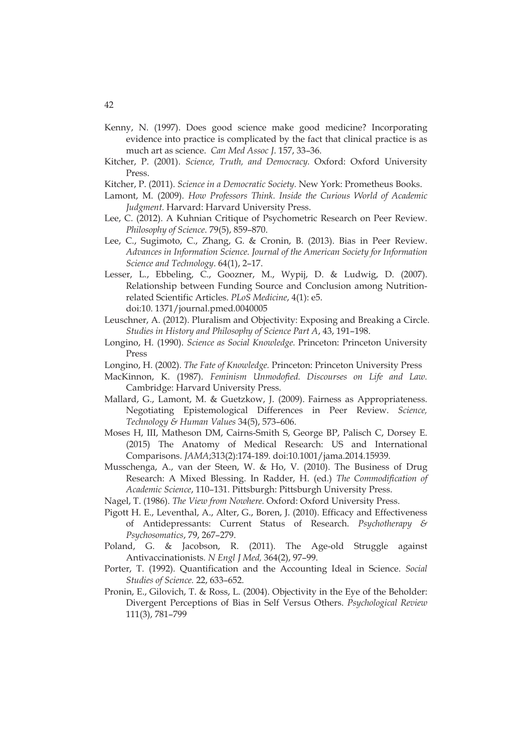Kenny, N. (1997). Does good science make good medicine? Incorporating evidence into practice is complicated by the fact that clinical practice is as much art as science. *Can Med Assoc J*. 157, 33–36.

Kitcher, P. (2001). *Science, Truth, and Democracy.* Oxford: Oxford University Press.

Kitcher, P. (2011). *Science in a Democratic Society.* New York: Prometheus Books.

Lamont, M. (2009). *How Professors Think. Inside the Curious World of Academic Judgment.* Harvard: Harvard University Press.

Lee, C. (2012). A Kuhnian Critique of Psychometric Research on Peer Review. *Philosophy of Science*. 79(5), 859–870.

Lee, C., Sugimoto, C., Zhang, G. & Cronin, B. (2013). Bias in Peer Review. *Advances in Information Science. Journal of the American Society for Information Science and Technology*. 64(1), 2–17.

Lesser, L., Ebbeling, C., Goozner, M., Wypij, D. & Ludwig, D. (2007). Relationship between Funding Source and Conclusion among Nutrition-related Scientific Articles. *PLoS Medicine*, 4(1): e5. doi:10. 1371/journal.pmed.0040005

Leuschner, A. (2012). Pluralism and Objectivity: Exposing and Breaking a Circle. *Studies in History and Philosophy of Science Part A*, 43, 191–198.

Longino, H. (1990). *Science as Social Knowledge.* Princeton: Princeton University Press

Longino, H. (2002). *The Fate of Knowledge.* Princeton: Princeton University Press

MacKinnon, K. (1987). *Feminism Unmodified. Discourses on Life and Law.* Cambridge: Harvard University Press.

Mallard, G., Lamont, M. & Guetzkow, J. (2009). Fairness as Appropriateness. Negotiating Epistemological Differences in Peer Review. *Science, Technology & Human Values* 34(5), 573–606.

Moses H, III, Matheson DM, Cairns-Smith S, George BP, Palisch C, Dorsey E. (2015) The Anatomy of Medical Research: US and International Comparisons. *JAMA*;313(2):174-189. doi:10.1001/jama.2014.15939.

Musschenga, A., van der Steen, W. & Ho, V. (2010). The Business of Drug Research: A Mixed Blessing. In Radder, H. (ed.) *The Commodification of Academic Science*, 110–131. Pittsburgh: Pittsburgh University Press.

Nagel, T. (1986). *The View from Nowhere.* Oxford: Oxford University Press.

Pigott H. E., Leventhal, A., Alter, G., Boren, J. (2010). Efficacy and Effectiveness of Antidepressants: Current Status of Research. *Psychotherapy & Psychosomatics*, 79, 267–279.

Poland, G. & Jacobson, R. (2011). The Age-old Struggle against Antivaccinationists. *N Engl J Med,* 364(2), 97–99.

Porter, T. (1992). Quantification and the Accounting Ideal in Science. *Social Studies of Science.* 22, 633–652.

Pronin, E., Gilovich, T. & Ross, L. (2004). Objectivity in the Eye of the Beholder: Divergent Perceptions of Bias in Self Versus Others. *Psychological Review* 111(3), 781–799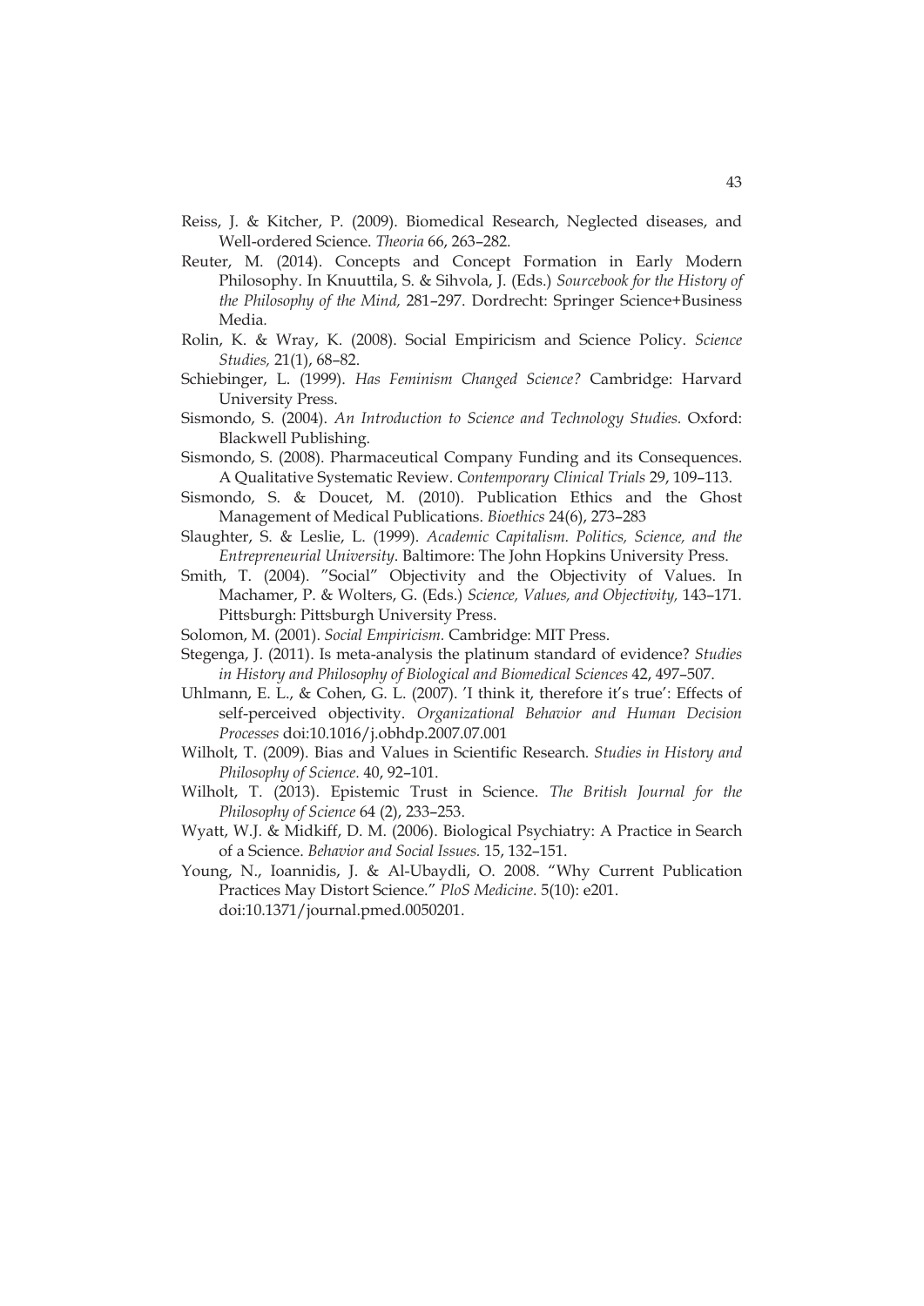Reiss, J. & Kitcher, P. (2009). Biomedical Research, Neglected diseases, and Well-ordered Science. *Theoria* 66, 263–282.

Reuter, M. (2014). Concepts and Concept Formation in Early Modern Philosophy. In Knuuttila, S. & Sihvola, J. (Eds.) *Sourcebook for the History of the Philosophy of the Mind,* 281–297. Dordrecht: Springer Science+Business Media.

Rolin, K. & Wray, K. (2008). Social Empiricism and Science Policy. *Science Studies,* 21(1), 68–82.

Schiebinger, L. (1999). *Has Feminism Changed Science?* Cambridge: Harvard University Press.

Sismondo, S. (2004). *An Introduction to Science and Technology Studies.* Oxford: Blackwell Publishing.

Sismondo, S. (2008). Pharmaceutical Company Funding and its Consequences. A Qualitative Systematic Review. *Contemporary Clinical Trials* 29, 109–113.

Sismondo, S. & Doucet, M. (2010). Publication Ethics and the Ghost Management of Medical Publications. *Bioethics* 24(6), 273–283

Slaughter, S. & Leslie, L. (1999). *Academic Capitalism. Politics, Science, and the Entrepreneurial University.* Baltimore: The John Hopkins University Press.

Smith, T. (2004). "Social" Objectivity and the Objectivity of Values. In Machamer, P. & Wolters, G. (Eds.) *Science, Values, and Objectivity,* 143–171. Pittsburgh: Pittsburgh University Press.

Solomon, M. (2001). *Social Empiricism.* Cambridge: MIT Press.

Stegenga, J. (2011). Is meta-analysis the platinum standard of evidence? *Studies in History and Philosophy of Biological and Biomedical Sciences* 42, 497–507.

Uhlmann, E. L., & Cohen, G. L. (2007). 'I think it, therefore it's true': Effects of self-perceived objectivity. *Organizational Behavior and Human Decision Processes* doi:10.1016/j.obhdp.2007.07.001

Wilholt, T. (2009). Bias and Values in Scientific Research. *Studies in History and Philosophy of Science.* 40, 92–101.

Wilholt, T. (2013). Epistemic Trust in Science. *The British Journal for the Philosophy of Science* 64 (2), 233–253.

Wyatt, W.J. & Midkiff, D. M. (2006). Biological Psychiatry: A Practice in Search of a Science. *Behavior and Social Issues.* 15, 132–151.

Young, N., Ioannidis, J. & Al-Ubaydli, O. 2008. "Why Current Publication Practices May Distort Science." *PloS Medicine.* 5(10): e201. doi:10.1371/journal.pmed.0050201.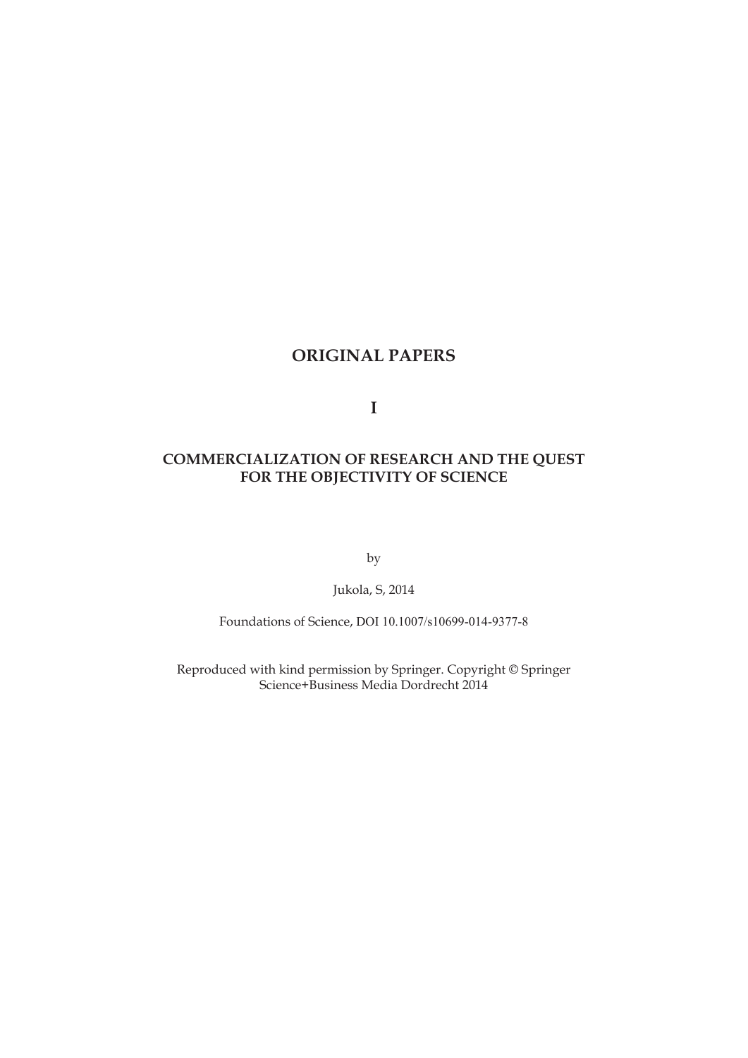# ORIGINAL PAPERS

# I

## COMMERCIALIZATION OF RESEARCH AND THE QUEST FOR THE OBJECTIVITY OF SCIENCE

by

Jukola, S, 2014

Foundations of Science, DOI 10.1007/s10699-014-9377-8

Reproduced with kind permission by Springer. Copyright © Springer Science+Business Media Dordrecht 2014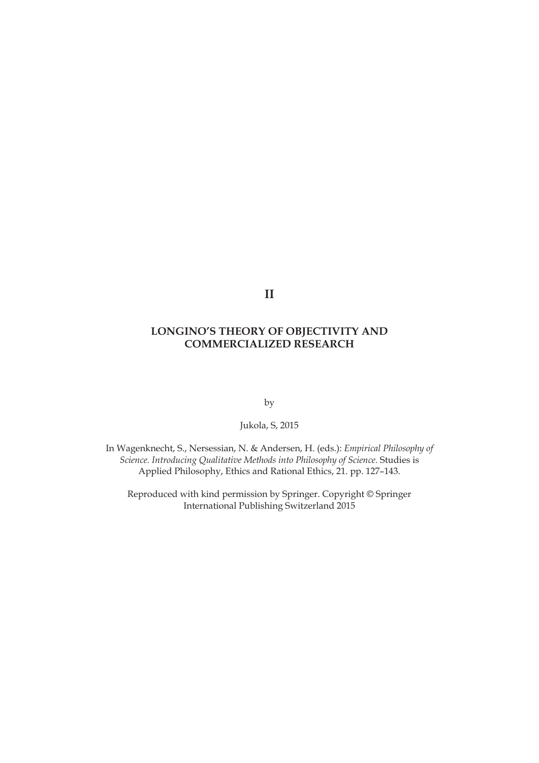# II

## LONGINO'S THEORY OF OBJECTIVITY AND COMMERCIALIZED RESEARCH

by

Jukola, S, 2015

In Wagenknecht, S., Nersessian, N. & Andersen, H. (eds.): *Empirical Philosophy of Science. Introducing Qualitative Methods into Philosophy of Science.* Studies is Applied Philosophy, Ethics and Rational Ethics, 21. pp. 127–143.

Reproduced with kind permission by Springer. Copyright © Springer International Publishing Switzerland 2015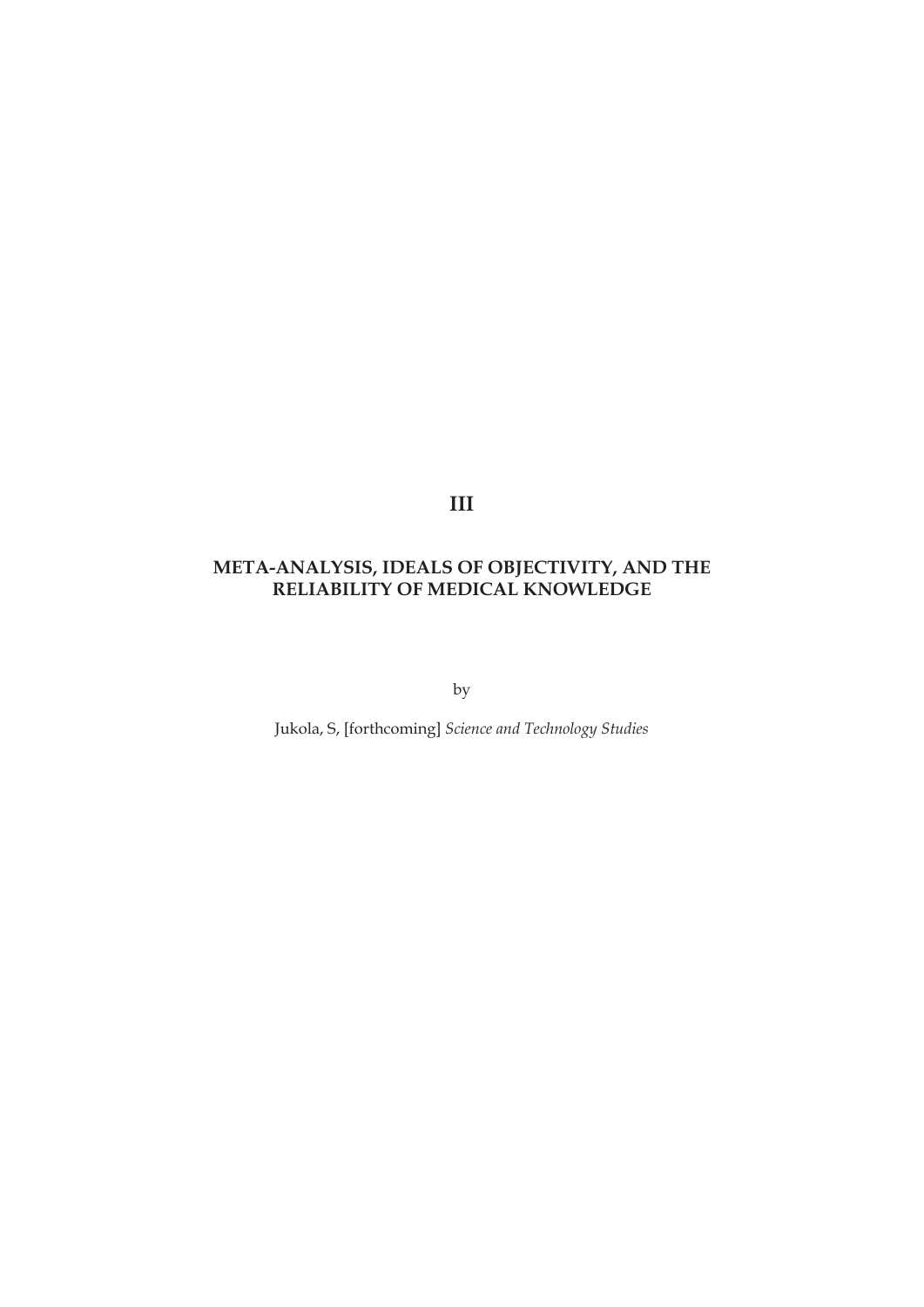# III

## META-ANALYSIS, IDEALS OF OBJECTIVITY, AND THE RELIABILITY OF MEDICAL KNOWLEDGE

by

Jukola, S, [forthcoming] *Science and Technology Studies*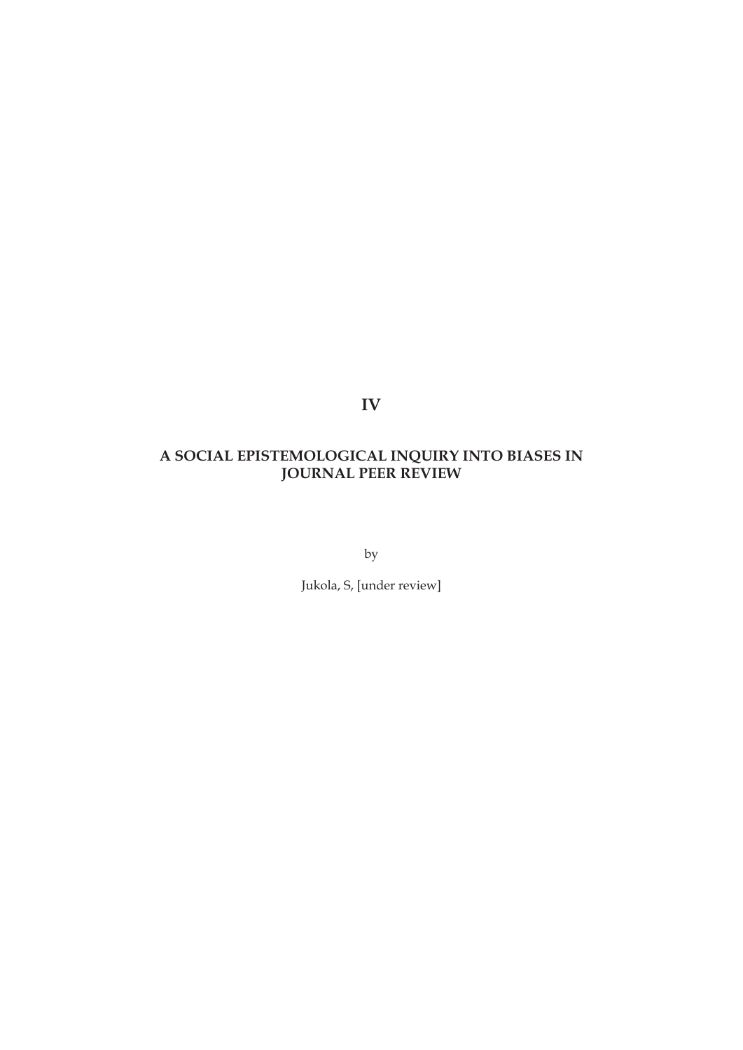# IV

## A SOCIAL EPISTEMOLOGICAL INQUIRY INTO BIASES IN JOURNAL PEER REVIEW

by

Jukola, S, [under review]